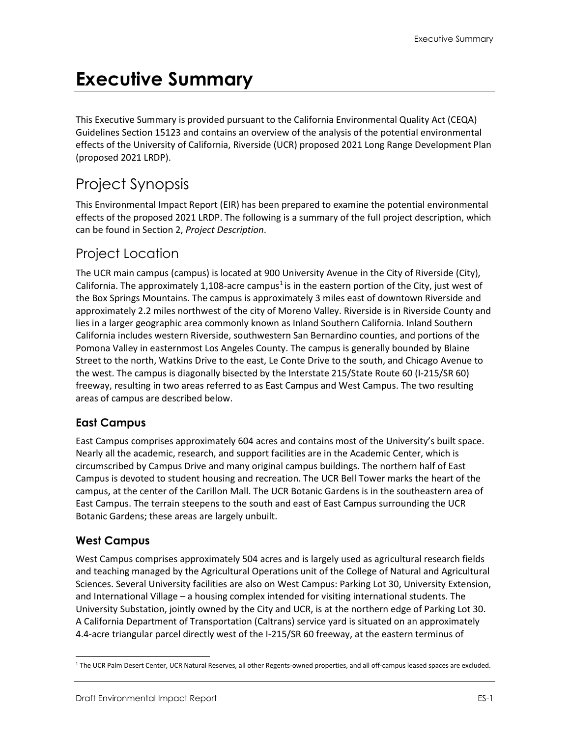# Executive Summary

This Executive Summary is provided pursuant to the California Environmental Quality Act (CEQA) Guidelines Section 15123 and contains an overview of the analysis of the potential environmental effects of the University of California, Riverside (UCR) proposed 2021 Long Range Development Plan (proposed 2021 LRDP).

## Project Synopsis

This Environmental Impact Report (EIR) has been prepared to examine the potential environmental effects of the proposed 2021 LRDP. The following is a summary of the full project description, which can be found in Section 2, *Project Description*.

## Project Location

The UCR main campus (campus) is located at 900 University Avenue in the City of Riverside (City), California. The approximately 1,108-acre campus[1] is in the eastern portion of the City, just west of the Box Springs Mountains. The campus is approximately 3 miles east of downtown Riverside and approximately 2.2 miles northwest of the city of Moreno Valley. Riverside is in Riverside County and lies in a larger geographic area commonly known as Inland Southern California. Inland Southern California includes western Riverside, southwestern San Bernardino counties, and portions of the Pomona Valley in easternmost Los Angeles County. The campus is generally bounded by Blaine Street to the north, Watkins Drive to the east, Le Conte Drive to the south, and Chicago Avenue to the west. The campus is diagonally bisected by the Interstate 215/State Route 60 (I-215/SR 60) freeway, resulting in two areas referred to as East Campus and West Campus. The two resulting areas of campus are described below.

### East Campus

East Campus comprises approximately 604 acres and contains most of the University's built space. Nearly all the academic, research, and support facilities are in the Academic Center, which is circumscribed by Campus Drive and many original campus buildings. The northern half of East Campus is devoted to student housing and recreation. The UCR Bell Tower marks the heart of the campus, at the center of the Carillon Mall. The UCR Botanic Gardens is in the southeastern area of East Campus. The terrain steepens to the south and east of East Campus surrounding the UCR Botanic Gardens; these areas are largely unbuilt.

### West Campus

West Campus comprises approximately 504 acres and is largely used as agricultural research fields and teaching managed by the Agricultural Operations unit of the College of Natural and Agricultural Sciences. Several University facilities are also on West Campus: Parking Lot 30, University Extension, and International Village – a housing complex intended for visiting international students. The University Substation, jointly owned by the City and UCR, is at the northern edge of Parking Lot 30. A California Department of Transportation (Caltrans) service yard is situated on an approximately 4.4-acre triangular parcel directly west of the I-215/SR 60 freeway, at the eastern terminus of

[1] The UCR Palm Desert Center, UCR Natural Reserves, all other Regents-owned properties, and all off-campus leased spaces are excluded.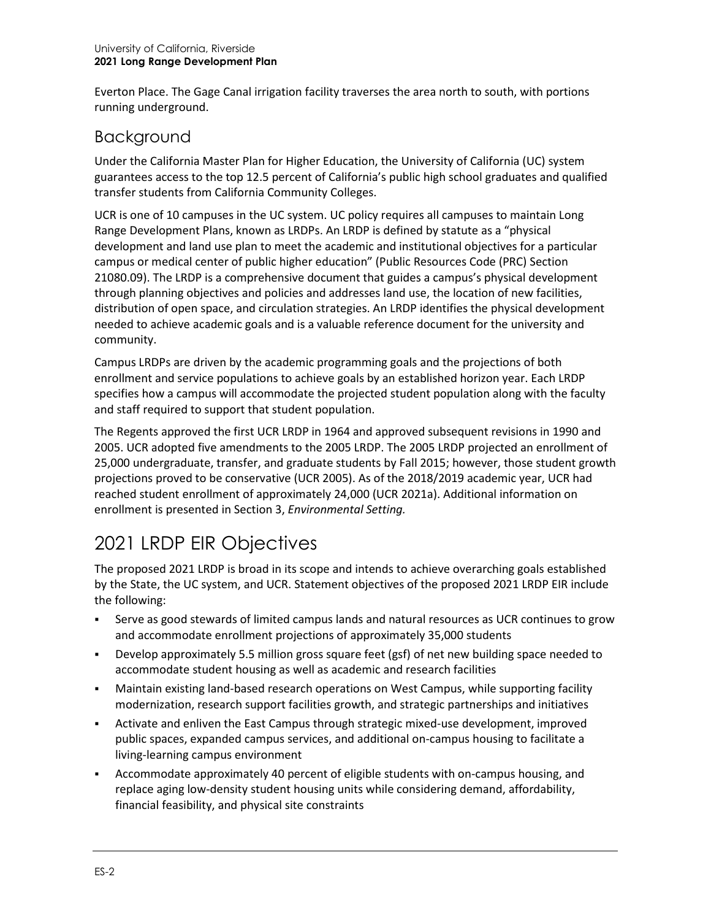Everton Place. The Gage Canal irrigation facility traverses the area north to south, with portions running underground.

## Background

Under the California Master Plan for Higher Education, the University of California (UC) system guarantees access to the top 12.5 percent of California's public high school graduates and qualified transfer students from California Community Colleges.

UCR is one of 10 campuses in the UC system. UC policy requires all campuses to maintain Long Range Development Plans, known as LRDPs. An LRDP is defined by statute as a "physical development and land use plan to meet the academic and institutional objectives for a particular campus or medical center of public higher education" (Public Resources Code (PRC) Section 21080.09). The LRDP is a comprehensive document that guides a campus's physical development through planning objectives and policies and addresses land use, the location of new facilities, distribution of open space, and circulation strategies. An LRDP identifies the physical development needed to achieve academic goals and is a valuable reference document for the university and community.

Campus LRDPs are driven by the academic programming goals and the projections of both enrollment and service populations to achieve goals by an established horizon year. Each LRDP specifies how a campus will accommodate the projected student population along with the faculty and staff required to support that student population.

The Regents approved the first UCR LRDP in 1964 and approved subsequent revisions in 1990 and 2005. UCR adopted five amendments to the 2005 LRDP. The 2005 LRDP projected an enrollment of 25,000 undergraduate, transfer, and graduate students by Fall 2015; however, those student growth projections proved to be conservative (UCR 2005). As of the 2018/2019 academic year, UCR had reached student enrollment of approximately 24,000 (UCR 2021a). Additional information on enrollment is presented in Section 3, *Environmental Setting.*

# 2021 LRDP EIR Objectives

The proposed 2021 LRDP is broad in its scope and intends to achieve overarching goals established by the State, the UC system, and UCR. Statement objectives of the proposed 2021 LRDP EIR include the following:

- Serve as good stewards of limited campus lands and natural resources as UCR continues to grow and accommodate enrollment projections of approximately 35,000 students
- Develop approximately 5.5 million gross square feet (gsf) of net new building space needed to accommodate student housing as well as academic and research facilities
- Maintain existing land-based research operations on West Campus, while supporting facility modernization, research support facilities growth, and strategic partnerships and initiatives
- Activate and enliven the East Campus through strategic mixed-use development, improved public spaces, expanded campus services, and additional on-campus housing to facilitate a living-learning campus environment
- Accommodate approximately 40 percent of eligible students with on-campus housing, and replace aging low-density student housing units while considering demand, affordability, financial feasibility, and physical site constraints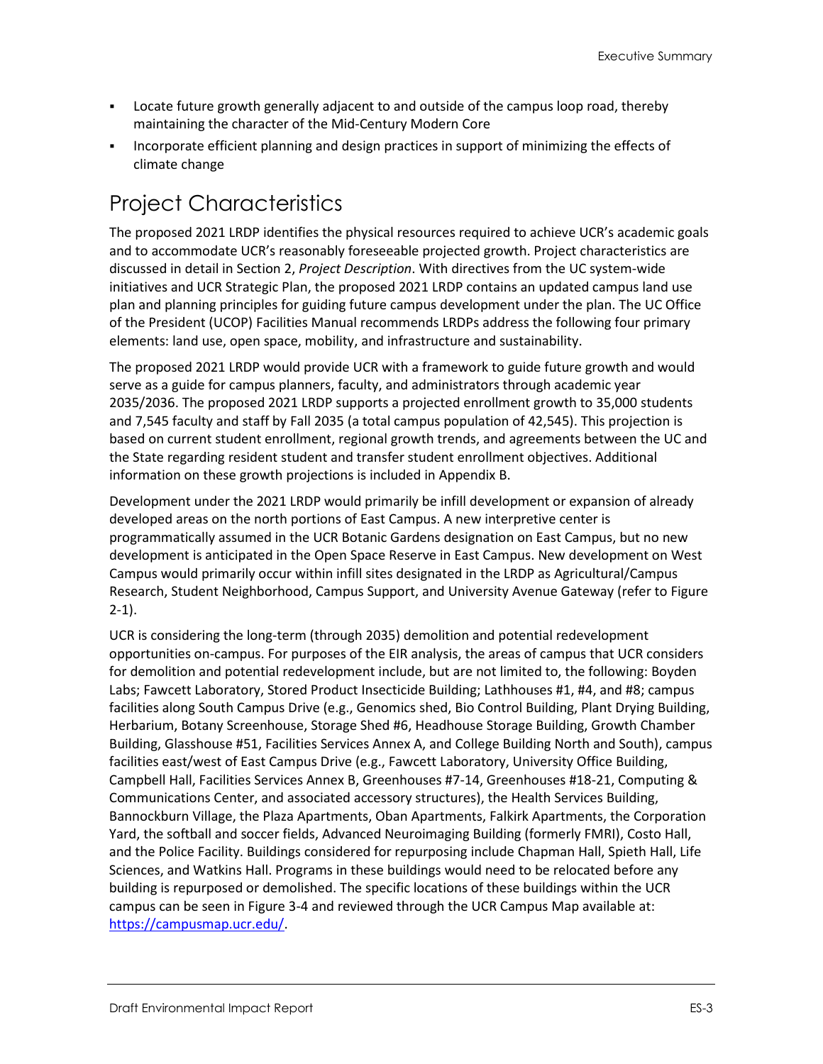- Locate future growth generally adjacent to and outside of the campus loop road, thereby maintaining the character of the Mid-Century Modern Core
- Incorporate efficient planning and design practices in support of minimizing the effects of climate change

## Project Characteristics

The proposed 2021 LRDP identifies the physical resources required to achieve UCR's academic goals and to accommodate UCR's reasonably foreseeable projected growth. Project characteristics are discussed in detail in Section 2, *Project Description*. With directives from the UC system-wide initiatives and UCR Strategic Plan, the proposed 2021 LRDP contains an updated campus land use plan and planning principles for guiding future campus development under the plan. The UC Office of the President (UCOP) Facilities Manual recommends LRDPs address the following four primary elements: land use, open space, mobility, and infrastructure and sustainability.

The proposed 2021 LRDP would provide UCR with a framework to guide future growth and would serve as a guide for campus planners, faculty, and administrators through academic year 2035/2036. The proposed 2021 LRDP supports a projected enrollment growth to 35,000 students and 7,545 faculty and staff by Fall 2035 (a total campus population of 42,545). This projection is based on current student enrollment, regional growth trends, and agreements between the UC and the State regarding resident student and transfer student enrollment objectives. Additional information on these growth projections is included in Appendix B.

Development under the 2021 LRDP would primarily be infill development or expansion of already developed areas on the north portions of East Campus. A new interpretive center is programmatically assumed in the UCR Botanic Gardens designation on East Campus, but no new development is anticipated in the Open Space Reserve in East Campus. New development on West Campus would primarily occur within infill sites designated in the LRDP as Agricultural/Campus Research, Student Neighborhood, Campus Support, and University Avenue Gateway (refer to Figure 2-1).

UCR is considering the long-term (through 2035) demolition and potential redevelopment opportunities on-campus. For purposes of the EIR analysis, the areas of campus that UCR considers for demolition and potential redevelopment include, but are not limited to, the following: Boyden Labs; Fawcett Laboratory, Stored Product Insecticide Building; Lathhouses #1, #4, and #8; campus facilities along South Campus Drive (e.g., Genomics shed, Bio Control Building, Plant Drying Building, Herbarium, Botany Screenhouse, Storage Shed #6, Headhouse Storage Building, Growth Chamber Building, Glasshouse #51, Facilities Services Annex A, and College Building North and South), campus facilities east/west of East Campus Drive (e.g., Fawcett Laboratory, University Office Building, Campbell Hall, Facilities Services Annex B, Greenhouses #7-14, Greenhouses #18-21, Computing & Communications Center, and associated accessory structures), the Health Services Building, Bannockburn Village, the Plaza Apartments, Oban Apartments, Falkirk Apartments, the Corporation Yard, the softball and soccer fields, Advanced Neuroimaging Building (formerly FMRI), Costo Hall, and the Police Facility. Buildings considered for repurposing include Chapman Hall, Spieth Hall, Life Sciences, and Watkins Hall. Programs in these buildings would need to be relocated before any building is repurposed or demolished. The specific locations of these buildings within the UCR campus can be seen in Figure 3-4 and reviewed through the UCR Campus Map available at: https://campusmap.ucr.edu/.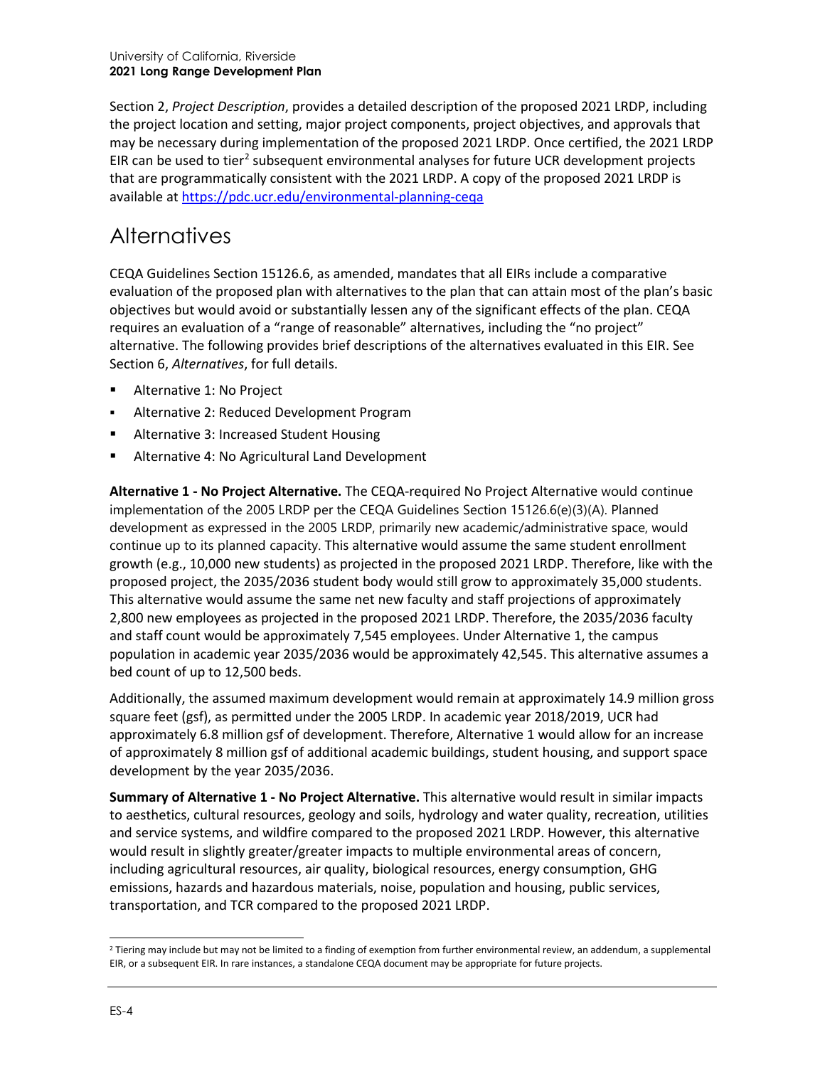Section 2, *Project Description*, provides a detailed description of the proposed 2021 LRDP, including the project location and setting, major project components, project objectives, and approvals that may be necessary during implementation of the proposed 2021 LRDP. Once certified, the 2021 LRDP EIR can be used to tier[2] subsequent environmental analyses for future UCR development projects that are programmatically consistent with the 2021 LRDP. A copy of the proposed 2021 LRDP is available at https://pdc.ucr.edu/environmental-planning-ceqa

## Alternatives

CEQA Guidelines Section 15126.6, as amended, mandates that all EIRs include a comparative evaluation of the proposed plan with alternatives to the plan that can attain most of the plan's basic objectives but would avoid or substantially lessen any of the significant effects of the plan. CEQA requires an evaluation of a "range of reasonable" alternatives, including the "no project" alternative. The following provides brief descriptions of the alternatives evaluated in this EIR. See Section 6, *Alternatives*, for full details.

- Alternative 1: No Project
- Alternative 2: Reduced Development Program
- Alternative 3: Increased Student Housing
- Alternative 4: No Agricultural Land Development

**Alternative 1 - No Project Alternative.** The CEQA-required No Project Alternative would continue implementation of the 2005 LRDP per the CEQA Guidelines Section 15126.6(e)(3)(A). Planned development as expressed in the 2005 LRDP, primarily new academic/administrative space, would continue up to its planned capacity. This alternative would assume the same student enrollment growth (e.g., 10,000 new students) as projected in the proposed 2021 LRDP. Therefore, like with the proposed project, the 2035/2036 student body would still grow to approximately 35,000 students. This alternative would assume the same net new faculty and staff projections of approximately 2,800 new employees as projected in the proposed 2021 LRDP. Therefore, the 2035/2036 faculty and staff count would be approximately 7,545 employees. Under Alternative 1, the campus population in academic year 2035/2036 would be approximately 42,545. This alternative assumes a bed count of up to 12,500 beds.

Additionally, the assumed maximum development would remain at approximately 14.9 million gross square feet (gsf), as permitted under the 2005 LRDP. In academic year 2018/2019, UCR had approximately 6.8 million gsf of development. Therefore, Alternative 1 would allow for an increase of approximately 8 million gsf of additional academic buildings, student housing, and support space development by the year 2035/2036.

**Summary of Alternative 1 - No Project Alternative.** This alternative would result in similar impacts to aesthetics, cultural resources, geology and soils, hydrology and water quality, recreation, utilities and service systems, and wildfire compared to the proposed 2021 LRDP. However, this alternative would result in slightly greater/greater impacts to multiple environmental areas of concern, including agricultural resources, air quality, biological resources, energy consumption, GHG emissions, hazards and hazardous materials, noise, population and housing, public services, transportation, and TCR compared to the proposed 2021 LRDP.

[2] Tiering may include but may not be limited to a finding of exemption from further environmental review, an addendum, a supplemental EIR, or a subsequent EIR. In rare instances, a standalone CEQA document may be appropriate for future projects.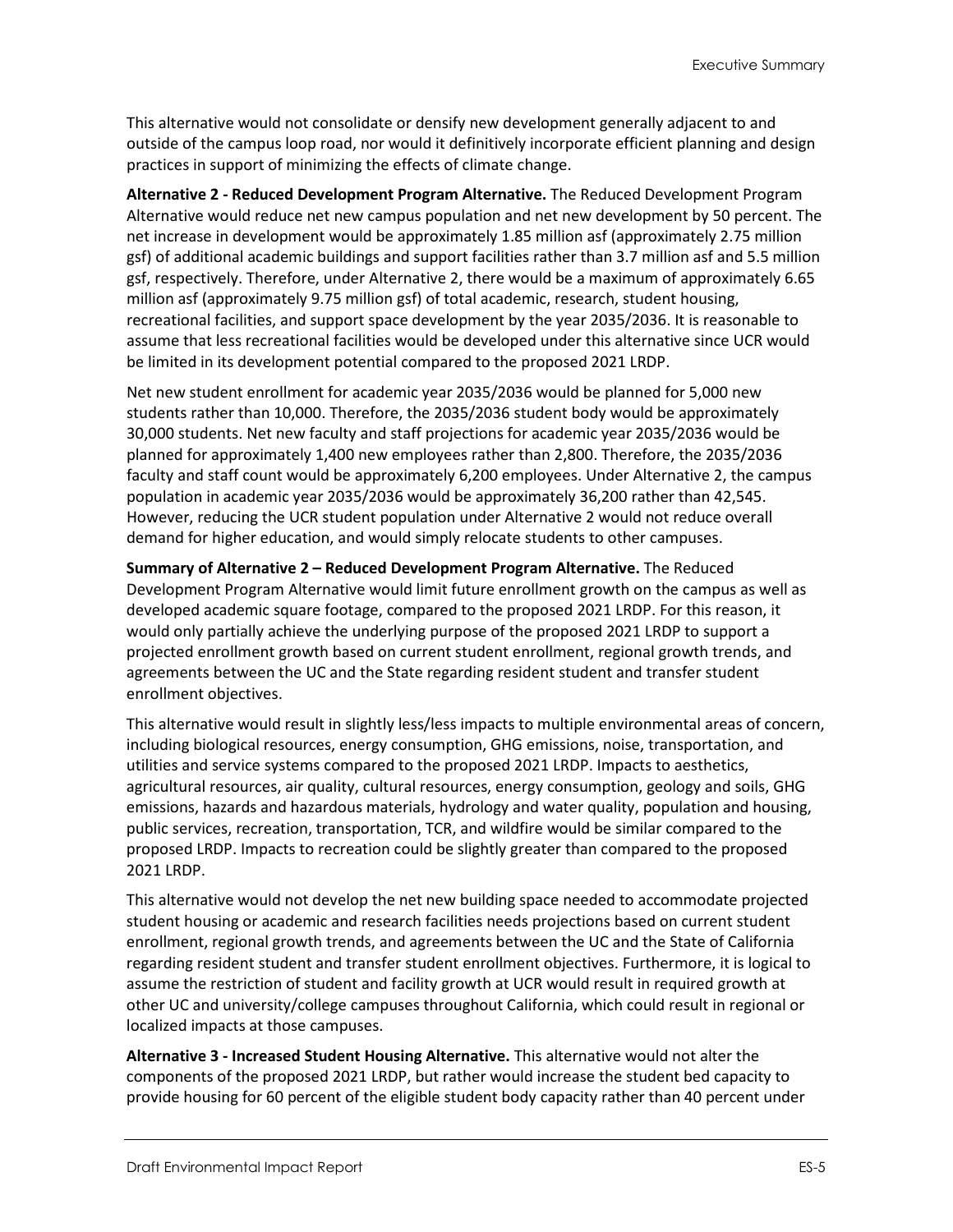This alternative would not consolidate or densify new development generally adjacent to and outside of the campus loop road, nor would it definitively incorporate efficient planning and design practices in support of minimizing the effects of climate change.

**Alternative 2 - Reduced Development Program Alternative.** The Reduced Development Program Alternative would reduce net new campus population and net new development by 50 percent. The net increase in development would be approximately 1.85 million asf (approximately 2.75 million gsf) of additional academic buildings and support facilities rather than 3.7 million asf and 5.5 million gsf, respectively. Therefore, under Alternative 2, there would be a maximum of approximately 6.65 million asf (approximately 9.75 million gsf) of total academic, research, student housing, recreational facilities, and support space development by the year 2035/2036. It is reasonable to assume that less recreational facilities would be developed under this alternative since UCR would be limited in its development potential compared to the proposed 2021 LRDP.

Net new student enrollment for academic year 2035/2036 would be planned for 5,000 new students rather than 10,000. Therefore, the 2035/2036 student body would be approximately 30,000 students. Net new faculty and staff projections for academic year 2035/2036 would be planned for approximately 1,400 new employees rather than 2,800. Therefore, the 2035/2036 faculty and staff count would be approximately 6,200 employees. Under Alternative 2, the campus population in academic year 2035/2036 would be approximately 36,200 rather than 42,545. However, reducing the UCR student population under Alternative 2 would not reduce overall demand for higher education, and would simply relocate students to other campuses.

**Summary of Alternative 2 – Reduced Development Program Alternative.** The Reduced Development Program Alternative would limit future enrollment growth on the campus as well as developed academic square footage, compared to the proposed 2021 LRDP. For this reason, it would only partially achieve the underlying purpose of the proposed 2021 LRDP to support a projected enrollment growth based on current student enrollment, regional growth trends, and agreements between the UC and the State regarding resident student and transfer student enrollment objectives.

This alternative would result in slightly less/less impacts to multiple environmental areas of concern, including biological resources, energy consumption, GHG emissions, noise, transportation, and utilities and service systems compared to the proposed 2021 LRDP. Impacts to aesthetics, agricultural resources, air quality, cultural resources, energy consumption, geology and soils, GHG emissions, hazards and hazardous materials, hydrology and water quality, population and housing, public services, recreation, transportation, TCR, and wildfire would be similar compared to the proposed LRDP. Impacts to recreation could be slightly greater than compared to the proposed 2021 LRDP.

This alternative would not develop the net new building space needed to accommodate projected student housing or academic and research facilities needs projections based on current student enrollment, regional growth trends, and agreements between the UC and the State of California regarding resident student and transfer student enrollment objectives. Furthermore, it is logical to assume the restriction of student and facility growth at UCR would result in required growth at other UC and university/college campuses throughout California, which could result in regional or localized impacts at those campuses.

**Alternative 3 - Increased Student Housing Alternative.** This alternative would not alter the components of the proposed 2021 LRDP, but rather would increase the student bed capacity to provide housing for 60 percent of the eligible student body capacity rather than 40 percent under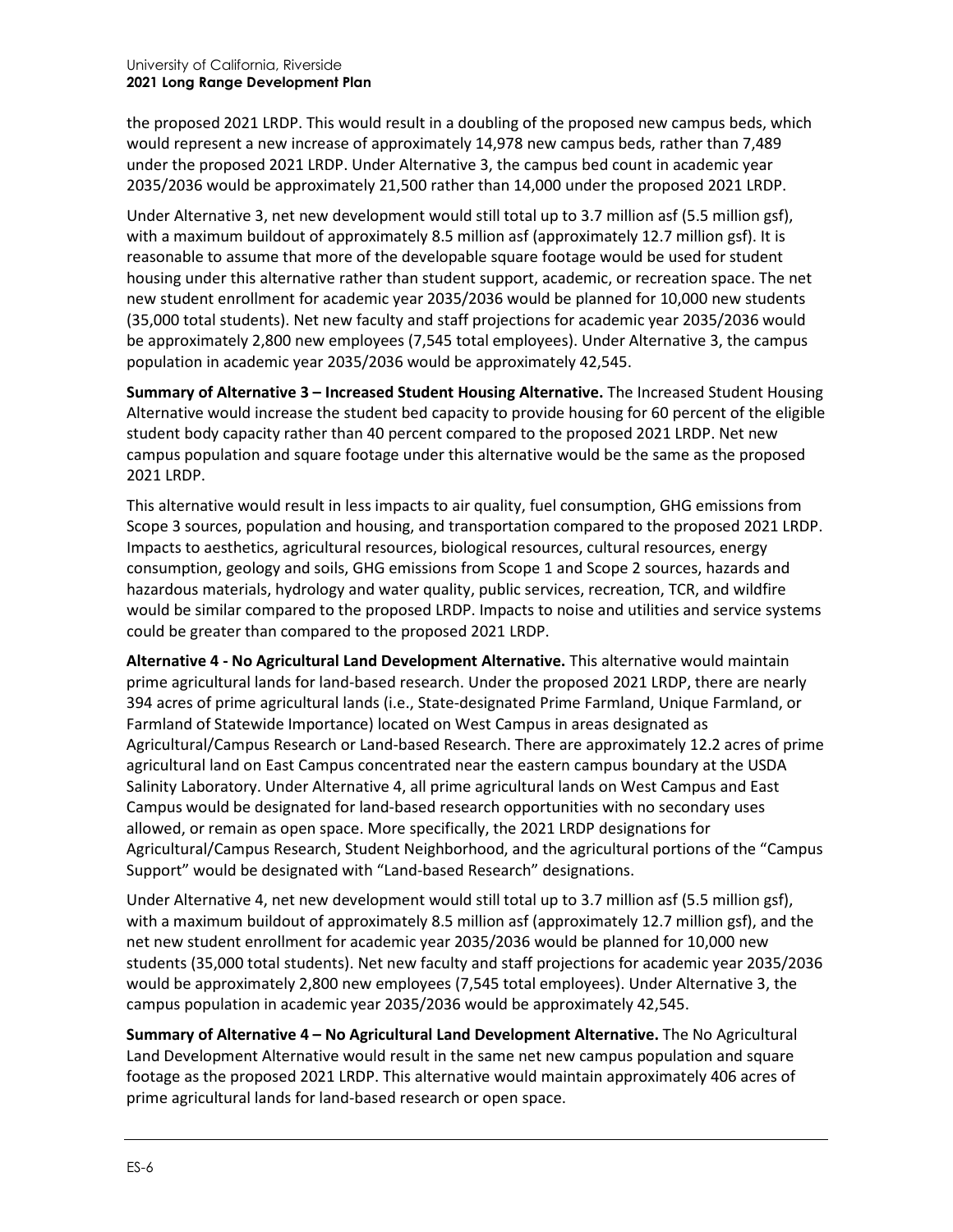the proposed 2021 LRDP. This would result in a doubling of the proposed new campus beds, which would represent a new increase of approximately 14,978 new campus beds, rather than 7,489 under the proposed 2021 LRDP. Under Alternative 3, the campus bed count in academic year 2035/2036 would be approximately 21,500 rather than 14,000 under the proposed 2021 LRDP.

Under Alternative 3, net new development would still total up to 3.7 million asf (5.5 million gsf), with a maximum buildout of approximately 8.5 million asf (approximately 12.7 million gsf). It is reasonable to assume that more of the developable square footage would be used for student housing under this alternative rather than student support, academic, or recreation space. The net new student enrollment for academic year 2035/2036 would be planned for 10,000 new students (35,000 total students). Net new faculty and staff projections for academic year 2035/2036 would be approximately 2,800 new employees (7,545 total employees). Under Alternative 3, the campus population in academic year 2035/2036 would be approximately 42,545.

**Summary of Alternative 3 – Increased Student Housing Alternative.** The Increased Student Housing Alternative would increase the student bed capacity to provide housing for 60 percent of the eligible student body capacity rather than 40 percent compared to the proposed 2021 LRDP. Net new campus population and square footage under this alternative would be the same as the proposed 2021 LRDP.

This alternative would result in less impacts to air quality, fuel consumption, GHG emissions from Scope 3 sources, population and housing, and transportation compared to the proposed 2021 LRDP. Impacts to aesthetics, agricultural resources, biological resources, cultural resources, energy consumption, geology and soils, GHG emissions from Scope 1 and Scope 2 sources, hazards and hazardous materials, hydrology and water quality, public services, recreation, TCR, and wildfire would be similar compared to the proposed LRDP. Impacts to noise and utilities and service systems could be greater than compared to the proposed 2021 LRDP.

**Alternative 4 - No Agricultural Land Development Alternative.** This alternative would maintain prime agricultural lands for land-based research. Under the proposed 2021 LRDP, there are nearly 394 acres of prime agricultural lands (i.e., State-designated Prime Farmland, Unique Farmland, or Farmland of Statewide Importance) located on West Campus in areas designated as Agricultural/Campus Research or Land-based Research. There are approximately 12.2 acres of prime agricultural land on East Campus concentrated near the eastern campus boundary at the USDA Salinity Laboratory. Under Alternative 4, all prime agricultural lands on West Campus and East Campus would be designated for land-based research opportunities with no secondary uses allowed, or remain as open space. More specifically, the 2021 LRDP designations for Agricultural/Campus Research, Student Neighborhood, and the agricultural portions of the "Campus Support" would be designated with "Land-based Research" designations.

Under Alternative 4, net new development would still total up to 3.7 million asf (5.5 million gsf), with a maximum buildout of approximately 8.5 million asf (approximately 12.7 million gsf), and the net new student enrollment for academic year 2035/2036 would be planned for 10,000 new students (35,000 total students). Net new faculty and staff projections for academic year 2035/2036 would be approximately 2,800 new employees (7,545 total employees). Under Alternative 3, the campus population in academic year 2035/2036 would be approximately 42,545.

**Summary of Alternative 4 – No Agricultural Land Development Alternative.** The No Agricultural Land Development Alternative would result in the same net new campus population and square footage as the proposed 2021 LRDP. This alternative would maintain approximately 406 acres of prime agricultural lands for land-based research or open space.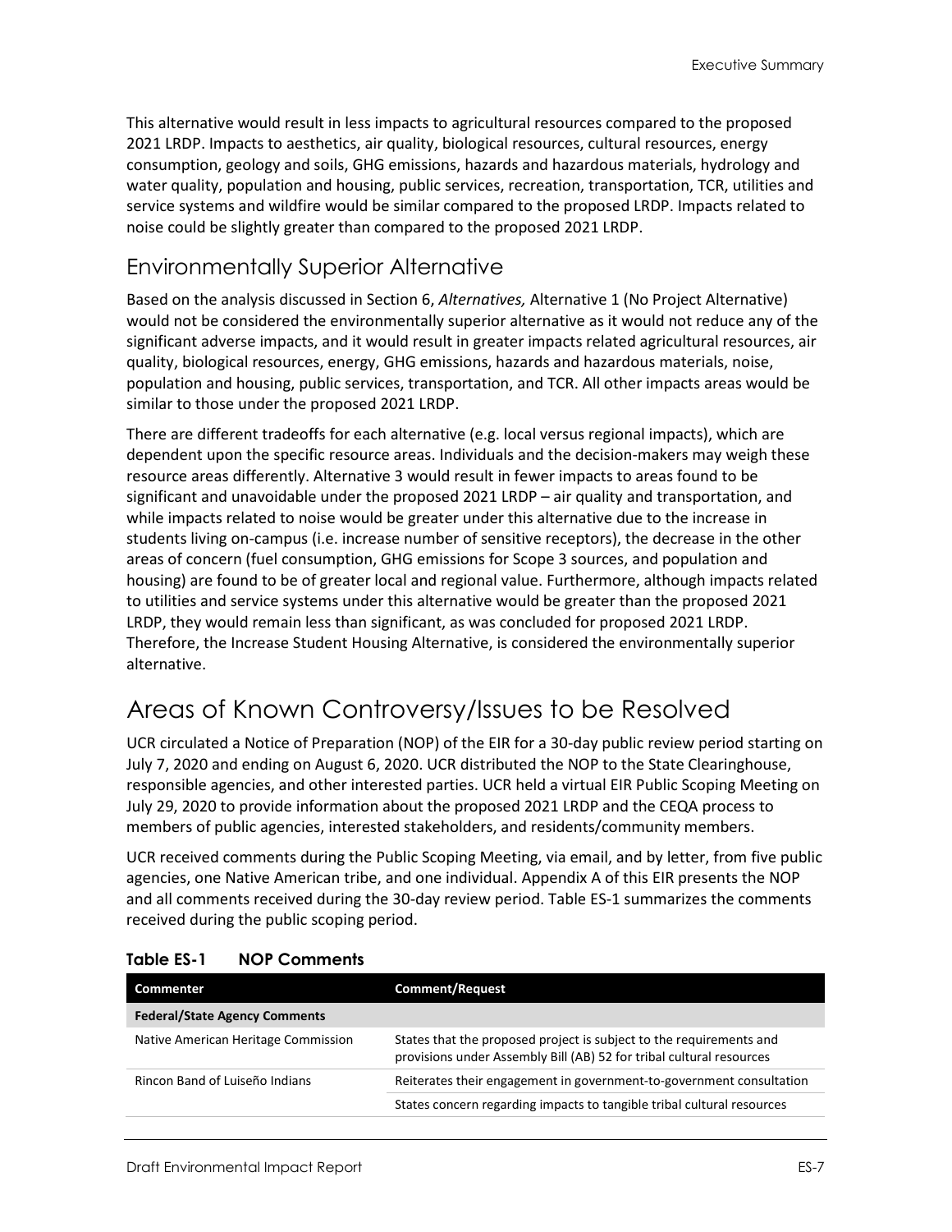This alternative would result in less impacts to agricultural resources compared to the proposed 2021 LRDP. Impacts to aesthetics, air quality, biological resources, cultural resources, energy consumption, geology and soils, GHG emissions, hazards and hazardous materials, hydrology and water quality, population and housing, public services, recreation, transportation, TCR, utilities and service systems and wildfire would be similar compared to the proposed LRDP. Impacts related to noise could be slightly greater than compared to the proposed 2021 LRDP.

## Environmentally Superior Alternative

Based on the analysis discussed in Section 6, *Alternatives,* Alternative 1 (No Project Alternative) would not be considered the environmentally superior alternative as it would not reduce any of the significant adverse impacts, and it would result in greater impacts related agricultural resources, air quality, biological resources, energy, GHG emissions, hazards and hazardous materials, noise, population and housing, public services, transportation, and TCR. All other impacts areas would be similar to those under the proposed 2021 LRDP.

There are different tradeoffs for each alternative (e.g. local versus regional impacts), which are dependent upon the specific resource areas. Individuals and the decision-makers may weigh these resource areas differently. Alternative 3 would result in fewer impacts to areas found to be significant and unavoidable under the proposed 2021 LRDP – air quality and transportation, and while impacts related to noise would be greater under this alternative due to the increase in students living on-campus (i.e. increase number of sensitive receptors), the decrease in the other areas of concern (fuel consumption, GHG emissions for Scope 3 sources, and population and housing) are found to be of greater local and regional value. Furthermore, although impacts related to utilities and service systems under this alternative would be greater than the proposed 2021 LRDP, they would remain less than significant, as was concluded for proposed 2021 LRDP. Therefore, the Increase Student Housing Alternative, is considered the environmentally superior alternative.

# Areas of Known Controversy/Issues to be Resolved

UCR circulated a Notice of Preparation (NOP) of the EIR for a 30-day public review period starting on July 7, 2020 and ending on August 6, 2020. UCR distributed the NOP to the State Clearinghouse, responsible agencies, and other interested parties. UCR held a virtual EIR Public Scoping Meeting on July 29, 2020 to provide information about the proposed 2021 LRDP and the CEQA process to members of public agencies, interested stakeholders, and residents/community members.

UCR received comments during the Public Scoping Meeting, via email, and by letter, from five public agencies, one Native American tribe, and one individual. Appendix A of this EIR presents the NOP and all comments received during the 30-day review period. Table ES-1 summarizes the comments received during the public scoping period.

**Table ES-1 NOP Comments**

| Commenter | Comment/Request |
|---|---|
| **Federal/State Agency Comments** | |
| Native American Heritage Commission | States that the proposed project is subject to the requirements and provisions under Assembly Bill (AB) 52 for tribal cultural resources |
| Rincon Band of Luiseño Indians | Reiterates their engagement in government-to-government consultation |
| | States concern regarding impacts to tangible tribal cultural resources |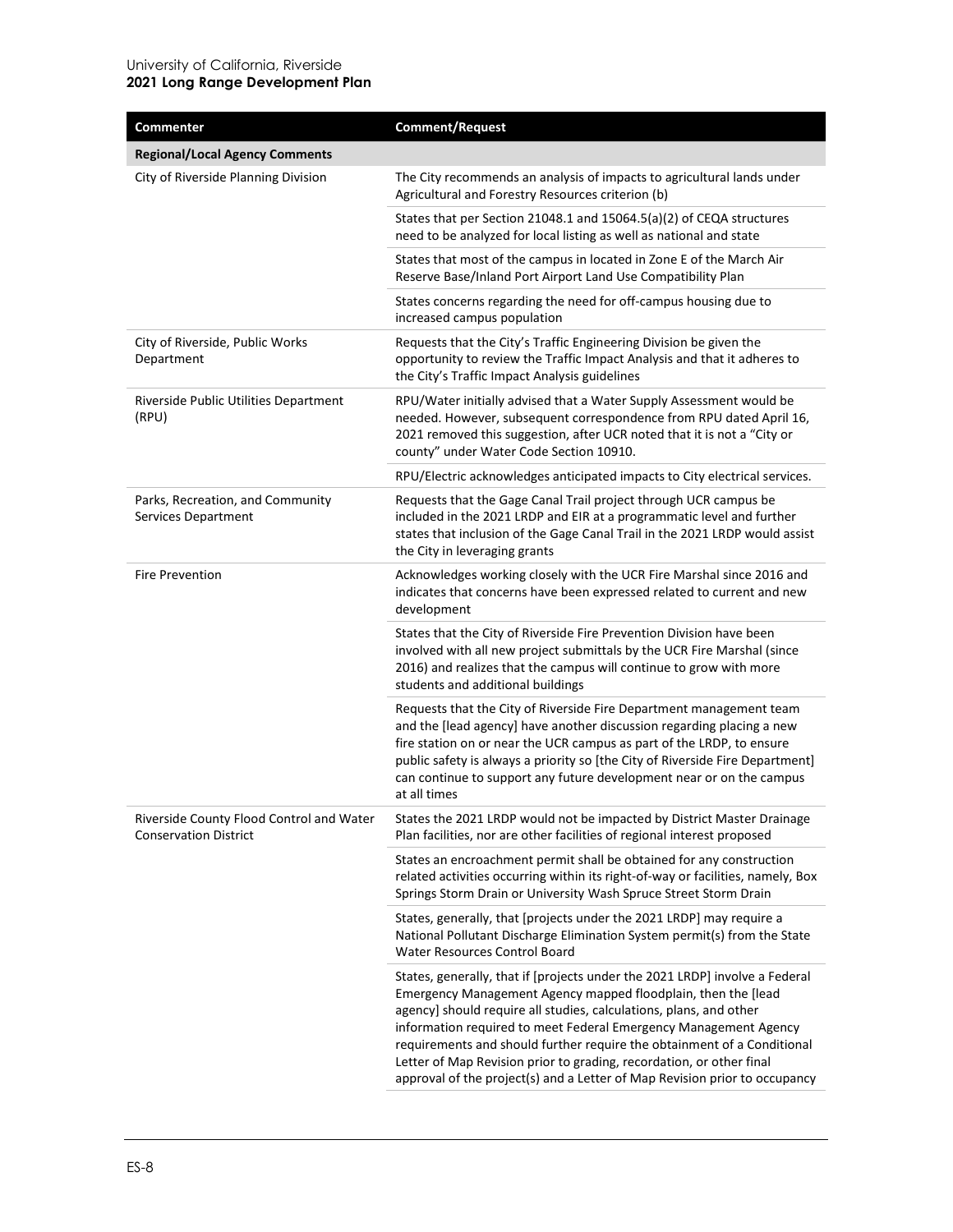| Commenter | Comment/Request |
|---|---|
| **Regional/Local Agency Comments** | |
| City of Riverside Planning Division | The City recommends an analysis of impacts to agricultural lands under Agricultural and Forestry Resources criterion (b) |
| | States that per Section 21048.1 and 15064.5(a)(2) of CEQA structures need to be analyzed for local listing as well as national and state |
| | States that most of the campus in located in Zone E of the March Air Reserve Base/Inland Port Airport Land Use Compatibility Plan |
| | States concerns regarding the need for off-campus housing due to increased campus population |
| City of Riverside, Public Works Department | Requests that the City's Traffic Engineering Division be given the opportunity to review the Traffic Impact Analysis and that it adheres to the City's Traffic Impact Analysis guidelines |
| Riverside Public Utilities Department (RPU) | RPU/Water initially advised that a Water Supply Assessment would be needed. However, subsequent correspondence from RPU dated April 16, 2021 removed this suggestion, after UCR noted that it is not a "City or county" under Water Code Section 10910. |
| | RPU/Electric acknowledges anticipated impacts to City electrical services. |
| Parks, Recreation, and Community Services Department | Requests that the Gage Canal Trail project through UCR campus be included in the 2021 LRDP and EIR at a programmatic level and further states that inclusion of the Gage Canal Trail in the 2021 LRDP would assist the City in leveraging grants |
| Fire Prevention | Acknowledges working closely with the UCR Fire Marshal since 2016 and indicates that concerns have been expressed related to current and new development |
| | States that the City of Riverside Fire Prevention Division have been involved with all new project submittals by the UCR Fire Marshal (since 2016) and realizes that the campus will continue to grow with more students and additional buildings |
| | Requests that the City of Riverside Fire Department management team and the [lead agency] have another discussion regarding placing a new fire station on or near the UCR campus as part of the LRDP, to ensure public safety is always a priority so [the City of Riverside Fire Department] can continue to support any future development near or on the campus at all times |
| Riverside County Flood Control and Water Conservation District | States the 2021 LRDP would not be impacted by District Master Drainage Plan facilities, nor are other facilities of regional interest proposed |
| | States an encroachment permit shall be obtained for any construction related activities occurring within its right-of-way or facilities, namely, Box Springs Storm Drain or University Wash Spruce Street Storm Drain |
| | States, generally, that [projects under the 2021 LRDP] may require a National Pollutant Discharge Elimination System permit(s) from the State Water Resources Control Board |
| | States, generally, that if [projects under the 2021 LRDP] involve a Federal Emergency Management Agency mapped floodplain, then the [lead agency] should require all studies, calculations, plans, and other information required to meet Federal Emergency Management Agency requirements and should further require the obtainment of a Conditional Letter of Map Revision prior to grading, recordation, or other final approval of the project(s) and a Letter of Map Revision prior to occupancy |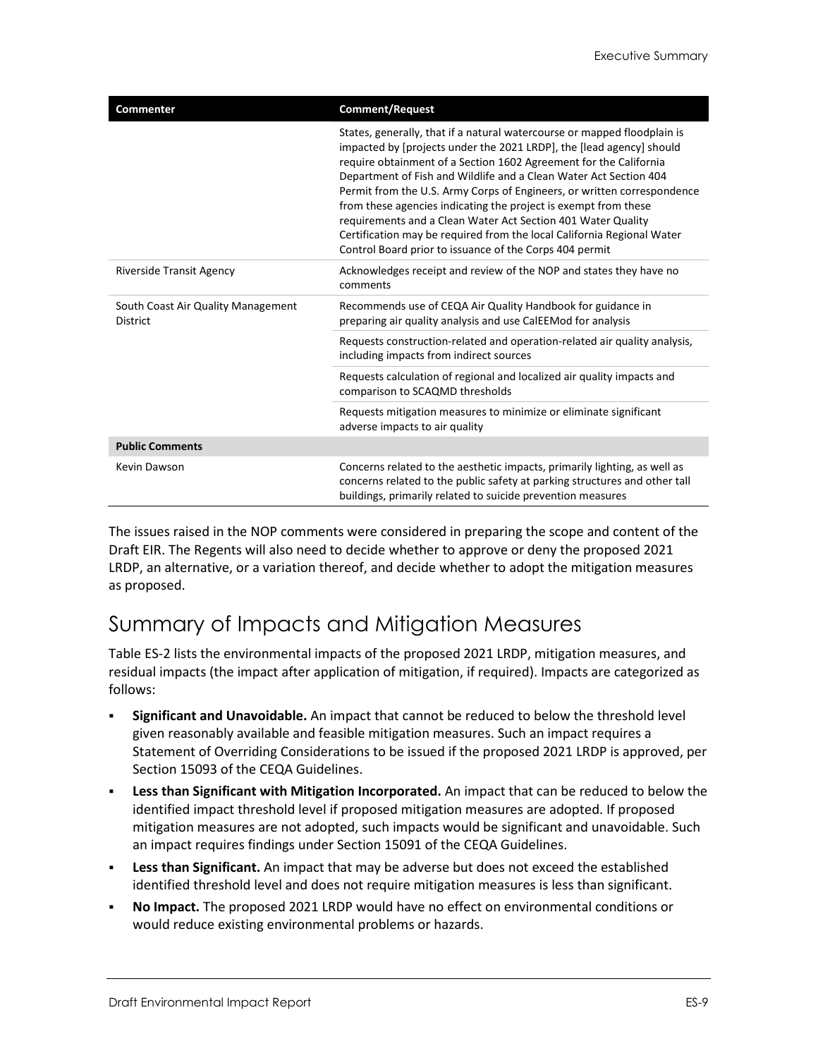| Commenter | Comment/Request |
|---|---|
| | States, generally, that if a natural watercourse or mapped floodplain is impacted by [projects under the 2021 LRDP], the [lead agency] should require obtainment of a Section 1602 Agreement for the California Department of Fish and Wildlife and a Clean Water Act Section 404 Permit from the U.S. Army Corps of Engineers, or written correspondence from these agencies indicating the project is exempt from these requirements and a Clean Water Act Section 401 Water Quality Certification may be required from the local California Regional Water Control Board prior to issuance of the Corps 404 permit |
| Riverside Transit Agency | Acknowledges receipt and review of the NOP and states they have no comments |
| South Coast Air Quality Management District | Recommends use of CEQA Air Quality Handbook for guidance in preparing air quality analysis and use CalEEMod for analysis |
| | Requests construction-related and operation-related air quality analysis, including impacts from indirect sources |
| | Requests calculation of regional and localized air quality impacts and comparison to SCAQMD thresholds |
| | Requests mitigation measures to minimize or eliminate significant adverse impacts to air quality |
| **Public Comments** | |
| Kevin Dawson | Concerns related to the aesthetic impacts, primarily lighting, as well as concerns related to the public safety at parking structures and other tall buildings, primarily related to suicide prevention measures |

The issues raised in the NOP comments were considered in preparing the scope and content of the Draft EIR. The Regents will also need to decide whether to approve or deny the proposed 2021 LRDP, an alternative, or a variation thereof, and decide whether to adopt the mitigation measures as proposed.

## Summary of Impacts and Mitigation Measures

Table ES-2 lists the environmental impacts of the proposed 2021 LRDP, mitigation measures, and residual impacts (the impact after application of mitigation, if required). Impacts are categorized as follows:

- **Significant and Unavoidable.** An impact that cannot be reduced to below the threshold level given reasonably available and feasible mitigation measures. Such an impact requires a Statement of Overriding Considerations to be issued if the proposed 2021 LRDP is approved, per Section 15093 of the CEQA Guidelines.
- **Less than Significant with Mitigation Incorporated.** An impact that can be reduced to below the identified impact threshold level if proposed mitigation measures are adopted. If proposed mitigation measures are not adopted, such impacts would be significant and unavoidable. Such an impact requires findings under Section 15091 of the CEQA Guidelines.
- **Less than Significant.** An impact that may be adverse but does not exceed the established identified threshold level and does not require mitigation measures is less than significant.
- **No Impact.** The proposed 2021 LRDP would have no effect on environmental conditions or would reduce existing environmental problems or hazards.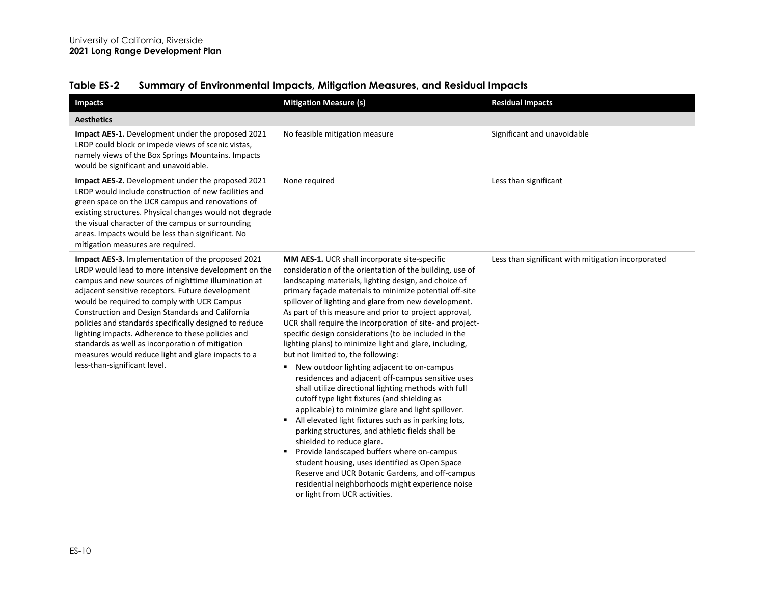## Table ES-2 Summary of Environmental Impacts, Mitigation Measures, and Residual Impacts

| Impacts | Mitigation Measure (s) | Residual Impacts |
|---|---|---|
| **Aesthetics** | | |
| **Impact AES-1.** Development under the proposed 2021 LRDP could block or impede views of scenic vistas, namely views of the Box Springs Mountains. Impacts would be significant and unavoidable. | No feasible mitigation measure | Significant and unavoidable |
| **Impact AES-2.** Development under the proposed 2021 LRDP would include construction of new facilities and green space on the UCR campus and renovations of existing structures. Physical changes would not degrade the visual character of the campus or surrounding areas. Impacts would be less than significant. No mitigation measures are required. | None required | Less than significant |
| **Impact AES-3.** Implementation of the proposed 2021 LRDP would lead to more intensive development on the campus and new sources of nighttime illumination at adjacent sensitive receptors. Future development would be required to comply with UCR Campus Construction and Design Standards and California policies and standards specifically designed to reduce lighting impacts. Adherence to these policies and standards as well as incorporation of mitigation measures would reduce light and glare impacts to a less-than-significant level. | **MM AES-1.** UCR shall incorporate site-specific consideration of the orientation of the building, use of landscaping materials, lighting design, and choice of primary façade materials to minimize potential off-site spillover of lighting and glare from new development. As part of this measure and prior to project approval, UCR shall require the incorporation of site- and project-specific design considerations (to be included in the lighting plans) to minimize light and glare, including, but not limited to, the following:<br>▪ New outdoor lighting adjacent to on-campus residences and adjacent off-campus sensitive uses shall utilize directional lighting methods with full cutoff type light fixtures (and shielding as applicable) to minimize glare and light spillover.<br>▪ All elevated light fixtures such as in parking lots, parking structures, and athletic fields shall be shielded to reduce glare.<br>▪ Provide landscaped buffers where on-campus student housing, uses identified as Open Space Reserve and UCR Botanic Gardens, and off-campus residential neighborhoods might experience noise or light from UCR activities. | Less than significant with mitigation incorporated |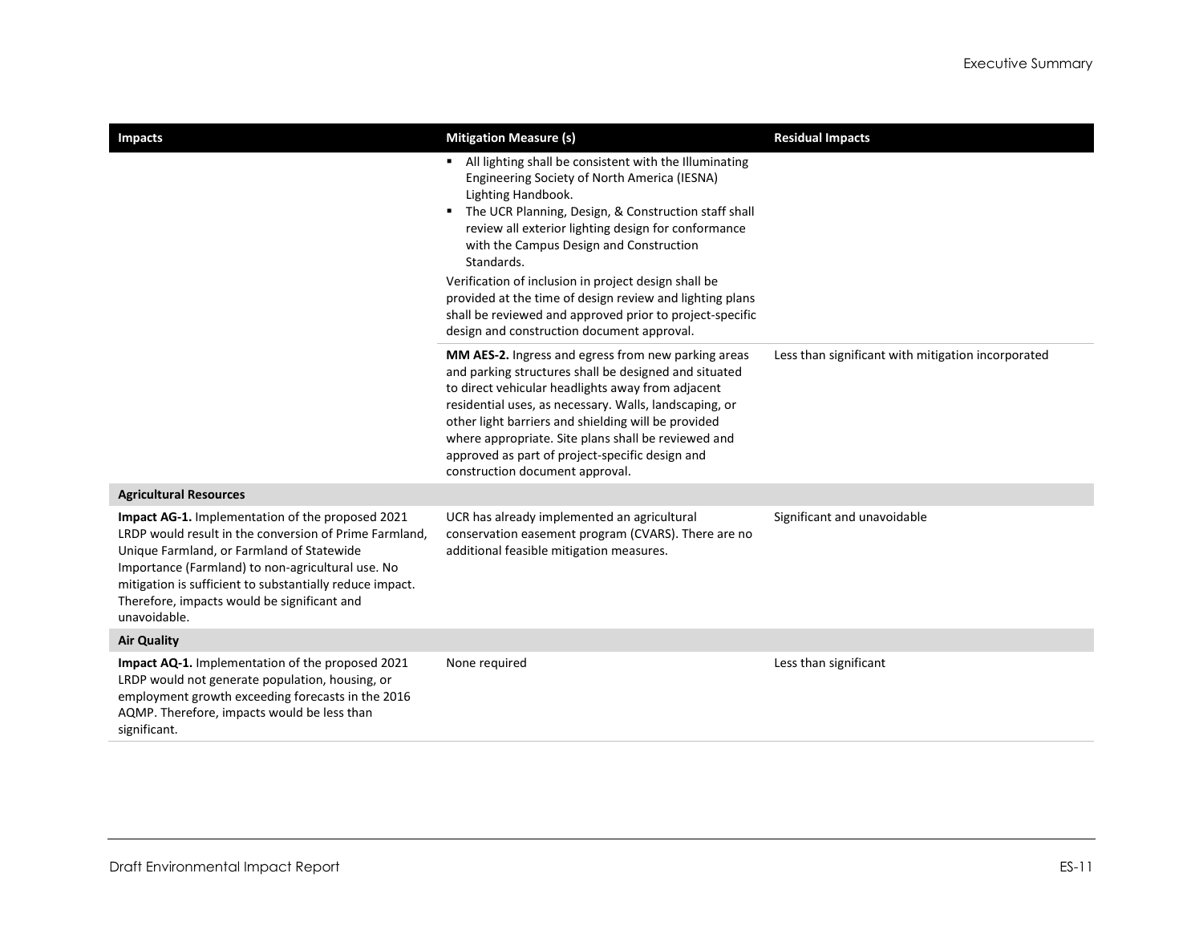| Impacts | Mitigation Measure (s) | Residual Impacts |
|---|---|---|
| | ▪ All lighting shall be consistent with the Illuminating Engineering Society of North America (IESNA) Lighting Handbook.<br>▪ The UCR Planning, Design, & Construction staff shall review all exterior lighting design for conformance with the Campus Design and Construction Standards.<br>Verification of inclusion in project design shall be provided at the time of design review and lighting plans shall be reviewed and approved prior to project-specific design and construction document approval. | |
| | **MM AES-2.** Ingress and egress from new parking areas and parking structures shall be designed and situated to direct vehicular headlights away from adjacent residential uses, as necessary. Walls, landscaping, or other light barriers and shielding will be provided where appropriate. Site plans shall be reviewed and approved as part of project-specific design and construction document approval. | Less than significant with mitigation incorporated |
| **Agricultural Resources** | | |
| **Impact AG-1.** Implementation of the proposed 2021 LRDP would result in the conversion of Prime Farmland, Unique Farmland, or Farmland of Statewide Importance (Farmland) to non-agricultural use. No mitigation is sufficient to substantially reduce impact. Therefore, impacts would be significant and unavoidable. | UCR has already implemented an agricultural conservation easement program (CVARS). There are no additional feasible mitigation measures. | Significant and unavoidable |
| **Air Quality** | | |
| **Impact AQ-1.** Implementation of the proposed 2021 LRDP would not generate population, housing, or employment growth exceeding forecasts in the 2016 AQMP. Therefore, impacts would be less than significant. | None required | Less than significant |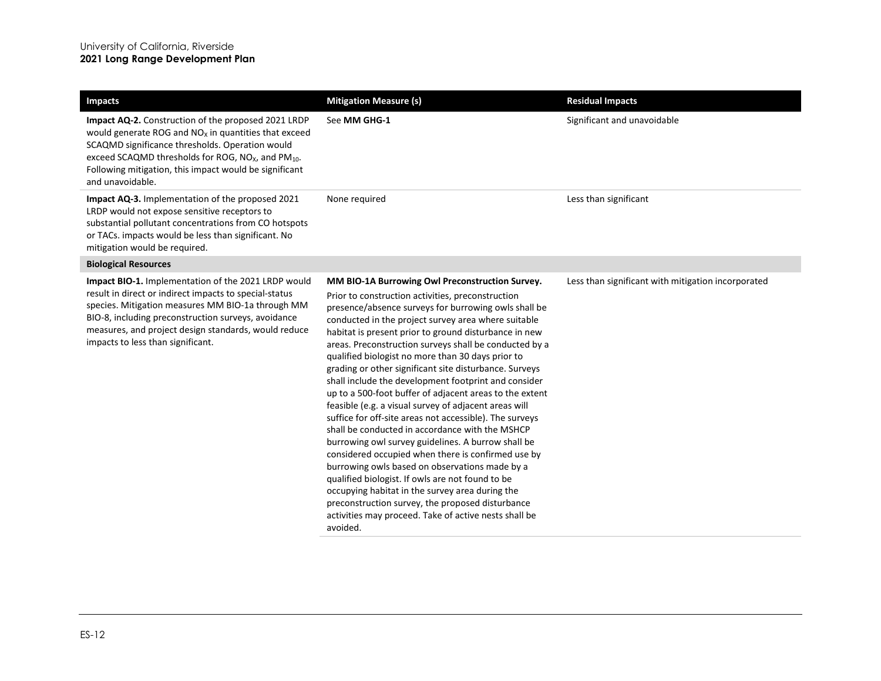| Impacts | Mitigation Measure (s) | Residual Impacts |
|---|---|---|
| **Impact AQ-2.** Construction of the proposed 2021 LRDP would generate ROG and $NO_X$ in quantities that exceed SCAQMD significance thresholds. Operation would exceed SCAQMD thresholds for ROG, $NO_X$, and $PM_{10}$. Following mitigation, this impact would be significant and unavoidable. | See **MM GHG-1** | Significant and unavoidable |
| **Impact AQ-3.** Implementation of the proposed 2021 LRDP would not expose sensitive receptors to substantial pollutant concentrations from CO hotspots or TACs. impacts would be less than significant. No mitigation would be required. | None required | Less than significant |
| **Biological Resources** | | |
| **Impact BIO-1.** Implementation of the 2021 LRDP would result in direct or indirect impacts to special-status species. Mitigation measures MM BIO-1a through MM BIO-8, including preconstruction surveys, avoidance measures, and project design standards, would reduce impacts to less than significant. | **MM BIO-1A Burrowing Owl Preconstruction Survey.** Prior to construction activities, preconstruction presence/absence surveys for burrowing owls shall be conducted in the project survey area where suitable habitat is present prior to ground disturbance in new areas. Preconstruction surveys shall be conducted by a qualified biologist no more than 30 days prior to grading or other significant site disturbance. Surveys shall include the development footprint and consider up to a 500-foot buffer of adjacent areas to the extent feasible (e.g. a visual survey of adjacent areas will suffice for off-site areas not accessible). The surveys shall be conducted in accordance with the MSHCP burrowing owl survey guidelines. A burrow shall be considered occupied when there is confirmed use by burrowing owls based on observations made by a qualified biologist. If owls are not found to be occupying habitat in the survey area during the preconstruction survey, the proposed disturbance activities may proceed. Take of active nests shall be avoided. | Less than significant with mitigation incorporated |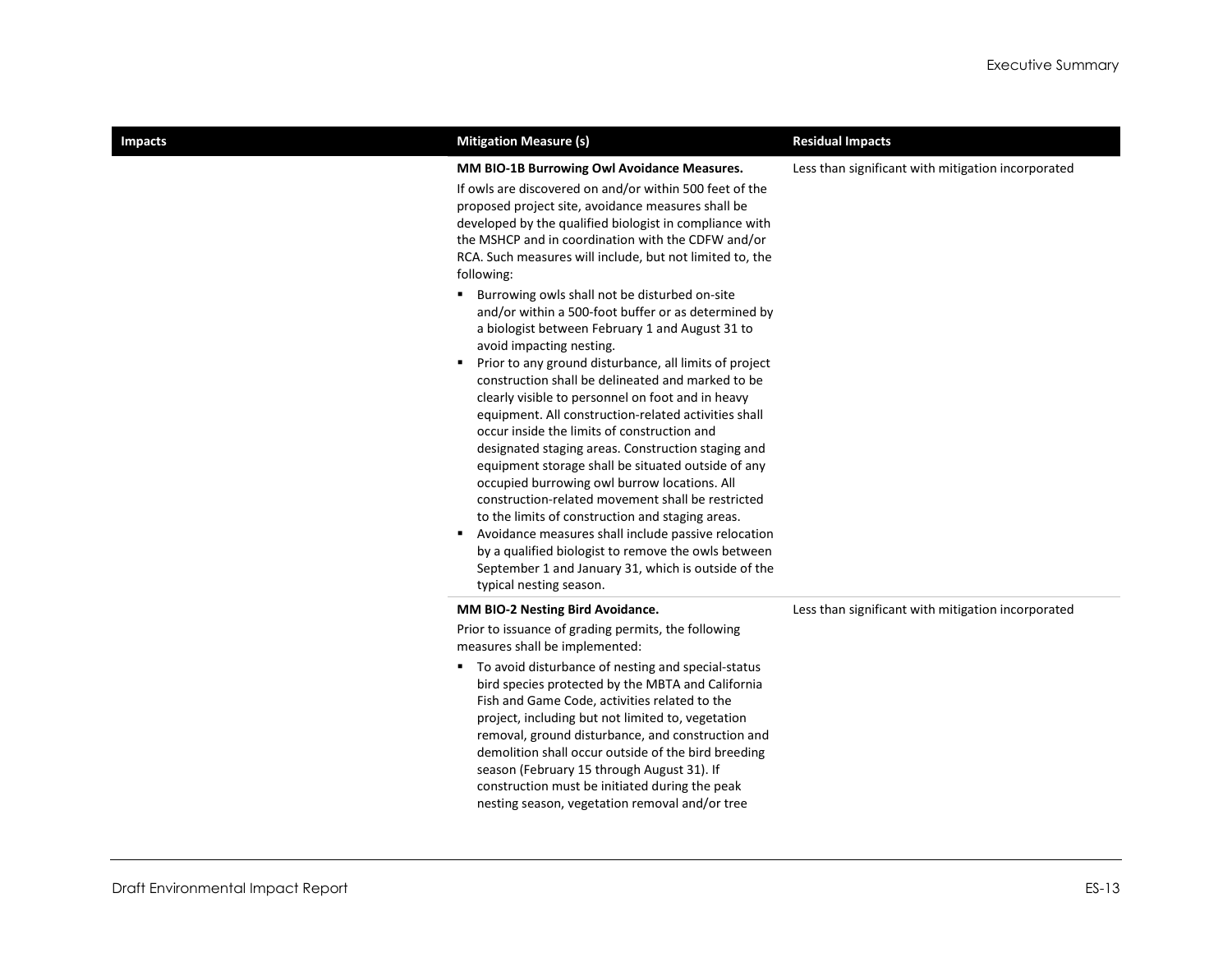| Impacts | Mitigation Measure (s) | Residual Impacts |
|---|---|---|
| | **MM BIO-1B Burrowing Owl Avoidance Measures.**<br><br>If owls are discovered on and/or within 500 feet of the proposed project site, avoidance measures shall be developed by the qualified biologist in compliance with the MSHCP and in coordination with the CDFW and/or RCA. Such measures will include, but not limited to, the following:<br><br>▪ Burrowing owls shall not be disturbed on-site and/or within a 500-foot buffer or as determined by a biologist between February 1 and August 31 to avoid impacting nesting.<br>▪ Prior to any ground disturbance, all limits of project construction shall be delineated and marked to be clearly visible to personnel on foot and in heavy equipment. All construction-related activities shall occur inside the limits of construction and designated staging areas. Construction staging and equipment storage shall be situated outside of any occupied burrowing owl burrow locations. All construction-related movement shall be restricted to the limits of construction and staging areas.<br>▪ Avoidance measures shall include passive relocation by a qualified biologist to remove the owls between September 1 and January 31, which is outside of the typical nesting season. | Less than significant with mitigation incorporated |
| | **MM BIO-2 Nesting Bird Avoidance.**<br><br>Prior to issuance of grading permits, the following measures shall be implemented:<br><br>▪ To avoid disturbance of nesting and special-status bird species protected by the MBTA and California Fish and Game Code, activities related to the project, including but not limited to, vegetation removal, ground disturbance, and construction and demolition shall occur outside of the bird breeding season (February 15 through August 31). If construction must be initiated during the peak nesting season, vegetation removal and/or tree | Less than significant with mitigation incorporated |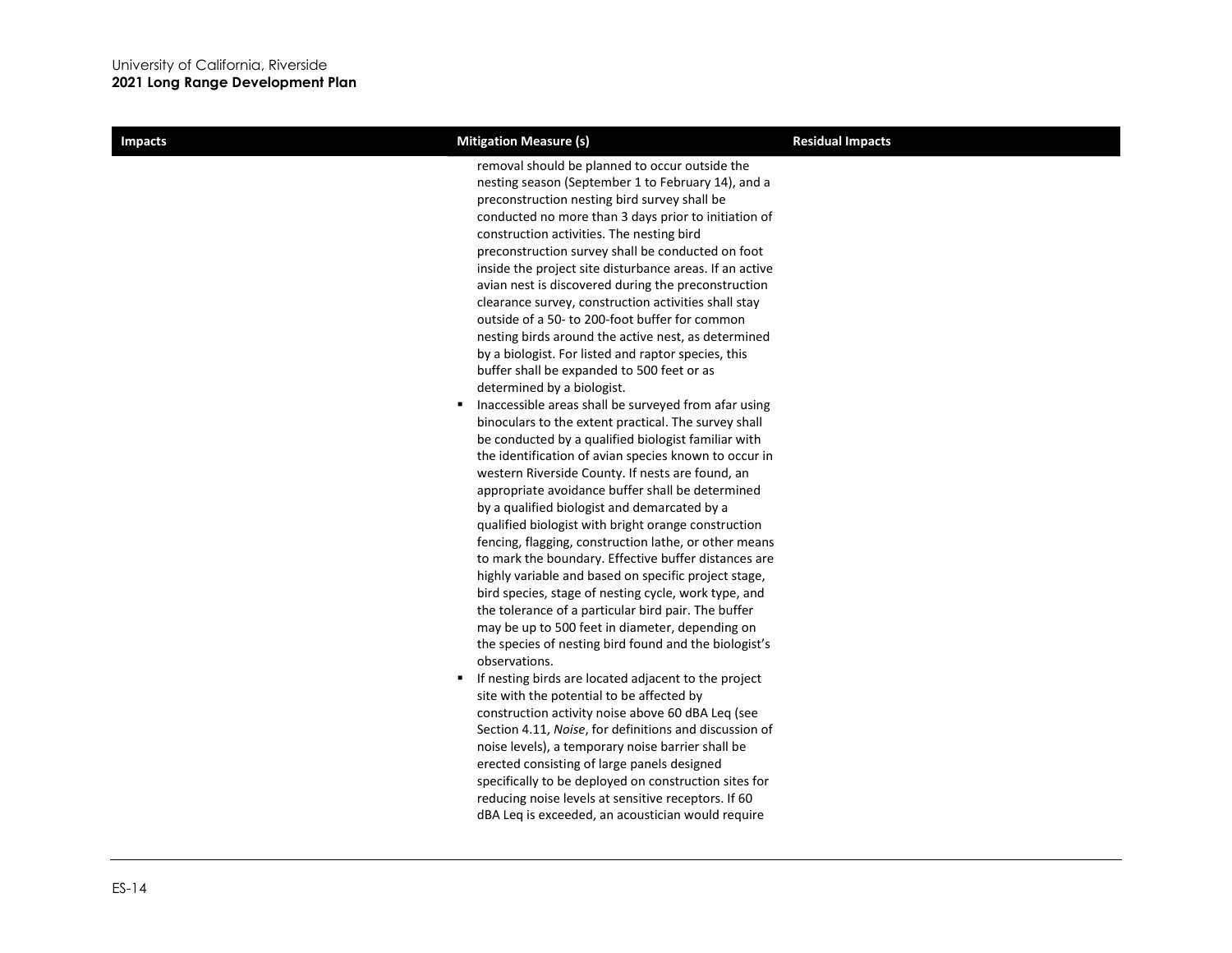| Impacts | Mitigation Measure (s) | Residual Impacts |
|---|---|---|
| | removal should be planned to occur outside the nesting season (September 1 to February 14), and a preconstruction nesting bird survey shall be conducted no more than 3 days prior to initiation of construction activities. The nesting bird preconstruction survey shall be conducted on foot inside the project site disturbance areas. If an active avian nest is discovered during the preconstruction clearance survey, construction activities shall stay outside of a 50- to 200-foot buffer for common nesting birds around the active nest, as determined by a biologist. For listed and raptor species, this buffer shall be expanded to 500 feet or as determined by a biologist.<br>▪ Inaccessible areas shall be surveyed from afar using binoculars to the extent practical. The survey shall be conducted by a qualified biologist familiar with the identification of avian species known to occur in western Riverside County. If nests are found, an appropriate avoidance buffer shall be determined by a qualified biologist and demarcated by a qualified biologist with bright orange construction fencing, flagging, construction lathe, or other means to mark the boundary. Effective buffer distances are highly variable and based on specific project stage, bird species, stage of nesting cycle, work type, and the tolerance of a particular bird pair. The buffer may be up to 500 feet in diameter, depending on the species of nesting bird found and the biologist's observations.<br>▪ If nesting birds are located adjacent to the project site with the potential to be affected by construction activity noise above 60 dBA Leq (see Section 4.11, *Noise*, for definitions and discussion of noise levels), a temporary noise barrier shall be erected consisting of large panels designed specifically to be deployed on construction sites for reducing noise levels at sensitive receptors. If 60 dBA Leq is exceeded, an acoustician would require | |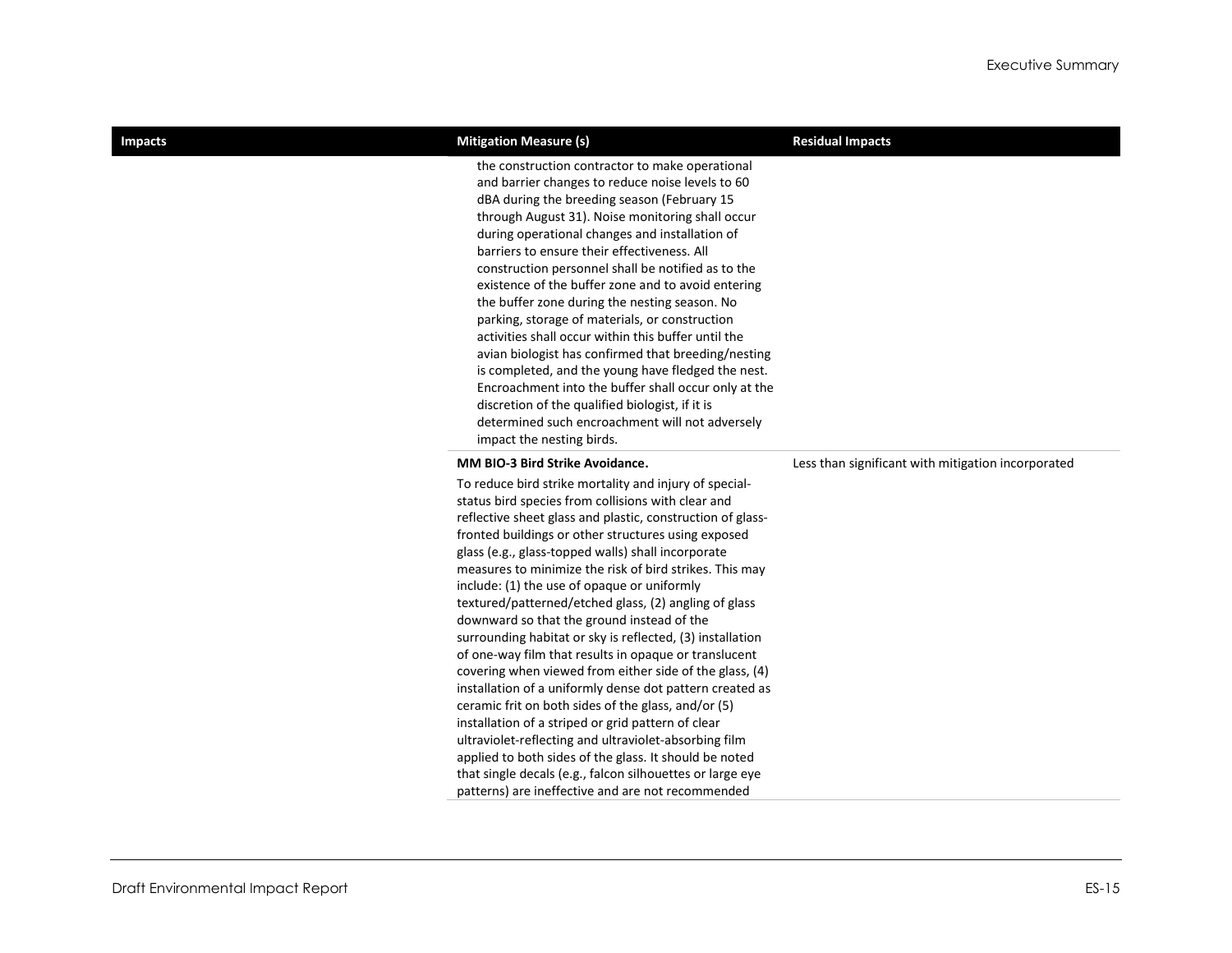| Impacts | Mitigation Measure (s) | Residual Impacts |
|---|---|---|
| | the construction contractor to make operational and barrier changes to reduce noise levels to 60 dBA during the breeding season (February 15 through August 31). Noise monitoring shall occur during operational changes and installation of barriers to ensure their effectiveness. All construction personnel shall be notified as to the existence of the buffer zone and to avoid entering the buffer zone during the nesting season. No parking, storage of materials, or construction activities shall occur within this buffer until the avian biologist has confirmed that breeding/nesting is completed, and the young have fledged the nest. Encroachment into the buffer shall occur only at the discretion of the qualified biologist, if it is determined such encroachment will not adversely impact the nesting birds. | |
| | **MM BIO-3 Bird Strike Avoidance.** To reduce bird strike mortality and injury of special-status bird species from collisions with clear and reflective sheet glass and plastic, construction of glass-fronted buildings or other structures using exposed glass (e.g., glass-topped walls) shall incorporate measures to minimize the risk of bird strikes. This may include: (1) the use of opaque or uniformly textured/patterned/etched glass, (2) angling of glass downward so that the ground instead of the surrounding habitat or sky is reflected, (3) installation of one-way film that results in opaque or translucent covering when viewed from either side of the glass, (4) installation of a uniformly dense dot pattern created as ceramic frit on both sides of the glass, and/or (5) installation of a striped or grid pattern of clear ultraviolet-reflecting and ultraviolet-absorbing film applied to both sides of the glass. It should be noted that single decals (e.g., falcon silhouettes or large eye patterns) are ineffective and are not recommended | Less than significant with mitigation incorporated |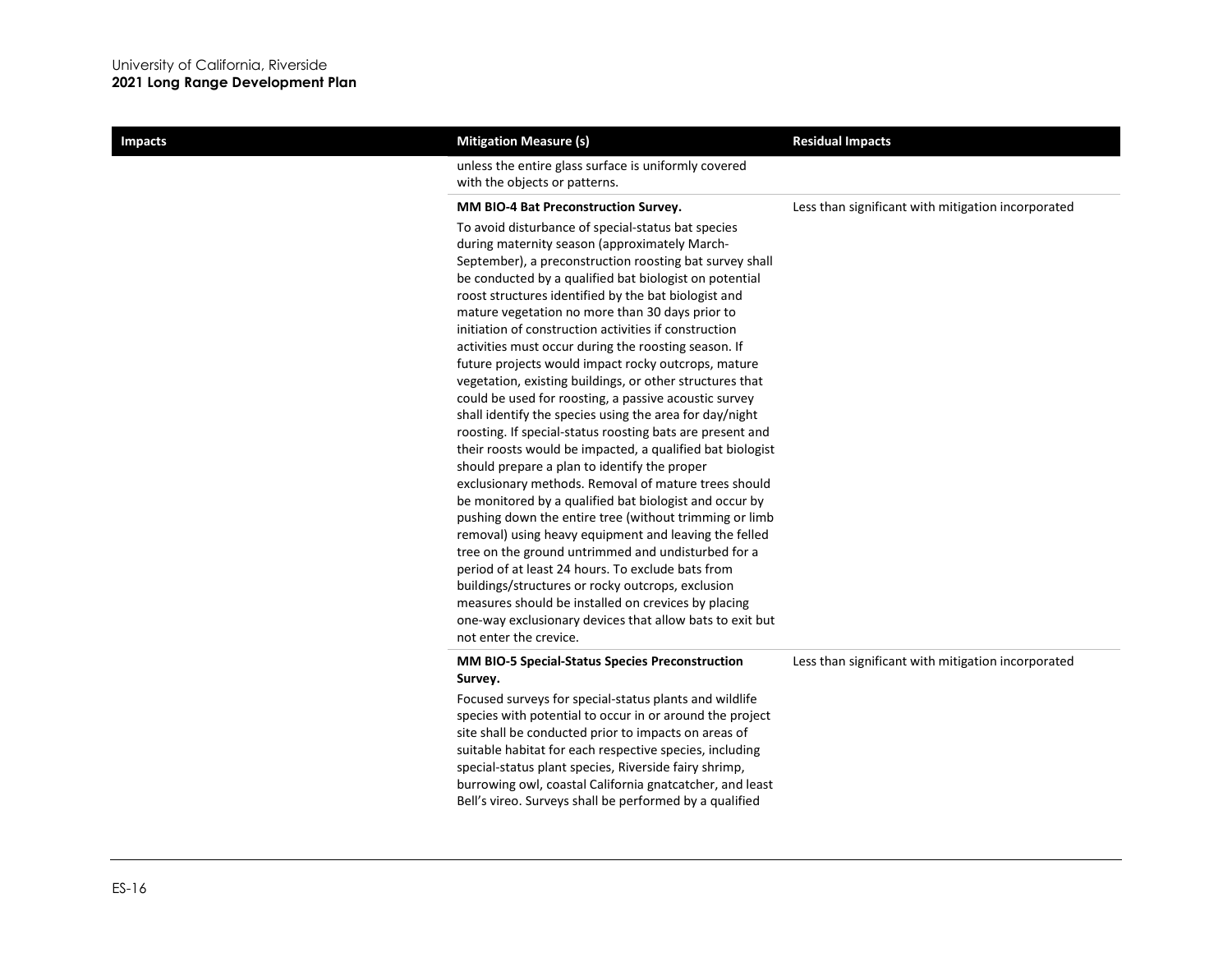| Impacts | Mitigation Measure (s) | Residual Impacts |
|---|---|---|
| | unless the entire glass surface is uniformly covered with the objects or patterns. | |
| | **MM BIO-4 Bat Preconstruction Survey.** To avoid disturbance of special-status bat species during maternity season (approximately March-September), a preconstruction roosting bat survey shall be conducted by a qualified bat biologist on potential roost structures identified by the bat biologist and mature vegetation no more than 30 days prior to initiation of construction activities if construction activities must occur during the roosting season. If future projects would impact rocky outcrops, mature vegetation, existing buildings, or other structures that could be used for roosting, a passive acoustic survey shall identify the species using the area for day/night roosting. If special-status roosting bats are present and their roosts would be impacted, a qualified bat biologist should prepare a plan to identify the proper exclusionary methods. Removal of mature trees should be monitored by a qualified bat biologist and occur by pushing down the entire tree (without trimming or limb removal) using heavy equipment and leaving the felled tree on the ground untrimmed and undisturbed for a period of at least 24 hours. To exclude bats from buildings/structures or rocky outcrops, exclusion measures should be installed on crevices by placing one-way exclusionary devices that allow bats to exit but not enter the crevice. | Less than significant with mitigation incorporated |
| | **MM BIO-5 Special-Status Species Preconstruction Survey.** Focused surveys for special-status plants and wildlife species with potential to occur in or around the project site shall be conducted prior to impacts on areas of suitable habitat for each respective species, including special-status plant species, Riverside fairy shrimp, burrowing owl, coastal California gnatcatcher, and least Bell's vireo. Surveys shall be performed by a qualified | Less than significant with mitigation incorporated |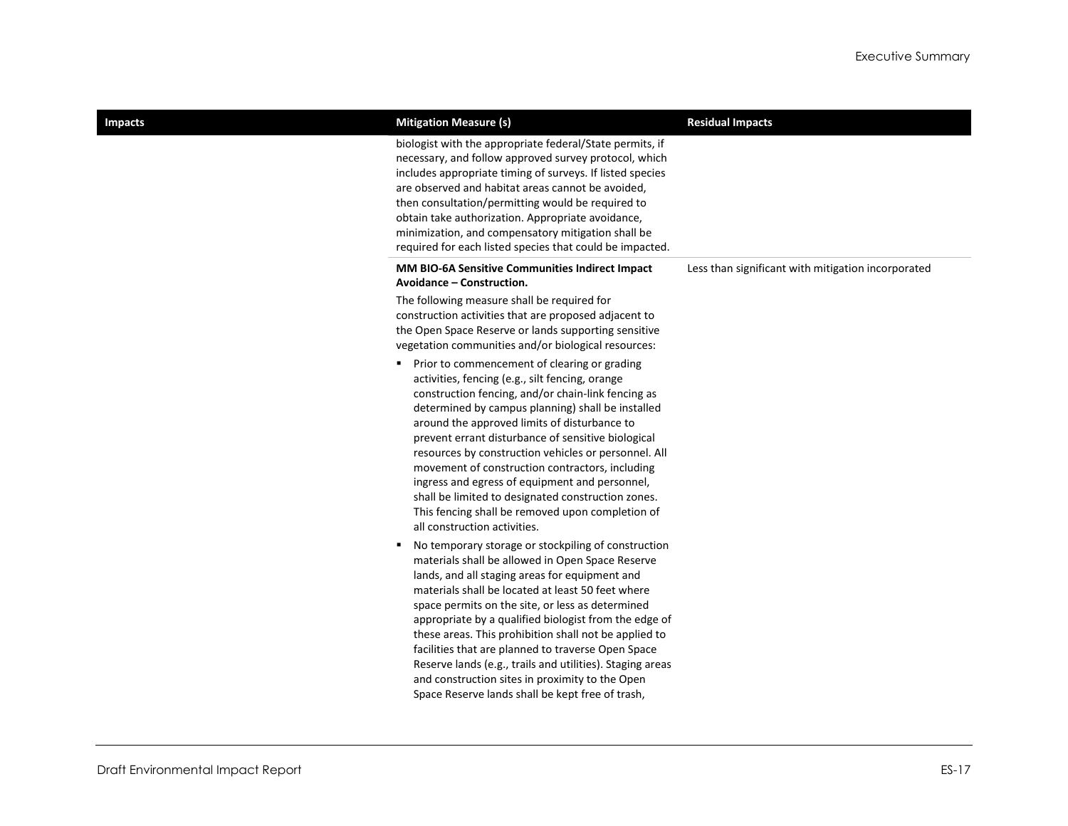| Impacts | Mitigation Measure (s) | Residual Impacts |
|---|---|---|
| | biologist with the appropriate federal/State permits, if necessary, and follow approved survey protocol, which includes appropriate timing of surveys. If listed species are observed and habitat areas cannot be avoided, then consultation/permitting would be required to obtain take authorization. Appropriate avoidance, minimization, and compensatory mitigation shall be required for each listed species that could be impacted. | |
| | **MM BIO-6A Sensitive Communities Indirect Impact Avoidance – Construction.**<br><br>The following measure shall be required for construction activities that are proposed adjacent to the Open Space Reserve or lands supporting sensitive vegetation communities and/or biological resources:<br><br>▪ Prior to commencement of clearing or grading activities, fencing (e.g., silt fencing, orange construction fencing, and/or chain-link fencing as determined by campus planning) shall be installed around the approved limits of disturbance to prevent errant disturbance of sensitive biological resources by construction vehicles or personnel. All movement of construction contractors, including ingress and egress of equipment and personnel, shall be limited to designated construction zones. This fencing shall be removed upon completion of all construction activities.<br><br>▪ No temporary storage or stockpiling of construction materials shall be allowed in Open Space Reserve lands, and all staging areas for equipment and materials shall be located at least 50 feet where space permits on the site, or less as determined appropriate by a qualified biologist from the edge of these areas. This prohibition shall not be applied to facilities that are planned to traverse Open Space Reserve lands (e.g., trails and utilities). Staging areas and construction sites in proximity to the Open Space Reserve lands shall be kept free of trash, | Less than significant with mitigation incorporated |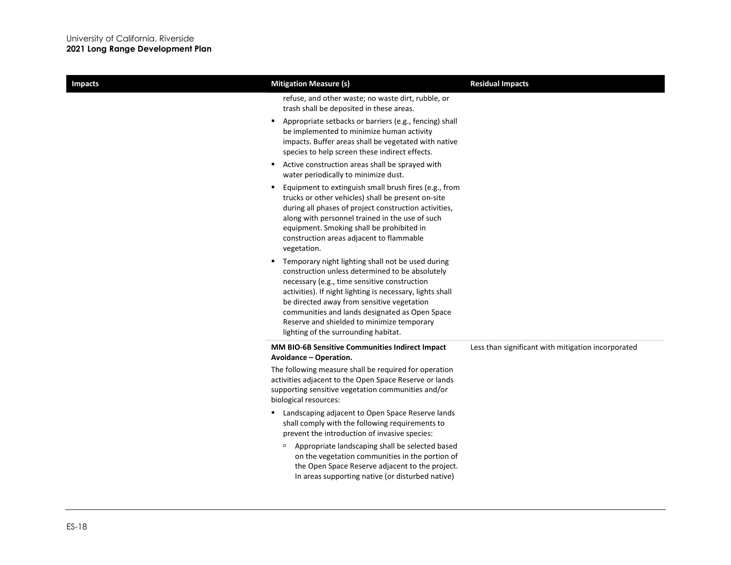| Impacts | Mitigation Measure (s) | Residual Impacts |
|---|---|---|
| | refuse, and other waste; no waste dirt, rubble, or trash shall be deposited in these areas.<br>▪ Appropriate setbacks or barriers (e.g., fencing) shall be implemented to minimize human activity impacts. Buffer areas shall be vegetated with native species to help screen these indirect effects.<br>▪ Active construction areas shall be sprayed with water periodically to minimize dust.<br>▪ Equipment to extinguish small brush fires (e.g., from trucks or other vehicles) shall be present on-site during all phases of project construction activities, along with personnel trained in the use of such equipment. Smoking shall be prohibited in construction areas adjacent to flammable vegetation.<br>▪ Temporary night lighting shall not be used during construction unless determined to be absolutely necessary (e.g., time sensitive construction activities). If night lighting is necessary, lights shall be directed away from sensitive vegetation communities and lands designated as Open Space Reserve and shielded to minimize temporary lighting of the surrounding habitat. | |
| | **MM BIO-6B Sensitive Communities Indirect Impact Avoidance – Operation.**<br>The following measure shall be required for operation activities adjacent to the Open Space Reserve or lands supporting sensitive vegetation communities and/or biological resources:<br>▪ Landscaping adjacent to Open Space Reserve lands shall comply with the following requirements to prevent the introduction of invasive species:<br>▫ Appropriate landscaping shall be selected based on the vegetation communities in the portion of the Open Space Reserve adjacent to the project. In areas supporting native (or disturbed native) | Less than significant with mitigation incorporated |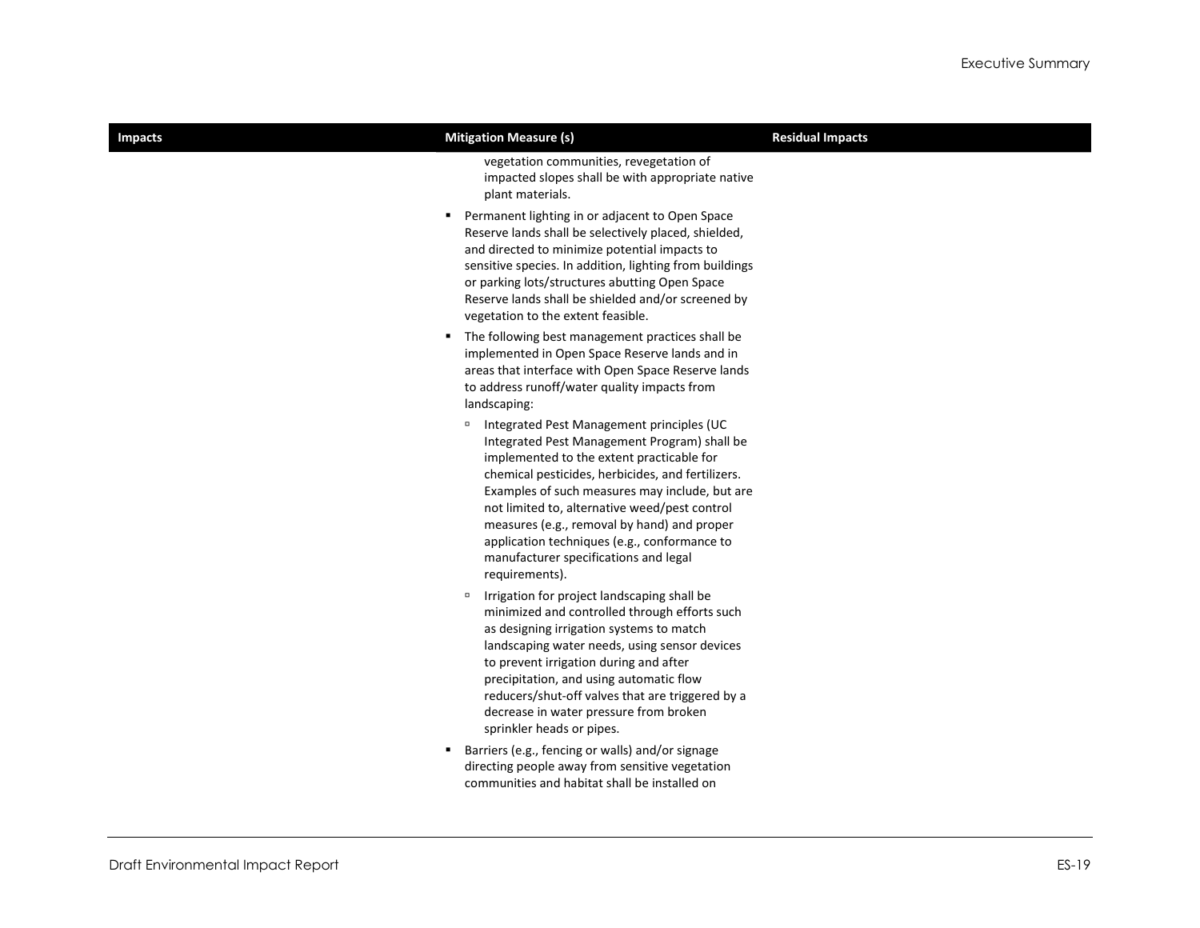| Impacts | Mitigation Measure (s) | Residual Impacts |
|---|---|---|
| | vegetation communities, revegetation of impacted slopes shall be with appropriate native plant materials.<br><br>▪ Permanent lighting in or adjacent to Open Space Reserve lands shall be selectively placed, shielded, and directed to minimize potential impacts to sensitive species. In addition, lighting from buildings or parking lots/structures abutting Open Space Reserve lands shall be shielded and/or screened by vegetation to the extent feasible.<br><br>▪ The following best management practices shall be implemented in Open Space Reserve lands and in areas that interface with Open Space Reserve lands to address runoff/water quality impacts from landscaping:<br><br>▫ Integrated Pest Management principles (UC Integrated Pest Management Program) shall be implemented to the extent practicable for chemical pesticides, herbicides, and fertilizers. Examples of such measures may include, but are not limited to, alternative weed/pest control measures (e.g., removal by hand) and proper application techniques (e.g., conformance to manufacturer specifications and legal requirements).<br><br>▫ Irrigation for project landscaping shall be minimized and controlled through efforts such as designing irrigation systems to match landscaping water needs, using sensor devices to prevent irrigation during and after precipitation, and using automatic flow reducers/shut-off valves that are triggered by a decrease in water pressure from broken sprinkler heads or pipes.<br><br>▪ Barriers (e.g., fencing or walls) and/or signage directing people away from sensitive vegetation communities and habitat shall be installed on | |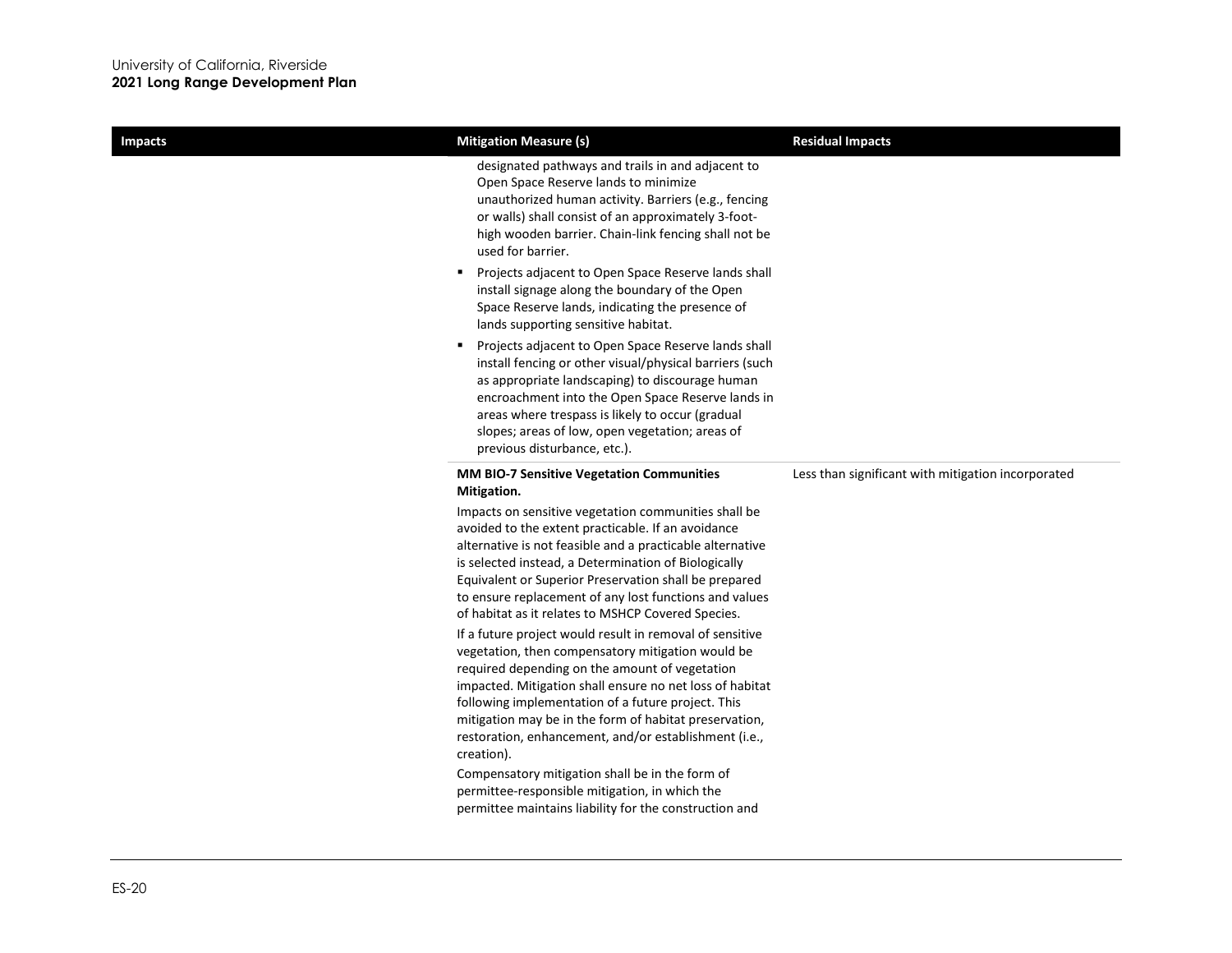| Impacts | Mitigation Measure (s) | Residual Impacts |
|---|---|---|
| | designated pathways and trails in and adjacent to Open Space Reserve lands to minimize unauthorized human activity. Barriers (e.g., fencing or walls) shall consist of an approximately 3-foot-high wooden barrier. Chain-link fencing shall not be used for barrier.<br>▪ Projects adjacent to Open Space Reserve lands shall install signage along the boundary of the Open Space Reserve lands, indicating the presence of lands supporting sensitive habitat.<br>▪ Projects adjacent to Open Space Reserve lands shall install fencing or other visual/physical barriers (such as appropriate landscaping) to discourage human encroachment into the Open Space Reserve lands in areas where trespass is likely to occur (gradual slopes; areas of low, open vegetation; areas of previous disturbance, etc.). | |
| | **MM BIO-7 Sensitive Vegetation Communities Mitigation.**<br>Impacts on sensitive vegetation communities shall be avoided to the extent practicable. If an avoidance alternative is not feasible and a practicable alternative is selected instead, a Determination of Biologically Equivalent or Superior Preservation shall be prepared to ensure replacement of any lost functions and values of habitat as it relates to MSHCP Covered Species.<br>If a future project would result in removal of sensitive vegetation, then compensatory mitigation would be required depending on the amount of vegetation impacted. Mitigation shall ensure no net loss of habitat following implementation of a future project. This mitigation may be in the form of habitat preservation, restoration, enhancement, and/or establishment (i.e., creation).<br>Compensatory mitigation shall be in the form of permittee-responsible mitigation, in which the permittee maintains liability for the construction and | Less than significant with mitigation incorporated |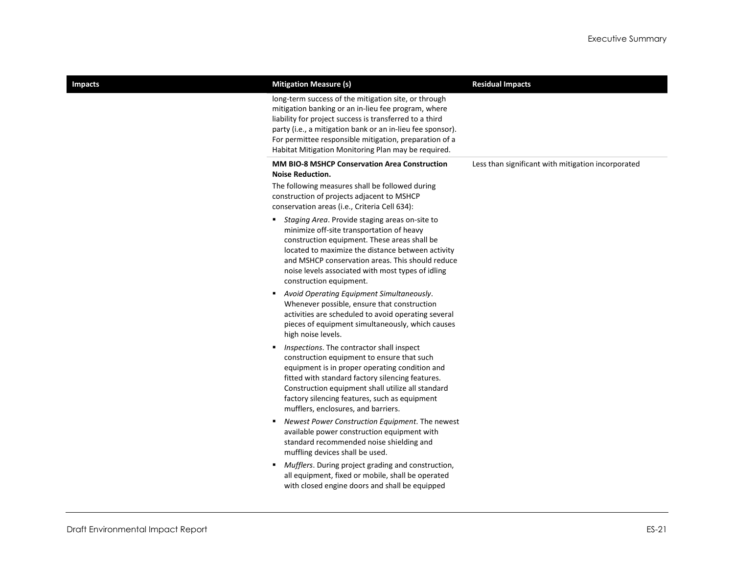| Impacts | Mitigation Measure (s) | Residual Impacts |
|---|---|---|
| | long-term success of the mitigation site, or through mitigation banking or an in-lieu fee program, where liability for project success is transferred to a third party (i.e., a mitigation bank or an in-lieu fee sponsor). For permittee responsible mitigation, preparation of a Habitat Mitigation Monitoring Plan may be required. | |
| | **MM BIO-8 MSHCP Conservation Area Construction Noise Reduction.**<br><br>The following measures shall be followed during construction of projects adjacent to MSHCP conservation areas (i.e., Criteria Cell 634):<br><br>▪ *Staging Area*. Provide staging areas on-site to minimize off-site transportation of heavy construction equipment. These areas shall be located to maximize the distance between activity and MSHCP conservation areas. This should reduce noise levels associated with most types of idling construction equipment.<br><br>▪ *Avoid Operating Equipment Simultaneously*. Whenever possible, ensure that construction activities are scheduled to avoid operating several pieces of equipment simultaneously, which causes high noise levels.<br><br>▪ *Inspections*. The contractor shall inspect construction equipment to ensure that such equipment is in proper operating condition and fitted with standard factory silencing features. Construction equipment shall utilize all standard factory silencing features, such as equipment mufflers, enclosures, and barriers.<br><br>▪ *Newest Power Construction Equipment*. The newest available power construction equipment with standard recommended noise shielding and muffling devices shall be used.<br><br>▪ *Mufflers*. During project grading and construction, all equipment, fixed or mobile, shall be operated with closed engine doors and shall be equipped | Less than significant with mitigation incorporated |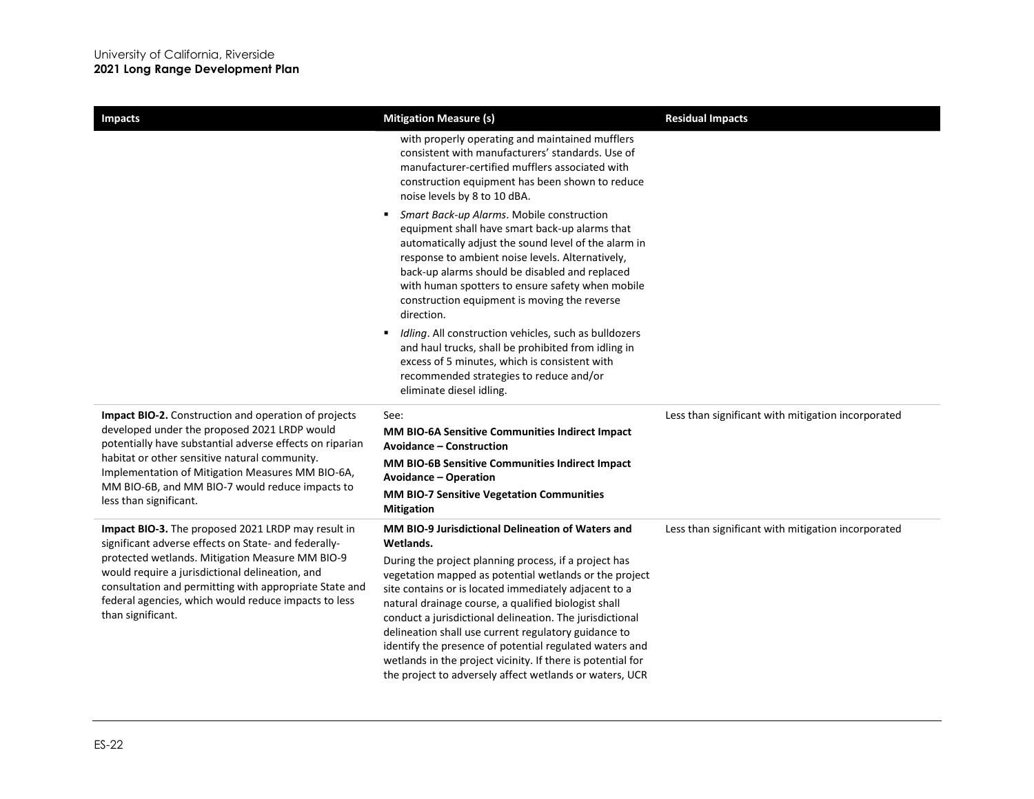| Impacts | Mitigation Measure (s) | Residual Impacts |
|---|---|---|
| | with properly operating and maintained mufflers consistent with manufacturers' standards. Use of manufacturer-certified mufflers associated with construction equipment has been shown to reduce noise levels by 8 to 10 dBA.<br>▪ *Smart Back-up Alarms*. Mobile construction equipment shall have smart back-up alarms that automatically adjust the sound level of the alarm in response to ambient noise levels. Alternatively, back-up alarms should be disabled and replaced with human spotters to ensure safety when mobile construction equipment is moving the reverse direction.<br>▪ *Idling*. All construction vehicles, such as bulldozers and haul trucks, shall be prohibited from idling in excess of 5 minutes, which is consistent with recommended strategies to reduce and/or eliminate diesel idling. | |
| **Impact BIO-2.** Construction and operation of projects developed under the proposed 2021 LRDP would potentially have substantial adverse effects on riparian habitat or other sensitive natural community. Implementation of Mitigation Measures MM BIO-6A, MM BIO-6B, and MM BIO-7 would reduce impacts to less than significant. | See:<br>**MM BIO-6A Sensitive Communities Indirect Impact Avoidance – Construction**<br>**MM BIO-6B Sensitive Communities Indirect Impact Avoidance – Operation**<br>**MM BIO-7 Sensitive Vegetation Communities Mitigation** | Less than significant with mitigation incorporated |
| **Impact BIO-3.** The proposed 2021 LRDP may result in significant adverse effects on State- and federally-protected wetlands. Mitigation Measure MM BIO-9 would require a jurisdictional delineation, and consultation and permitting with appropriate State and federal agencies, which would reduce impacts to less than significant. | **MM BIO-9 Jurisdictional Delineation of Waters and Wetlands.**<br>During the project planning process, if a project has vegetation mapped as potential wetlands or the project site contains or is located immediately adjacent to a natural drainage course, a qualified biologist shall conduct a jurisdictional delineation. The jurisdictional delineation shall use current regulatory guidance to identify the presence of potential regulated waters and wetlands in the project vicinity. If there is potential for the project to adversely affect wetlands or waters, UCR | Less than significant with mitigation incorporated |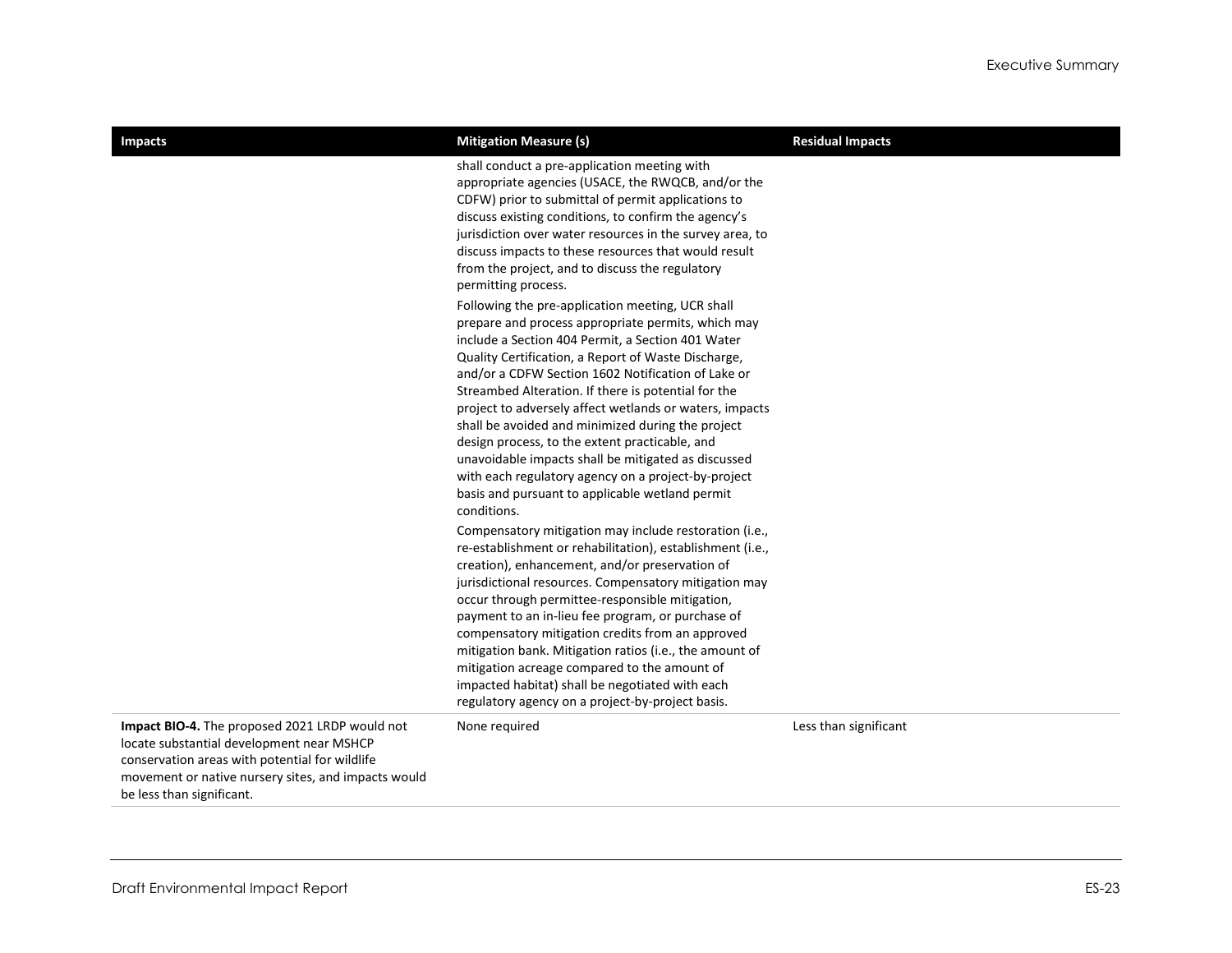| Impacts | Mitigation Measure (s) | Residual Impacts |
|---|---|---|
| | shall conduct a pre-application meeting with appropriate agencies (USACE, the RWQCB, and/or the CDFW) prior to submittal of permit applications to discuss existing conditions, to confirm the agency's jurisdiction over water resources in the survey area, to discuss impacts to these resources that would result from the project, and to discuss the regulatory permitting process.<br><br>Following the pre-application meeting, UCR shall prepare and process appropriate permits, which may include a Section 404 Permit, a Section 401 Water Quality Certification, a Report of Waste Discharge, and/or a CDFW Section 1602 Notification of Lake or Streambed Alteration. If there is potential for the project to adversely affect wetlands or waters, impacts shall be avoided and minimized during the project design process, to the extent practicable, and unavoidable impacts shall be mitigated as discussed with each regulatory agency on a project-by-project basis and pursuant to applicable wetland permit conditions.<br><br>Compensatory mitigation may include restoration (i.e., re-establishment or rehabilitation), establishment (i.e., creation), enhancement, and/or preservation of jurisdictional resources. Compensatory mitigation may occur through permittee-responsible mitigation, payment to an in-lieu fee program, or purchase of compensatory mitigation credits from an approved mitigation bank. Mitigation ratios (i.e., the amount of mitigation acreage compared to the amount of impacted habitat) shall be negotiated with each regulatory agency on a project-by-project basis. | |
| **Impact BIO-4.** The proposed 2021 LRDP would not locate substantial development near MSHCP conservation areas with potential for wildlife movement or native nursery sites, and impacts would be less than significant. | None required | Less than significant |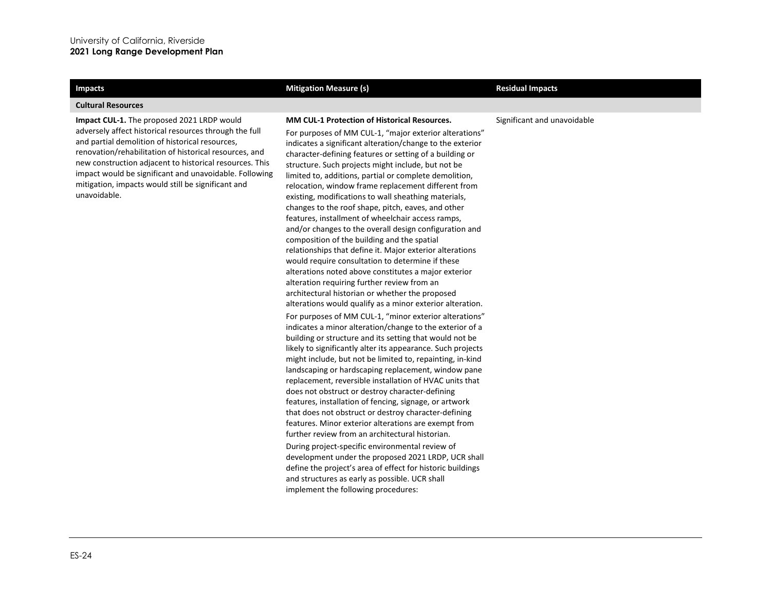| Impacts | Mitigation Measure (s) | Residual Impacts |
|---|---|---|
| **Cultural Resources** | | |
| **Impact CUL-1.** The proposed 2021 LRDP would adversely affect historical resources through the full and partial demolition of historical resources, renovation/rehabilitation of historical resources, and new construction adjacent to historical resources. This impact would be significant and unavoidable. Following mitigation, impacts would still be significant and unavoidable. | **MM CUL-1 Protection of Historical Resources.** For purposes of MM CUL-1, "major exterior alterations" indicates a significant alteration/change to the exterior character-defining features or setting of a building or structure. Such projects might include, but not be limited to, additions, partial or complete demolition, relocation, window frame replacement different from existing, modifications to wall sheathing materials, changes to the roof shape, pitch, eaves, and other features, installment of wheelchair access ramps, and/or changes to the overall design configuration and composition of the building and the spatial relationships that define it. Major exterior alterations would require consultation to determine if these alterations noted above constitutes a major exterior alteration requiring further review from an architectural historian or whether the proposed alterations would qualify as a minor exterior alteration. For purposes of MM CUL-1, "minor exterior alterations" indicates a minor alteration/change to the exterior of a building or structure and its setting that would not be likely to significantly alter its appearance. Such projects might include, but not be limited to, repainting, in-kind landscaping or hardscaping replacement, window pane replacement, reversible installation of HVAC units that does not obstruct or destroy character-defining features, installation of fencing, signage, or artwork that does not obstruct or destroy character-defining features. Minor exterior alterations are exempt from further review from an architectural historian. During project-specific environmental review of development under the proposed 2021 LRDP, UCR shall define the project's area of effect for historic buildings and structures as early as possible. UCR shall implement the following procedures: | Significant and unavoidable |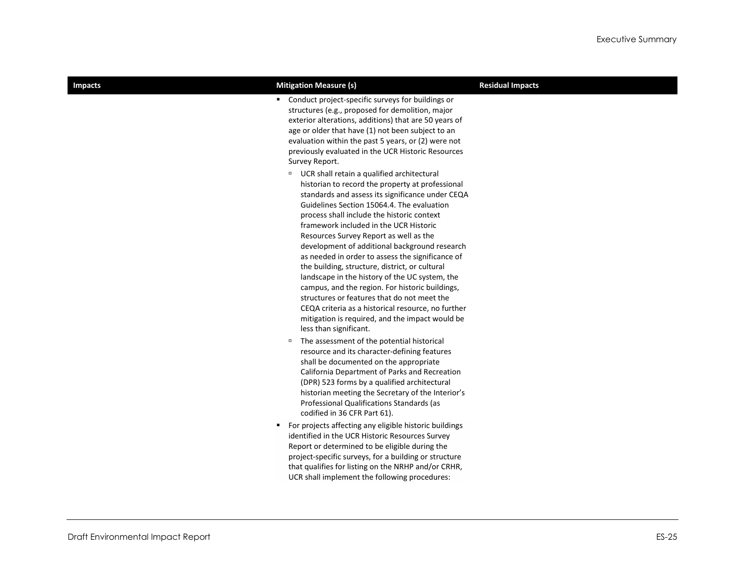| Impacts | Mitigation Measure (s) | Residual Impacts |
|---|---|---|
| | ▪ Conduct project-specific surveys for buildings or structures (e.g., proposed for demolition, major exterior alterations, additions) that are 50 years of age or older that have (1) not been subject to an evaluation within the past 5 years, or (2) were not previously evaluated in the UCR Historic Resources Survey Report.<br>▫ UCR shall retain a qualified architectural historian to record the property at professional standards and assess its significance under CEQA Guidelines Section 15064.4. The evaluation process shall include the historic context framework included in the UCR Historic Resources Survey Report as well as the development of additional background research as needed in order to assess the significance of the building, structure, district, or cultural landscape in the history of the UC system, the campus, and the region. For historic buildings, structures or features that do not meet the CEQA criteria as a historical resource, no further mitigation is required, and the impact would be less than significant.<br>▫ The assessment of the potential historical resource and its character-defining features shall be documented on the appropriate California Department of Parks and Recreation (DPR) 523 forms by a qualified architectural historian meeting the Secretary of the Interior's Professional Qualifications Standards (as codified in 36 CFR Part 61).<br>▪ For projects affecting any eligible historic buildings identified in the UCR Historic Resources Survey Report or determined to be eligible during the project-specific surveys, for a building or structure that qualifies for listing on the NRHP and/or CRHR, UCR shall implement the following procedures: | |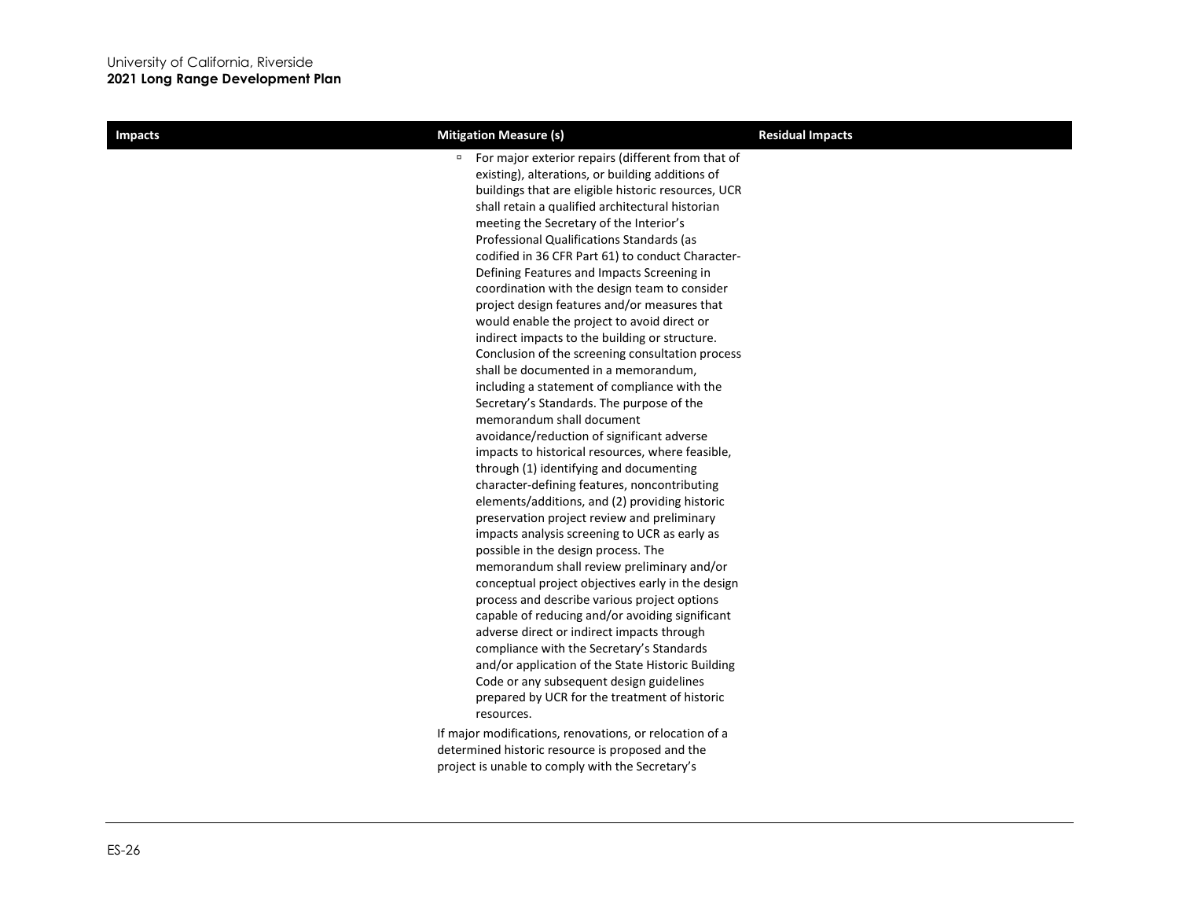| Impacts | Mitigation Measure (s) | Residual Impacts |
|---|---|---|
| | ▫ For major exterior repairs (different from that of existing), alterations, or building additions of buildings that are eligible historic resources, UCR shall retain a qualified architectural historian meeting the Secretary of the Interior's Professional Qualifications Standards (as codified in 36 CFR Part 61) to conduct Character-Defining Features and Impacts Screening in coordination with the design team to consider project design features and/or measures that would enable the project to avoid direct or indirect impacts to the building or structure. Conclusion of the screening consultation process shall be documented in a memorandum, including a statement of compliance with the Secretary's Standards. The purpose of the memorandum shall document avoidance/reduction of significant adverse impacts to historical resources, where feasible, through (1) identifying and documenting character-defining features, noncontributing elements/additions, and (2) providing historic preservation project review and preliminary impacts analysis screening to UCR as early as possible in the design process. The memorandum shall review preliminary and/or conceptual project objectives early in the design process and describe various project options capable of reducing and/or avoiding significant adverse direct or indirect impacts through compliance with the Secretary's Standards and/or application of the State Historic Building Code or any subsequent design guidelines prepared by UCR for the treatment of historic resources.<br><br>If major modifications, renovations, or relocation of a determined historic resource is proposed and the project is unable to comply with the Secretary's | |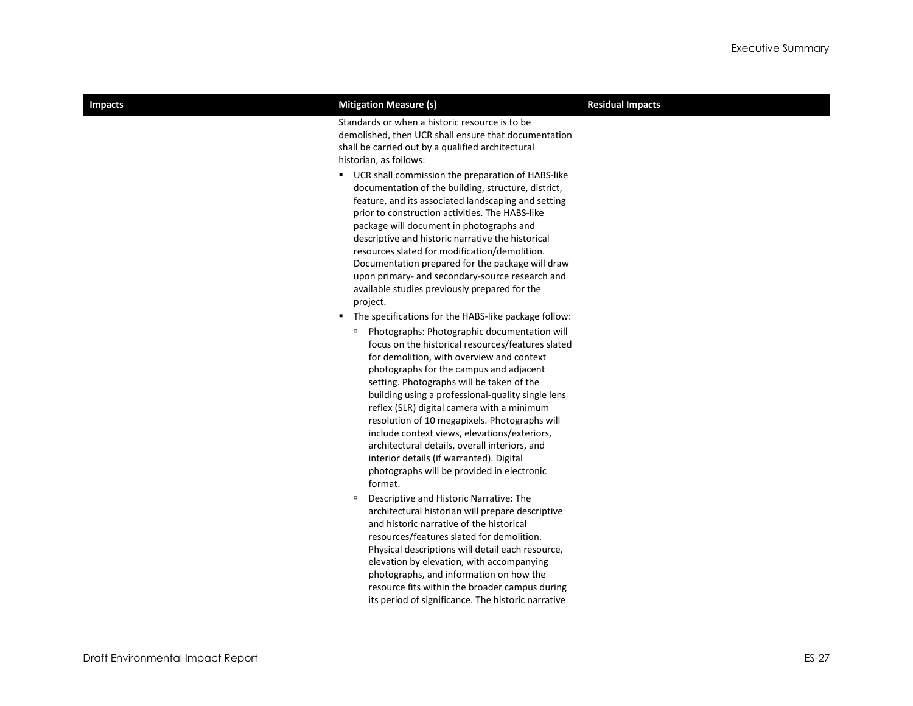| Impacts | Mitigation Measure (s) | Residual Impacts |
|---|---|---|
| | Standards or when a historic resource is to be demolished, then UCR shall ensure that documentation shall be carried out by a qualified architectural historian, as follows:<br><br>▪ UCR shall commission the preparation of HABS-like documentation of the building, structure, district, feature, and its associated landscaping and setting prior to construction activities. The HABS-like package will document in photographs and descriptive and historic narrative the historical resources slated for modification/demolition. Documentation prepared for the package will draw upon primary- and secondary-source research and available studies previously prepared for the project.<br><br>▪ The specifications for the HABS-like package follow:<br><br>▫ Photographs: Photographic documentation will focus on the historical resources/features slated for demolition, with overview and context photographs for the campus and adjacent setting. Photographs will be taken of the building using a professional-quality single lens reflex (SLR) digital camera with a minimum resolution of 10 megapixels. Photographs will include context views, elevations/exteriors, architectural details, overall interiors, and interior details (if warranted). Digital photographs will be provided in electronic format.<br><br>▫ Descriptive and Historic Narrative: The architectural historian will prepare descriptive and historic narrative of the historical resources/features slated for demolition. Physical descriptions will detail each resource, elevation by elevation, with accompanying photographs, and information on how the resource fits within the broader campus during its period of significance. The historic narrative | |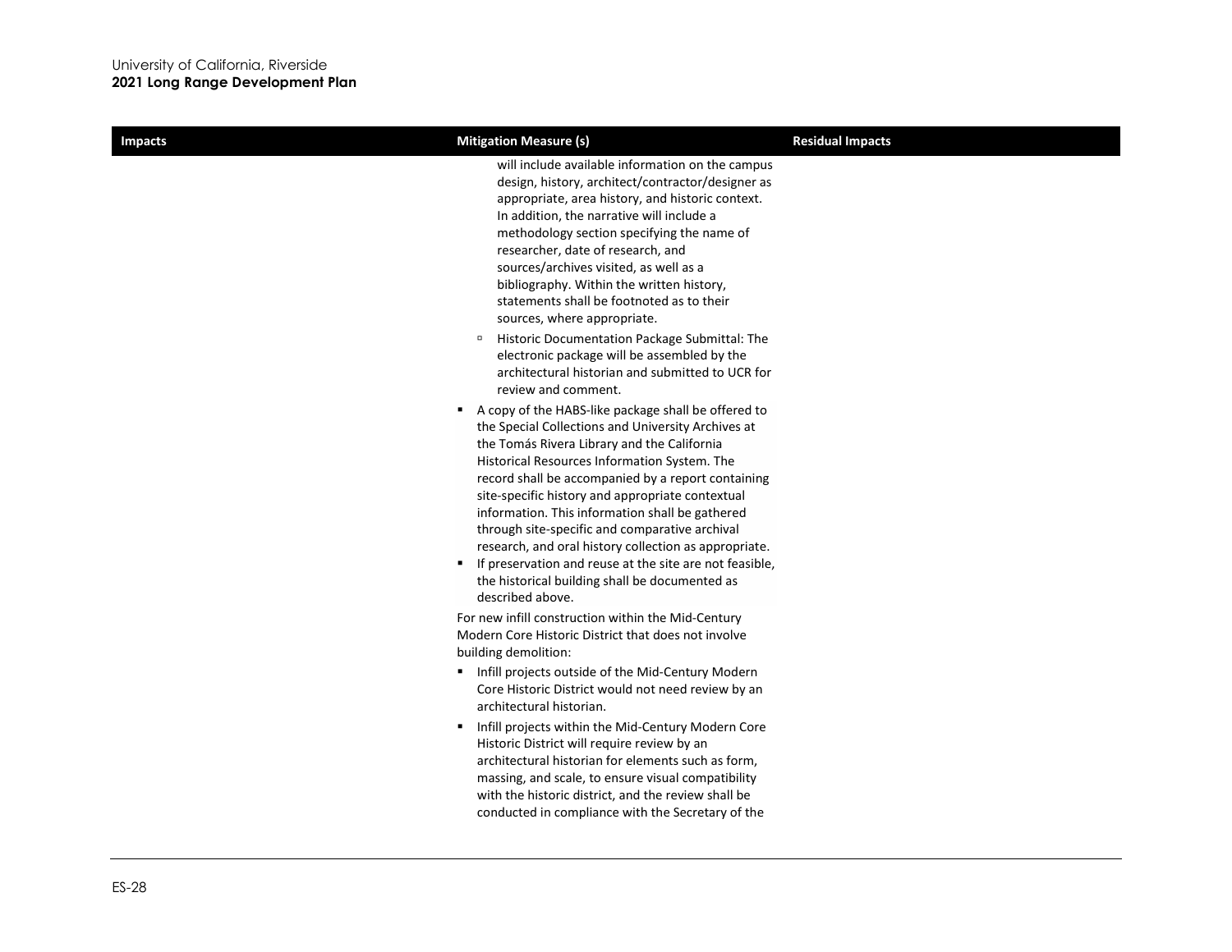| Impacts | Mitigation Measure (s) | Residual Impacts |
|---|---|---|
| | will include available information on the campus design, history, architect/contractor/designer as appropriate, area history, and historic context. In addition, the narrative will include a methodology section specifying the name of researcher, date of research, and sources/archives visited, as well as a bibliography. Within the written history, statements shall be footnoted as to their sources, where appropriate.<br>▫ Historic Documentation Package Submittal: The electronic package will be assembled by the architectural historian and submitted to UCR for review and comment.<br>▪ A copy of the HABS-like package shall be offered to the Special Collections and University Archives at the Tomás Rivera Library and the California Historical Resources Information System. The record shall be accompanied by a report containing site-specific history and appropriate contextual information. This information shall be gathered through site-specific and comparative archival research, and oral history collection as appropriate.<br>▪ If preservation and reuse at the site are not feasible, the historical building shall be documented as described above.<br>For new infill construction within the Mid-Century Modern Core Historic District that does not involve building demolition:<br>▪ Infill projects outside of the Mid-Century Modern Core Historic District would not need review by an architectural historian.<br>▪ Infill projects within the Mid-Century Modern Core Historic District will require review by an architectural historian for elements such as form, massing, and scale, to ensure visual compatibility with the historic district, and the review shall be conducted in compliance with the Secretary of the | |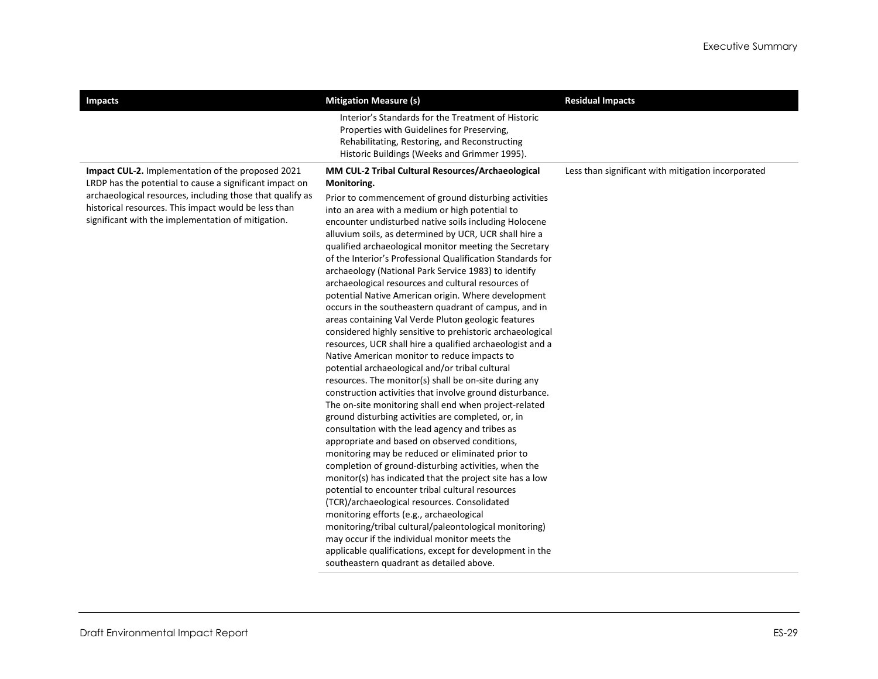| Impacts | Mitigation Measure (s) | Residual Impacts |
|---|---|---|
| | Interior's Standards for the Treatment of Historic Properties with Guidelines for Preserving, Rehabilitating, Restoring, and Reconstructing Historic Buildings (Weeks and Grimmer 1995). | |
| **Impact CUL-2.** Implementation of the proposed 2021 LRDP has the potential to cause a significant impact on archaeological resources, including those that qualify as historical resources. This impact would be less than significant with the implementation of mitigation. | **MM CUL-2 Tribal Cultural Resources/Archaeological Monitoring.** Prior to commencement of ground disturbing activities into an area with a medium or high potential to encounter undisturbed native soils including Holocene alluvium soils, as determined by UCR, UCR shall hire a qualified archaeological monitor meeting the Secretary of the Interior's Professional Qualification Standards for archaeology (National Park Service 1983) to identify archaeological resources and cultural resources of potential Native American origin. Where development occurs in the southeastern quadrant of campus, and in areas containing Val Verde Pluton geologic features considered highly sensitive to prehistoric archaeological resources, UCR shall hire a qualified archaeologist and a Native American monitor to reduce impacts to potential archaeological and/or tribal cultural resources. The monitor(s) shall be on-site during any construction activities that involve ground disturbance. The on-site monitoring shall end when project-related ground disturbing activities are completed, or, in consultation with the lead agency and tribes as appropriate and based on observed conditions, monitoring may be reduced or eliminated prior to completion of ground-disturbing activities, when the monitor(s) has indicated that the project site has a low potential to encounter tribal cultural resources (TCR)/archaeological resources. Consolidated monitoring efforts (e.g., archaeological monitoring/tribal cultural/paleontological monitoring) may occur if the individual monitor meets the applicable qualifications, except for development in the southeastern quadrant as detailed above. | Less than significant with mitigation incorporated |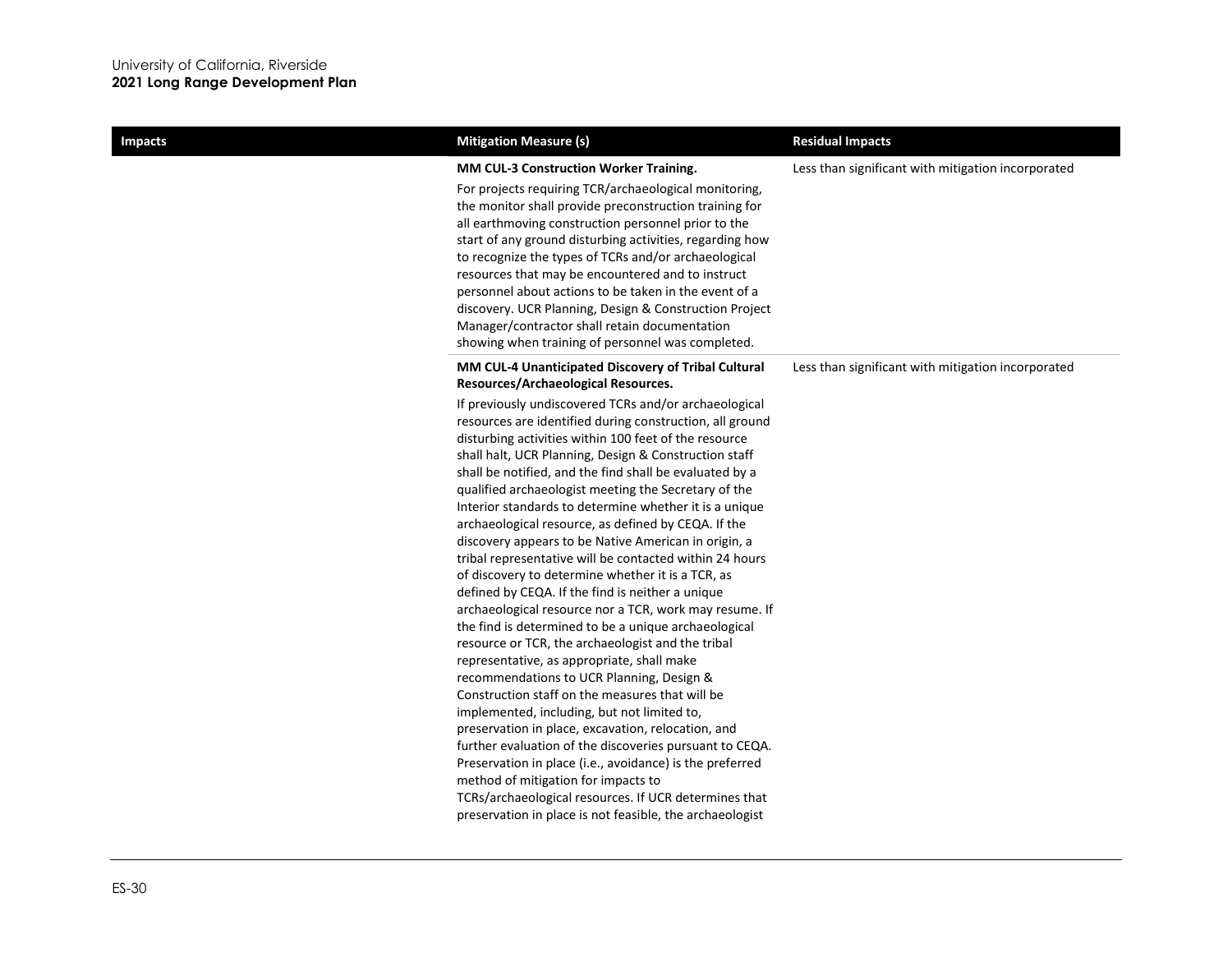| Impacts | Mitigation Measure (s) | Residual Impacts |
|---|---|---|
| | **MM CUL-3 Construction Worker Training.** For projects requiring TCR/archaeological monitoring, the monitor shall provide preconstruction training for all earthmoving construction personnel prior to the start of any ground disturbing activities, regarding how to recognize the types of TCRs and/or archaeological resources that may be encountered and to instruct personnel about actions to be taken in the event of a discovery. UCR Planning, Design & Construction Project Manager/contractor shall retain documentation showing when training of personnel was completed. | Less than significant with mitigation incorporated |
| | **MM CUL-4 Unanticipated Discovery of Tribal Cultural Resources/Archaeological Resources.** If previously undiscovered TCRs and/or archaeological resources are identified during construction, all ground disturbing activities within 100 feet of the resource shall halt, UCR Planning, Design & Construction staff shall be notified, and the find shall be evaluated by a qualified archaeologist meeting the Secretary of the Interior standards to determine whether it is a unique archaeological resource, as defined by CEQA. If the discovery appears to be Native American in origin, a tribal representative will be contacted within 24 hours of discovery to determine whether it is a TCR, as defined by CEQA. If the find is neither a unique archaeological resource nor a TCR, work may resume. If the find is determined to be a unique archaeological resource or TCR, the archaeologist and the tribal representative, as appropriate, shall make recommendations to UCR Planning, Design & Construction staff on the measures that will be implemented, including, but not limited to, preservation in place, excavation, relocation, and further evaluation of the discoveries pursuant to CEQA. Preservation in place (i.e., avoidance) is the preferred method of mitigation for impacts to TCRs/archaeological resources. If UCR determines that preservation in place is not feasible, the archaeologist | Less than significant with mitigation incorporated |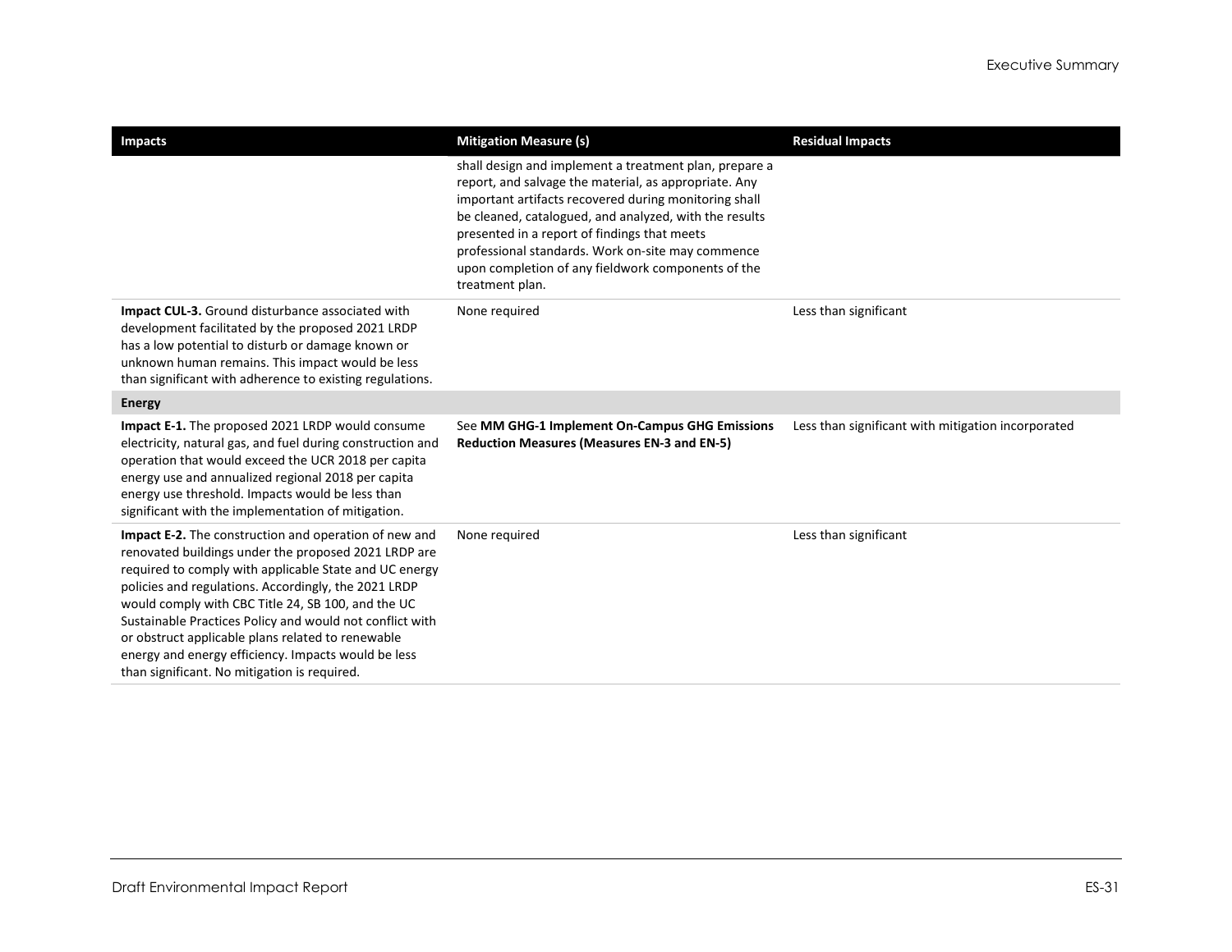| Impacts | Mitigation Measure (s) | Residual Impacts |
|---|---|---|
| | shall design and implement a treatment plan, prepare a report, and salvage the material, as appropriate. Any important artifacts recovered during monitoring shall be cleaned, catalogued, and analyzed, with the results presented in a report of findings that meets professional standards. Work on-site may commence upon completion of any fieldwork components of the treatment plan. | |
| **Impact CUL-3.** Ground disturbance associated with development facilitated by the proposed 2021 LRDP has a low potential to disturb or damage known or unknown human remains. This impact would be less than significant with adherence to existing regulations. | None required | Less than significant |
| **Energy** | | |
| **Impact E-1.** The proposed 2021 LRDP would consume electricity, natural gas, and fuel during construction and operation that would exceed the UCR 2018 per capita energy use and annualized regional 2018 per capita energy use threshold. Impacts would be less than significant with the implementation of mitigation. | See **MM GHG-1 Implement On-Campus GHG Emissions Reduction Measures (Measures EN-3 and EN-5)** | Less than significant with mitigation incorporated |
| **Impact E-2.** The construction and operation of new and renovated buildings under the proposed 2021 LRDP are required to comply with applicable State and UC energy policies and regulations. Accordingly, the 2021 LRDP would comply with CBC Title 24, SB 100, and the UC Sustainable Practices Policy and would not conflict with or obstruct applicable plans related to renewable energy and energy efficiency. Impacts would be less than significant. No mitigation is required. | None required | Less than significant |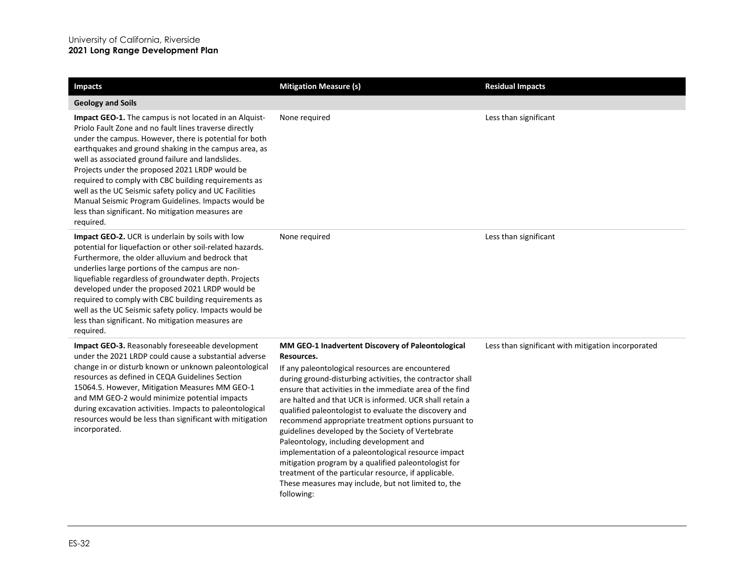| Impacts | Mitigation Measure (s) | Residual Impacts |
|---|---|---|
| **Geology and Soils** | | |
| **Impact GEO-1.** The campus is not located in an Alquist-Priolo Fault Zone and no fault lines traverse directly under the campus. However, there is potential for both earthquakes and ground shaking in the campus area, as well as associated ground failure and landslides. Projects under the proposed 2021 LRDP would be required to comply with CBC building requirements as well as the UC Seismic safety policy and UC Facilities Manual Seismic Program Guidelines. Impacts would be less than significant. No mitigation measures are required. | None required | Less than significant |
| **Impact GEO-2.** UCR is underlain by soils with low potential for liquefaction or other soil-related hazards. Furthermore, the older alluvium and bedrock that underlies large portions of the campus are non-liquefiable regardless of groundwater depth. Projects developed under the proposed 2021 LRDP would be required to comply with CBC building requirements as well as the UC Seismic safety policy. Impacts would be less than significant. No mitigation measures are required. | None required | Less than significant |
| **Impact GEO-3.** Reasonably foreseeable development under the 2021 LRDP could cause a substantial adverse change in or disturb known or unknown paleontological resources as defined in CEQA Guidelines Section 15064.5. However, Mitigation Measures MM GEO-1 and MM GEO-2 would minimize potential impacts during excavation activities. Impacts to paleontological resources would be less than significant with mitigation incorporated. | **MM GEO-1 Inadvertent Discovery of Paleontological Resources.**<br>If any paleontological resources are encountered during ground-disturbing activities, the contractor shall ensure that activities in the immediate area of the find are halted and that UCR is informed. UCR shall retain a qualified paleontologist to evaluate the discovery and recommend appropriate treatment options pursuant to guidelines developed by the Society of Vertebrate Paleontology, including development and implementation of a paleontological resource impact mitigation program by a qualified paleontologist for treatment of the particular resource, if applicable. These measures may include, but not limited to, the following: | Less than significant with mitigation incorporated |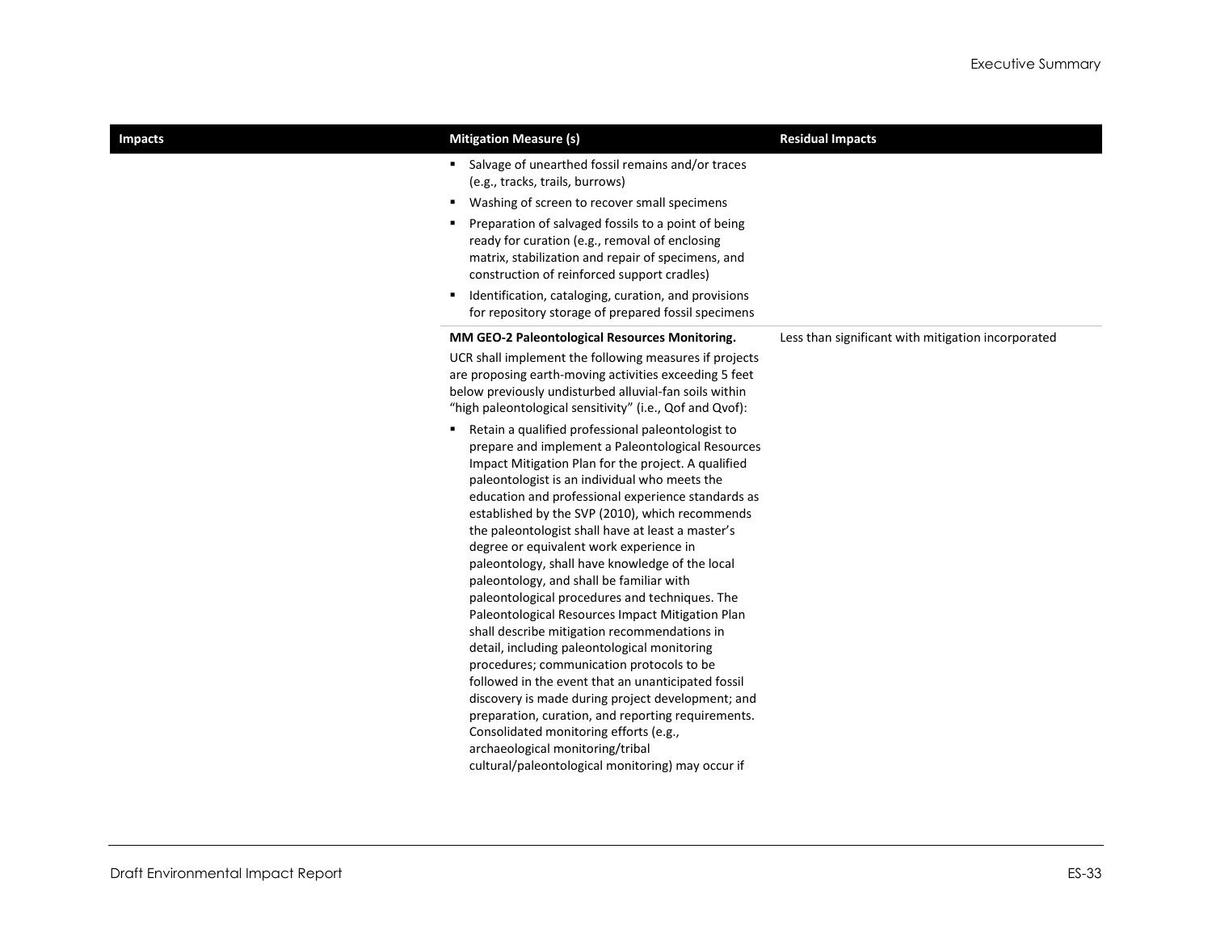| Impacts | Mitigation Measure (s) | Residual Impacts |
|---|---|---|
| | ▪ Salvage of unearthed fossil remains and/or traces (e.g., tracks, trails, burrows)<br>▪ Washing of screen to recover small specimens<br>▪ Preparation of salvaged fossils to a point of being ready for curation (e.g., removal of enclosing matrix, stabilization and repair of specimens, and construction of reinforced support cradles)<br>▪ Identification, cataloging, curation, and provisions for repository storage of prepared fossil specimens | |
| | **MM GEO-2 Paleontological Resources Monitoring.**<br>UCR shall implement the following measures if projects are proposing earth-moving activities exceeding 5 feet below previously undisturbed alluvial-fan soils within "high paleontological sensitivity" (i.e., Qof and Qvof):<br>▪ Retain a qualified professional paleontologist to prepare and implement a Paleontological Resources Impact Mitigation Plan for the project. A qualified paleontologist is an individual who meets the education and professional experience standards as established by the SVP (2010), which recommends the paleontologist shall have at least a master's degree or equivalent work experience in paleontology, shall have knowledge of the local paleontology, and shall be familiar with paleontological procedures and techniques. The Paleontological Resources Impact Mitigation Plan shall describe mitigation recommendations in detail, including paleontological monitoring procedures; communication protocols to be followed in the event that an unanticipated fossil discovery is made during project development; and preparation, curation, and reporting requirements. Consolidated monitoring efforts (e.g., archaeological monitoring/tribal cultural/paleontological monitoring) may occur if | Less than significant with mitigation incorporated |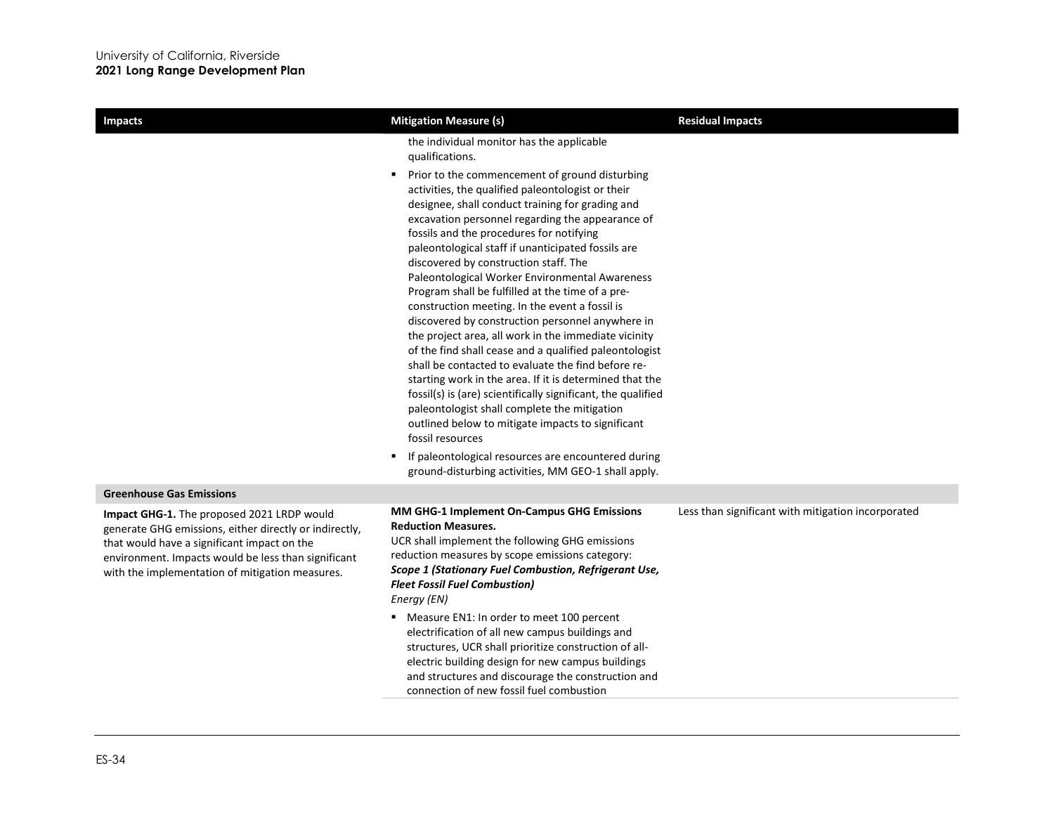| Impacts | Mitigation Measure (s) | Residual Impacts |
|---|---|---|
| | the individual monitor has the applicable qualifications.<br>▪ Prior to the commencement of ground disturbing activities, the qualified paleontologist or their designee, shall conduct training for grading and excavation personnel regarding the appearance of fossils and the procedures for notifying paleontological staff if unanticipated fossils are discovered by construction staff. The Paleontological Worker Environmental Awareness Program shall be fulfilled at the time of a pre-construction meeting. In the event a fossil is discovered by construction personnel anywhere in the project area, all work in the immediate vicinity of the find shall cease and a qualified paleontologist shall be contacted to evaluate the find before re-starting work in the area. If it is determined that the fossil(s) is (are) scientifically significant, the qualified paleontologist shall complete the mitigation outlined below to mitigate impacts to significant fossil resources<br>▪ If paleontological resources are encountered during ground-disturbing activities, MM GEO-1 shall apply. | |
| **Greenhouse Gas Emissions** | | |
| **Impact GHG-1.** The proposed 2021 LRDP would generate GHG emissions, either directly or indirectly, that would have a significant impact on the environment. Impacts would be less than significant with the implementation of mitigation measures. | **MM GHG-1 Implement On-Campus GHG Emissions Reduction Measures.**<br>UCR shall implement the following GHG emissions reduction measures by scope emissions category:<br>***Scope 1 (Stationary Fuel Combustion, Refrigerant Use, Fleet Fossil Fuel Combustion)***<br>*Energy (EN)*<br>▪ Measure EN1: In order to meet 100 percent electrification of all new campus buildings and structures, UCR shall prioritize construction of all-electric building design for new campus buildings and structures and discourage the construction and connection of new fossil fuel combustion | Less than significant with mitigation incorporated |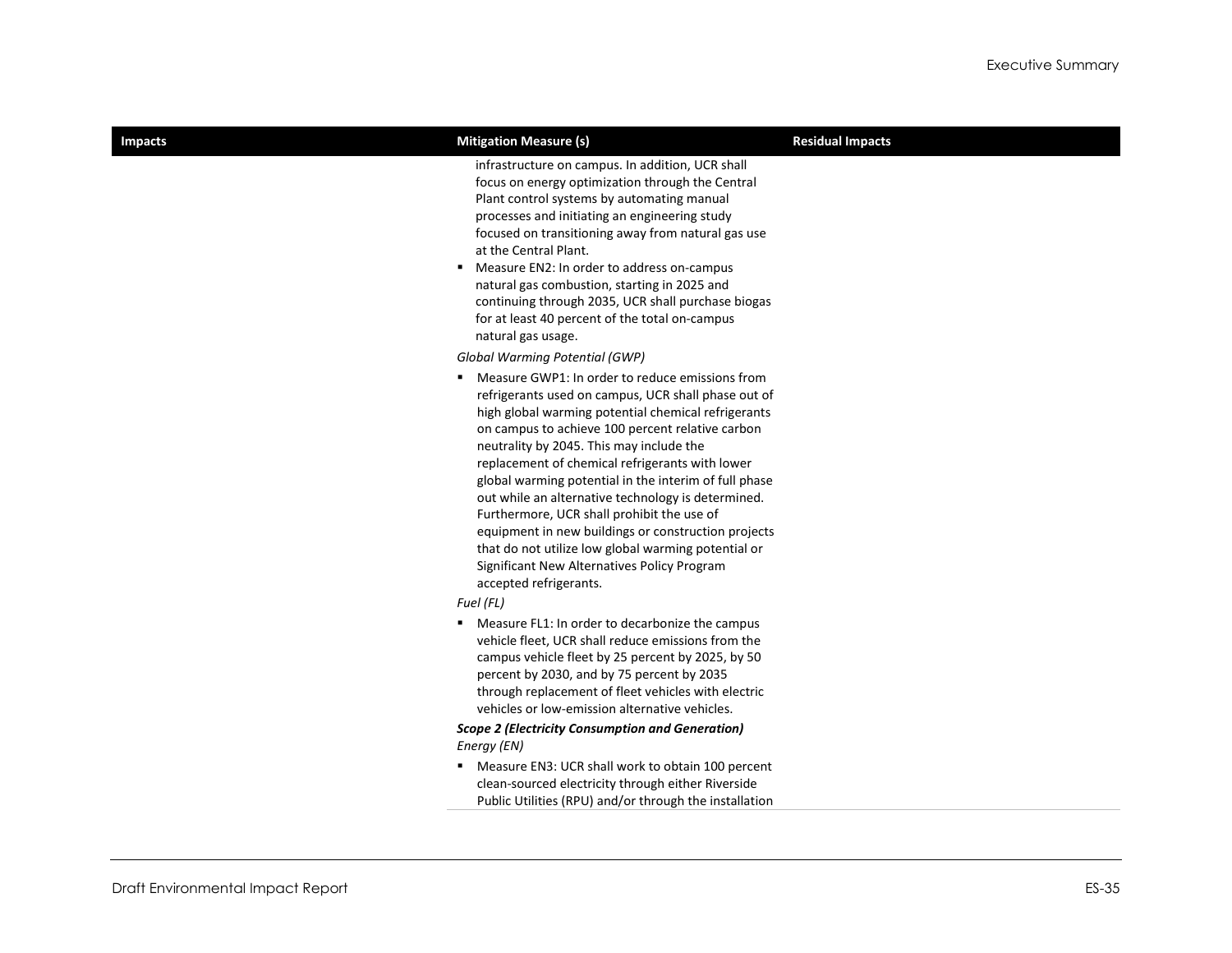| Impacts | Mitigation Measure (s) | Residual Impacts |
|---|---|---|
| | infrastructure on campus. In addition, UCR shall focus on energy optimization through the Central Plant control systems by automating manual processes and initiating an engineering study focused on transitioning away from natural gas use at the Central Plant.<br>▪ Measure EN2: In order to address on-campus natural gas combustion, starting in 2025 and continuing through 2035, UCR shall purchase biogas for at least 40 percent of the total on-campus natural gas usage.<br>*Global Warming Potential (GWP)*<br>▪ Measure GWP1: In order to reduce emissions from refrigerants used on campus, UCR shall phase out of high global warming potential chemical refrigerants on campus to achieve 100 percent relative carbon neutrality by 2045. This may include the replacement of chemical refrigerants with lower global warming potential in the interim of full phase out while an alternative technology is determined. Furthermore, UCR shall prohibit the use of equipment in new buildings or construction projects that do not utilize low global warming potential or Significant New Alternatives Policy Program accepted refrigerants.<br>*Fuel (FL)*<br>▪ Measure FL1: In order to decarbonize the campus vehicle fleet, UCR shall reduce emissions from the campus vehicle fleet by 25 percent by 2025, by 50 percent by 2030, and by 75 percent by 2035 through replacement of fleet vehicles with electric vehicles or low-emission alternative vehicles.<br>***Scope 2 (Electricity Consumption and Generation)***<br>*Energy (EN)*<br>▪ Measure EN3: UCR shall work to obtain 100 percent clean-sourced electricity through either Riverside Public Utilities (RPU) and/or through the installation | |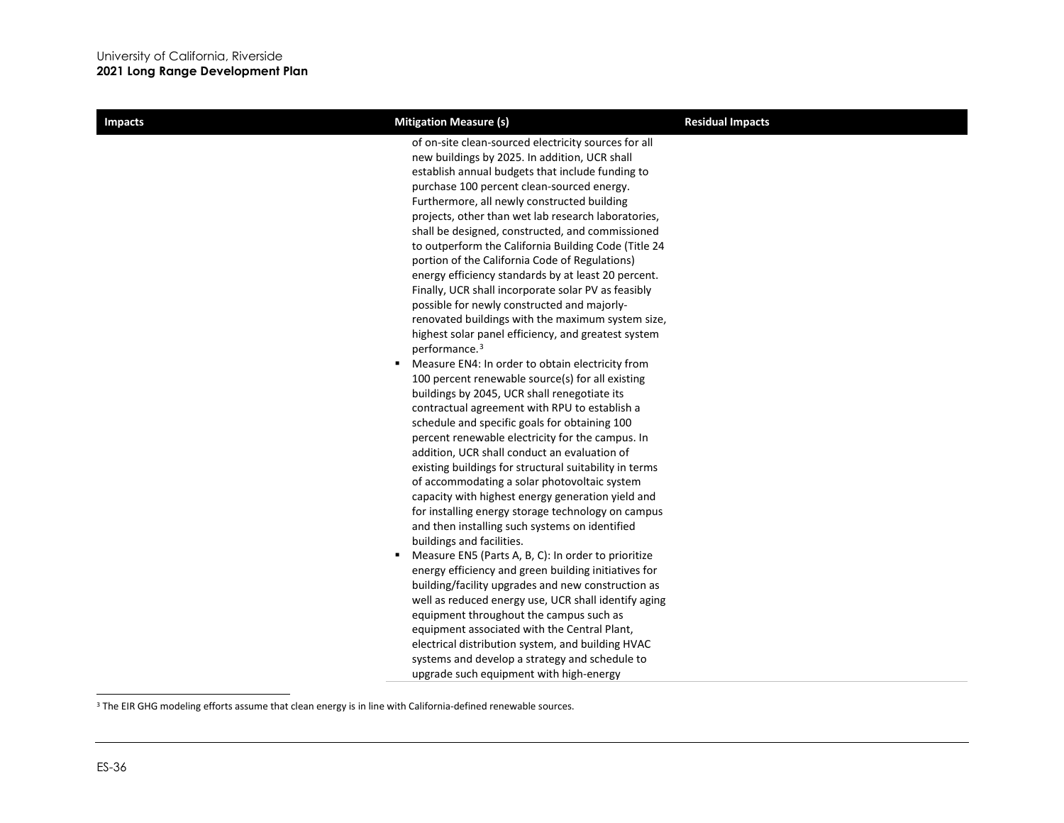| Impacts | Mitigation Measure (s) | Residual Impacts |
|---|---|---|
| | of on-site clean-sourced electricity sources for all new buildings by 2025. In addition, UCR shall establish annual budgets that include funding to purchase 100 percent clean-sourced energy. Furthermore, all newly constructed building projects, other than wet lab research laboratories, shall be designed, constructed, and commissioned to outperform the California Building Code (Title 24 portion of the California Code of Regulations) energy efficiency standards by at least 20 percent. Finally, UCR shall incorporate solar PV as feasibly possible for newly constructed and majorly-renovated buildings with the maximum system size, highest solar panel efficiency, and greatest system performance.[3]<br>▪ Measure EN4: In order to obtain electricity from 100 percent renewable source(s) for all existing buildings by 2045, UCR shall renegotiate its contractual agreement with RPU to establish a schedule and specific goals for obtaining 100 percent renewable electricity for the campus. In addition, UCR shall conduct an evaluation of existing buildings for structural suitability in terms of accommodating a solar photovoltaic system capacity with highest energy generation yield and for installing energy storage technology on campus and then installing such systems on identified buildings and facilities.<br>▪ Measure EN5 (Parts A, B, C): In order to prioritize energy efficiency and green building initiatives for building/facility upgrades and new construction as well as reduced energy use, UCR shall identify aging equipment throughout the campus such as equipment associated with the Central Plant, electrical distribution system, and building HVAC systems and develop a strategy and schedule to upgrade such equipment with high-energy | |

[3] The EIR GHG modeling efforts assume that clean energy is in line with California-defined renewable sources.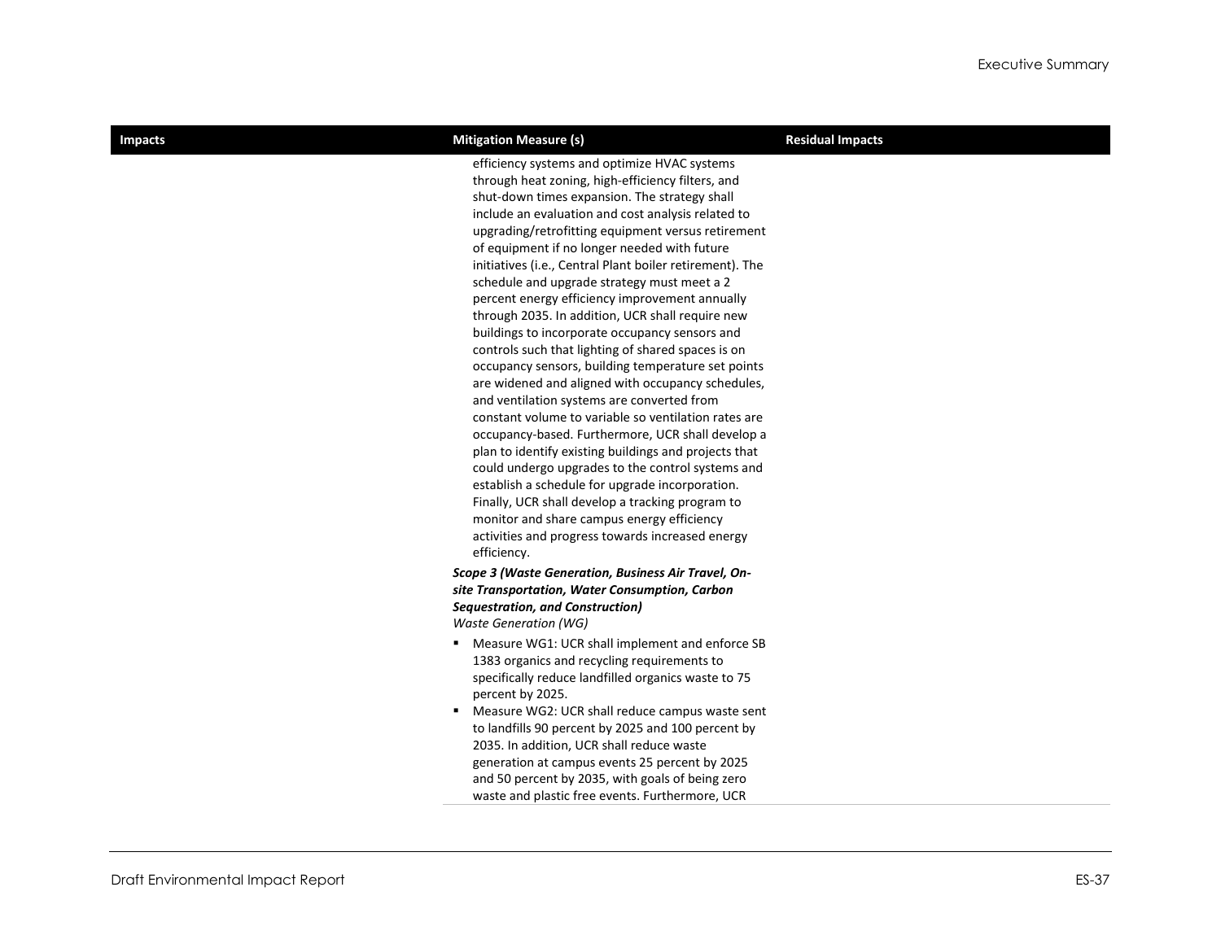| Impacts | Mitigation Measure (s) | Residual Impacts |
|---|---|---|
| | efficiency systems and optimize HVAC systems through heat zoning, high-efficiency filters, and shut-down times expansion. The strategy shall include an evaluation and cost analysis related to upgrading/retrofitting equipment versus retirement of equipment if no longer needed with future initiatives (i.e., Central Plant boiler retirement). The schedule and upgrade strategy must meet a 2 percent energy efficiency improvement annually through 2035. In addition, UCR shall require new buildings to incorporate occupancy sensors and controls such that lighting of shared spaces is on occupancy sensors, building temperature set points are widened and aligned with occupancy schedules, and ventilation systems are converted from constant volume to variable so ventilation rates are occupancy-based. Furthermore, UCR shall develop a plan to identify existing buildings and projects that could undergo upgrades to the control systems and establish a schedule for upgrade incorporation. Finally, UCR shall develop a tracking program to monitor and share campus energy efficiency activities and progress towards increased energy efficiency.<br><br>***Scope 3 (Waste Generation, Business Air Travel, On-site Transportation, Water Consumption, Carbon Sequestration, and Construction)***<br>*Waste Generation (WG)*<br>▪ Measure WG1: UCR shall implement and enforce SB 1383 organics and recycling requirements to specifically reduce landfilled organics waste to 75 percent by 2025.<br>▪ Measure WG2: UCR shall reduce campus waste sent to landfills 90 percent by 2025 and 100 percent by 2035. In addition, UCR shall reduce waste generation at campus events 25 percent by 2025 and 50 percent by 2035, with goals of being zero waste and plastic free events. Furthermore, UCR | |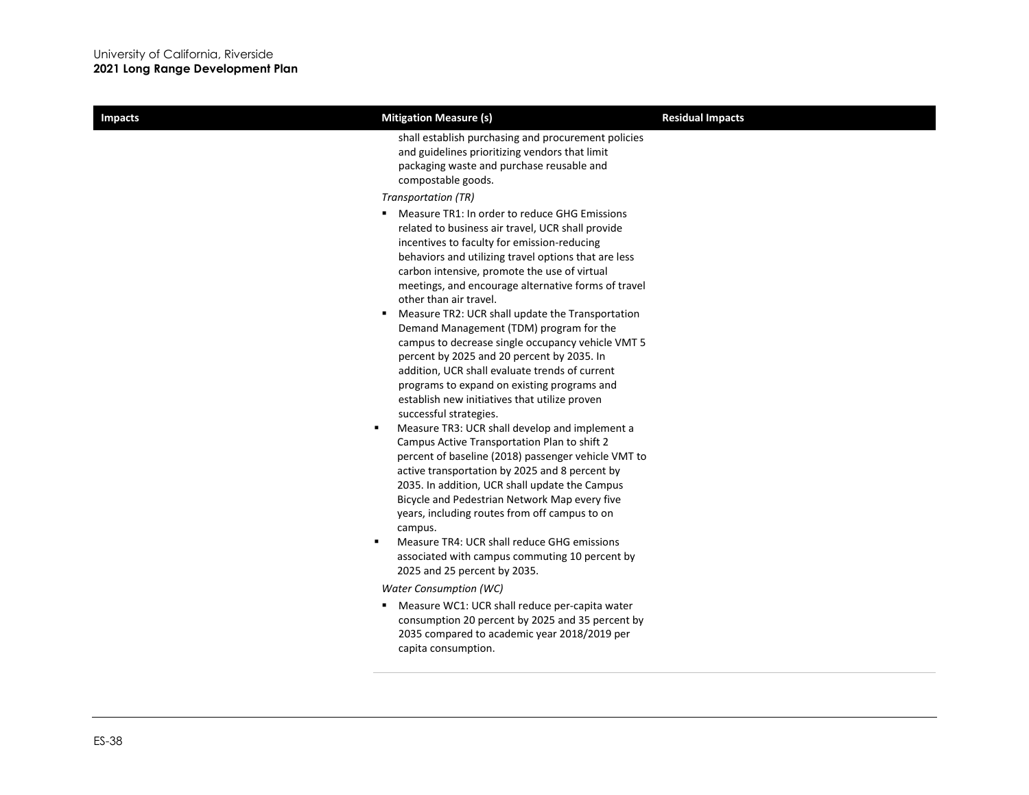| Impacts | Mitigation Measure (s) | Residual Impacts |
|---|---|---|
| | shall establish purchasing and procurement policies and guidelines prioritizing vendors that limit packaging waste and purchase reusable and compostable goods.<br><br>*Transportation (TR)*<br><br>▪ Measure TR1: In order to reduce GHG Emissions related to business air travel, UCR shall provide incentives to faculty for emission-reducing behaviors and utilizing travel options that are less carbon intensive, promote the use of virtual meetings, and encourage alternative forms of travel other than air travel.<br>▪ Measure TR2: UCR shall update the Transportation Demand Management (TDM) program for the campus to decrease single occupancy vehicle VMT 5 percent by 2025 and 20 percent by 2035. In addition, UCR shall evaluate trends of current programs to expand on existing programs and establish new initiatives that utilize proven successful strategies.<br>▪ Measure TR3: UCR shall develop and implement a Campus Active Transportation Plan to shift 2 percent of baseline (2018) passenger vehicle VMT to active transportation by 2025 and 8 percent by 2035. In addition, UCR shall update the Campus Bicycle and Pedestrian Network Map every five years, including routes from off campus to on campus.<br>▪ Measure TR4: UCR shall reduce GHG emissions associated with campus commuting 10 percent by 2025 and 25 percent by 2035.<br><br>*Water Consumption (WC)*<br><br>▪ Measure WC1: UCR shall reduce per-capita water consumption 20 percent by 2025 and 35 percent by 2035 compared to academic year 2018/2019 per capita consumption. | |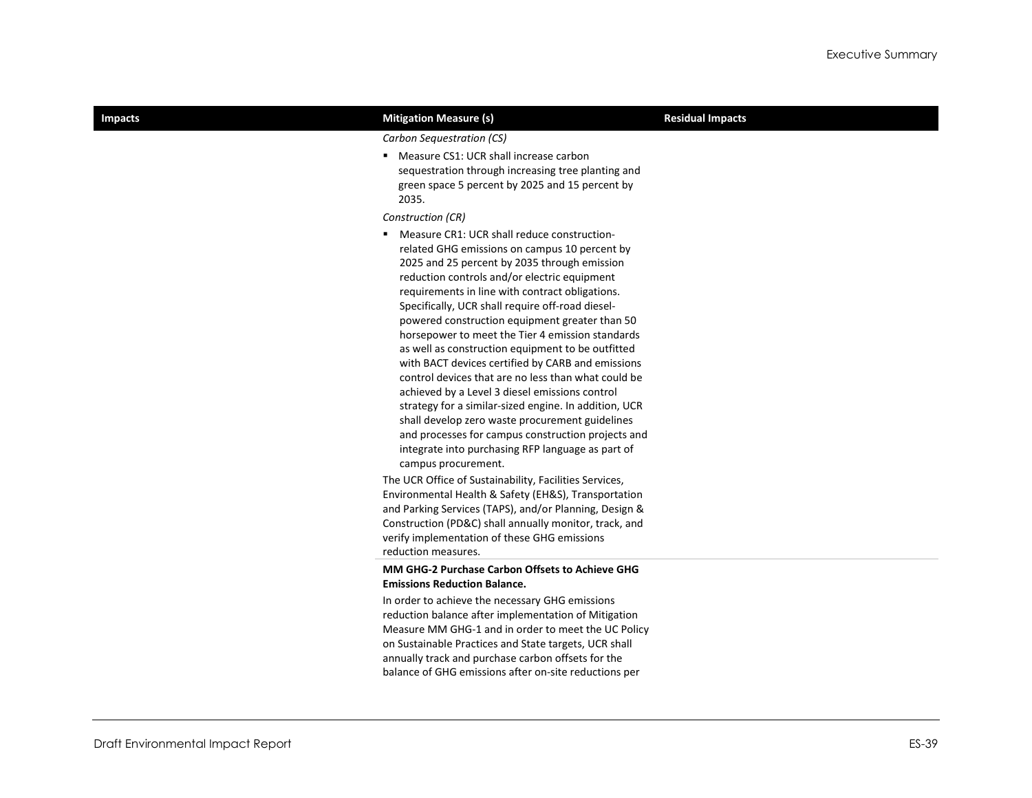| Impacts | Mitigation Measure (s) | Residual Impacts |
|---|---|---|
| | *Carbon Sequestration (CS)*<br>▪ Measure CS1: UCR shall increase carbon sequestration through increasing tree planting and green space 5 percent by 2025 and 15 percent by 2035.<br>*Construction (CR)*<br>▪ Measure CR1: UCR shall reduce construction-related GHG emissions on campus 10 percent by 2025 and 25 percent by 2035 through emission reduction controls and/or electric equipment requirements in line with contract obligations. Specifically, UCR shall require off-road diesel-powered construction equipment greater than 50 horsepower to meet the Tier 4 emission standards as well as construction equipment to be outfitted with BACT devices certified by CARB and emissions control devices that are no less than what could be achieved by a Level 3 diesel emissions control strategy for a similar-sized engine. In addition, UCR shall develop zero waste procurement guidelines and processes for campus construction projects and integrate into purchasing RFP language as part of campus procurement.<br>The UCR Office of Sustainability, Facilities Services, Environmental Health & Safety (EH&S), Transportation and Parking Services (TAPS), and/or Planning, Design & Construction (PD&C) shall annually monitor, track, and verify implementation of these GHG emissions reduction measures. | |
| | **MM GHG-2 Purchase Carbon Offsets to Achieve GHG Emissions Reduction Balance.**<br>In order to achieve the necessary GHG emissions reduction balance after implementation of Mitigation Measure MM GHG-1 and in order to meet the UC Policy on Sustainable Practices and State targets, UCR shall annually track and purchase carbon offsets for the balance of GHG emissions after on-site reductions per | |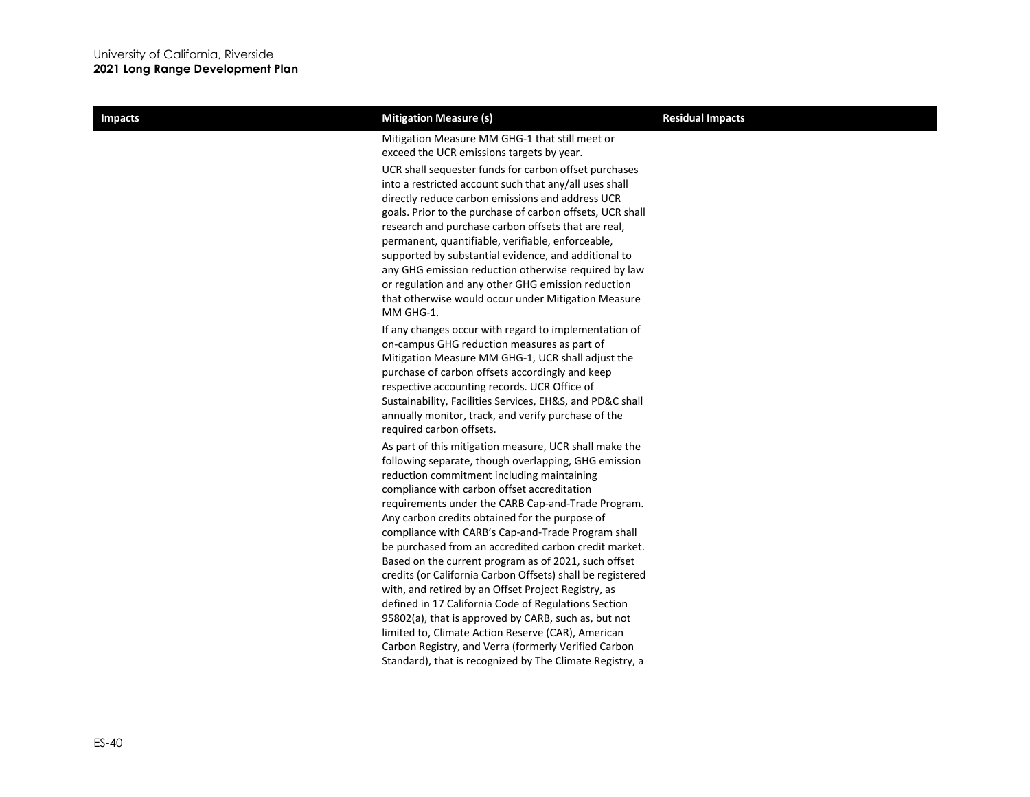| Impacts | Mitigation Measure (s) | Residual Impacts |
|---|---|---|
| | Mitigation Measure MM GHG-1 that still meet or exceed the UCR emissions targets by year.<br><br>UCR shall sequester funds for carbon offset purchases into a restricted account such that any/all uses shall directly reduce carbon emissions and address UCR goals. Prior to the purchase of carbon offsets, UCR shall research and purchase carbon offsets that are real, permanent, quantifiable, verifiable, enforceable, supported by substantial evidence, and additional to any GHG emission reduction otherwise required by law or regulation and any other GHG emission reduction that otherwise would occur under Mitigation Measure MM GHG-1.<br><br>If any changes occur with regard to implementation of on-campus GHG reduction measures as part of Mitigation Measure MM GHG-1, UCR shall adjust the purchase of carbon offsets accordingly and keep respective accounting records. UCR Office of Sustainability, Facilities Services, EH&S, and PD&C shall annually monitor, track, and verify purchase of the required carbon offsets.<br><br>As part of this mitigation measure, UCR shall make the following separate, though overlapping, GHG emission reduction commitment including maintaining compliance with carbon offset accreditation requirements under the CARB Cap-and-Trade Program. Any carbon credits obtained for the purpose of compliance with CARB's Cap-and-Trade Program shall be purchased from an accredited carbon credit market. Based on the current program as of 2021, such offset credits (or California Carbon Offsets) shall be registered with, and retired by an Offset Project Registry, as defined in 17 California Code of Regulations Section 95802(a), that is approved by CARB, such as, but not limited to, Climate Action Reserve (CAR), American Carbon Registry, and Verra (formerly Verified Carbon Standard), that is recognized by The Climate Registry, a | |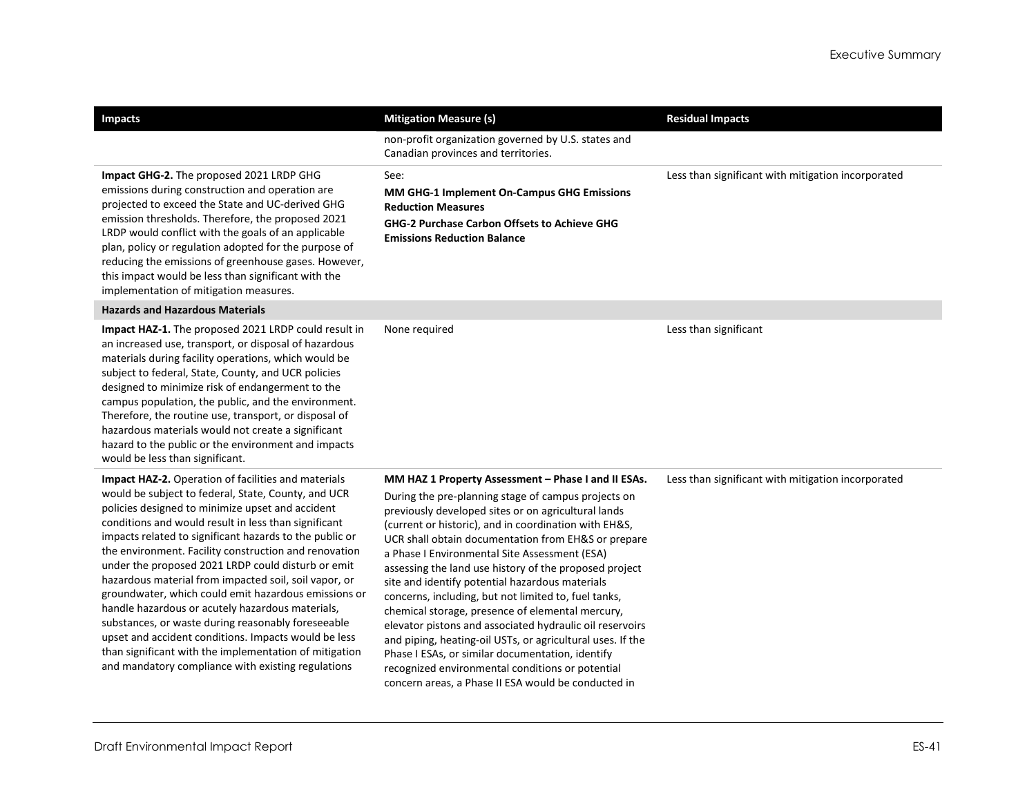| Impacts | Mitigation Measure (s) | Residual Impacts |
|---|---|---|
| | non-profit organization governed by U.S. states and Canadian provinces and territories. | |
| **Impact GHG-2.** The proposed 2021 LRDP GHG emissions during construction and operation are projected to exceed the State and UC-derived GHG emission thresholds. Therefore, the proposed 2021 LRDP would conflict with the goals of an applicable plan, policy or regulation adopted for the purpose of reducing the emissions of greenhouse gases. However, this impact would be less than significant with the implementation of mitigation measures. | See: **MM GHG-1 Implement On-Campus GHG Emissions Reduction Measures** **GHG-2 Purchase Carbon Offsets to Achieve GHG Emissions Reduction Balance** | Less than significant with mitigation incorporated |
| **Hazards and Hazardous Materials** | | |
| **Impact HAZ-1.** The proposed 2021 LRDP could result in an increased use, transport, or disposal of hazardous materials during facility operations, which would be subject to federal, State, County, and UCR policies designed to minimize risk of endangerment to the campus population, the public, and the environment. Therefore, the routine use, transport, or disposal of hazardous materials would not create a significant hazard to the public or the environment and impacts would be less than significant. | None required | Less than significant |
| **Impact HAZ-2.** Operation of facilities and materials would be subject to federal, State, County, and UCR policies designed to minimize upset and accident conditions and would result in less than significant impacts related to significant hazards to the public or the environment. Facility construction and renovation under the proposed 2021 LRDP could disturb or emit hazardous material from impacted soil, soil vapor, or groundwater, which could emit hazardous emissions or handle hazardous or acutely hazardous materials, substances, or waste during reasonably foreseeable upset and accident conditions. Impacts would be less than significant with the implementation of mitigation and mandatory compliance with existing regulations | **MM HAZ 1 Property Assessment – Phase I and II ESAs.** During the pre-planning stage of campus projects on previously developed sites or on agricultural lands (current or historic), and in coordination with EH&S, UCR shall obtain documentation from EH&S or prepare a Phase I Environmental Site Assessment (ESA) assessing the land use history of the proposed project site and identify potential hazardous materials concerns, including, but not limited to, fuel tanks, chemical storage, presence of elemental mercury, elevator pistons and associated hydraulic oil reservoirs and piping, heating-oil USTs, or agricultural uses. If the Phase I ESAs, or similar documentation, identify recognized environmental conditions or potential concern areas, a Phase II ESA would be conducted in | Less than significant with mitigation incorporated |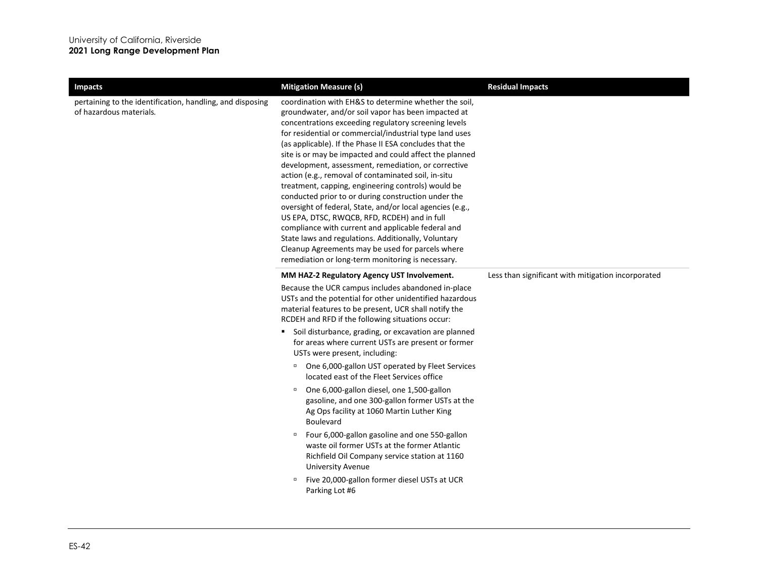| Impacts | Mitigation Measure (s) | Residual Impacts |
|---|---|---|
| pertaining to the identification, handling, and disposing of hazardous materials. | coordination with EH&S to determine whether the soil, groundwater, and/or soil vapor has been impacted at concentrations exceeding regulatory screening levels for residential or commercial/industrial type land uses (as applicable). If the Phase II ESA concludes that the site is or may be impacted and could affect the planned development, assessment, remediation, or corrective action (e.g., removal of contaminated soil, in-situ treatment, capping, engineering controls) would be conducted prior to or during construction under the oversight of federal, State, and/or local agencies (e.g., US EPA, DTSC, RWQCB, RFD, RCDEH) and in full compliance with current and applicable federal and State laws and regulations. Additionally, Voluntary Cleanup Agreements may be used for parcels where remediation or long-term monitoring is necessary. | |
| | **MM HAZ-2 Regulatory Agency UST Involvement.**<br>Because the UCR campus includes abandoned in-place USTs and the potential for other unidentified hazardous material features to be present, UCR shall notify the RCDEH and RFD if the following situations occur:<br>▪ Soil disturbance, grading, or excavation are planned for areas where current USTs are present or former USTs were present, including:<br>&nbsp;&nbsp;▫ One 6,000-gallon UST operated by Fleet Services located east of the Fleet Services office<br>&nbsp;&nbsp;▫ One 6,000-gallon diesel, one 1,500-gallon gasoline, and one 300-gallon former USTs at the Ag Ops facility at 1060 Martin Luther King Boulevard<br>&nbsp;&nbsp;▫ Four 6,000-gallon gasoline and one 550-gallon waste oil former USTs at the former Atlantic Richfield Oil Company service station at 1160 University Avenue<br>&nbsp;&nbsp;▫ Five 20,000-gallon former diesel USTs at UCR Parking Lot #6 | Less than significant with mitigation incorporated |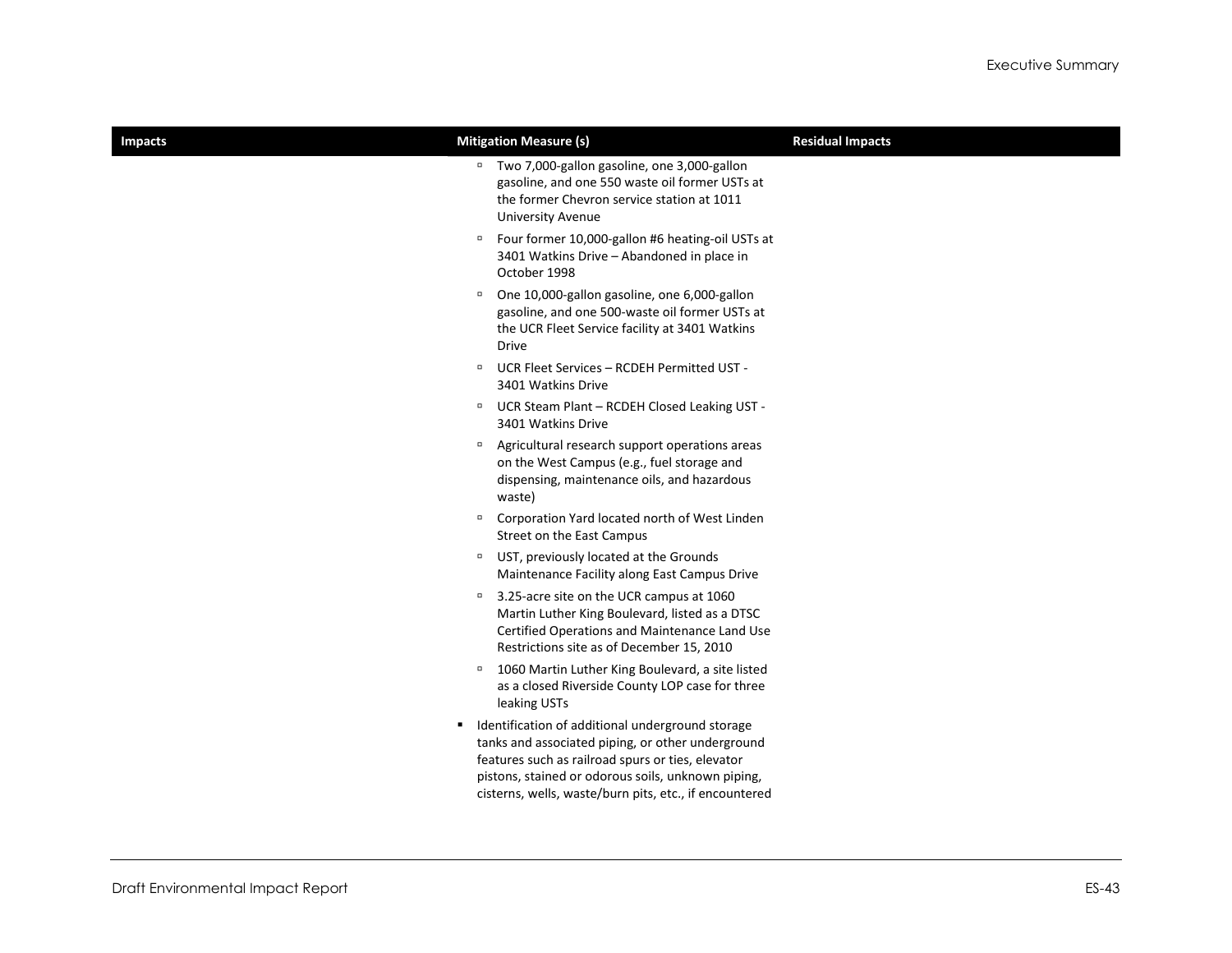| Impacts | Mitigation Measure (s) | Residual Impacts |
|---|---|---|
| | ▫ Two 7,000-gallon gasoline, one 3,000-gallon gasoline, and one 550 waste oil former USTs at the former Chevron service station at 1011 University Avenue<br>▫ Four former 10,000-gallon #6 heating-oil USTs at 3401 Watkins Drive – Abandoned in place in October 1998<br>▫ One 10,000-gallon gasoline, one 6,000-gallon gasoline, and one 500-waste oil former USTs at the UCR Fleet Service facility at 3401 Watkins Drive<br>▫ UCR Fleet Services – RCDEH Permitted UST - 3401 Watkins Drive<br>▫ UCR Steam Plant – RCDEH Closed Leaking UST - 3401 Watkins Drive<br>▫ Agricultural research support operations areas on the West Campus (e.g., fuel storage and dispensing, maintenance oils, and hazardous waste)<br>▫ Corporation Yard located north of West Linden Street on the East Campus<br>▫ UST, previously located at the Grounds Maintenance Facility along East Campus Drive<br>▫ 3.25-acre site on the UCR campus at 1060 Martin Luther King Boulevard, listed as a DTSC Certified Operations and Maintenance Land Use Restrictions site as of December 15, 2010<br>▫ 1060 Martin Luther King Boulevard, a site listed as a closed Riverside County LOP case for three leaking USTs<br>▪ Identification of additional underground storage tanks and associated piping, or other underground features such as railroad spurs or ties, elevator pistons, stained or odorous soils, unknown piping, cisterns, wells, waste/burn pits, etc., if encountered | |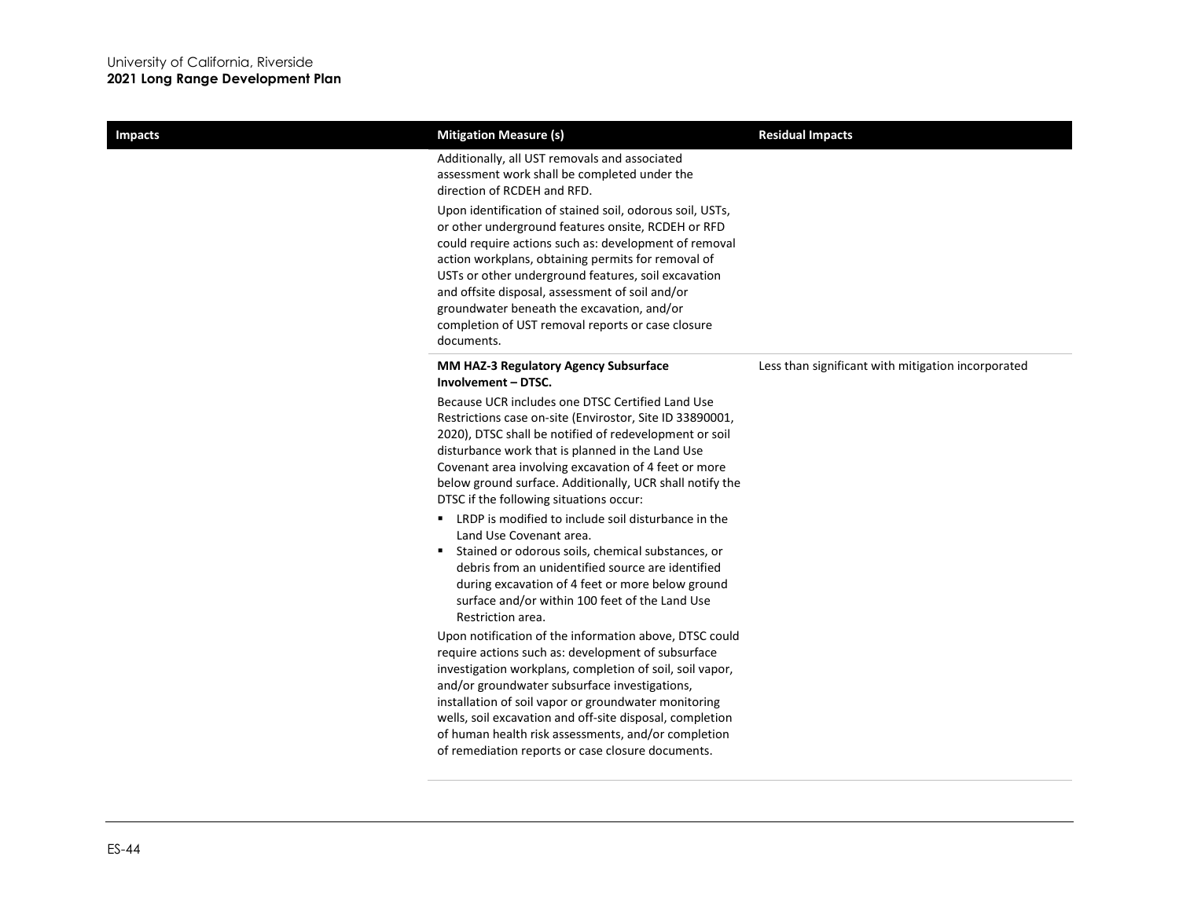| Impacts | Mitigation Measure (s) | Residual Impacts |
|---|---|---|
| | Additionally, all UST removals and associated assessment work shall be completed under the direction of RCDEH and RFD.<br><br>Upon identification of stained soil, odorous soil, USTs, or other underground features onsite, RCDEH or RFD could require actions such as: development of removal action workplans, obtaining permits for removal of USTs or other underground features, soil excavation and offsite disposal, assessment of soil and/or groundwater beneath the excavation, and/or completion of UST removal reports or case closure documents. | |
| | **MM HAZ-3 Regulatory Agency Subsurface Involvement – DTSC.**<br><br>Because UCR includes one DTSC Certified Land Use Restrictions case on-site (Envirostor, Site ID 33890001, 2020), DTSC shall be notified of redevelopment or soil disturbance work that is planned in the Land Use Covenant area involving excavation of 4 feet or more below ground surface. Additionally, UCR shall notify the DTSC if the following situations occur:<br><br>▪ LRDP is modified to include soil disturbance in the Land Use Covenant area.<br>▪ Stained or odorous soils, chemical substances, or debris from an unidentified source are identified during excavation of 4 feet or more below ground surface and/or within 100 feet of the Land Use Restriction area.<br><br>Upon notification of the information above, DTSC could require actions such as: development of subsurface investigation workplans, completion of soil, soil vapor, and/or groundwater subsurface investigations, installation of soil vapor or groundwater monitoring wells, soil excavation and off-site disposal, completion of human health risk assessments, and/or completion of remediation reports or case closure documents. | Less than significant with mitigation incorporated |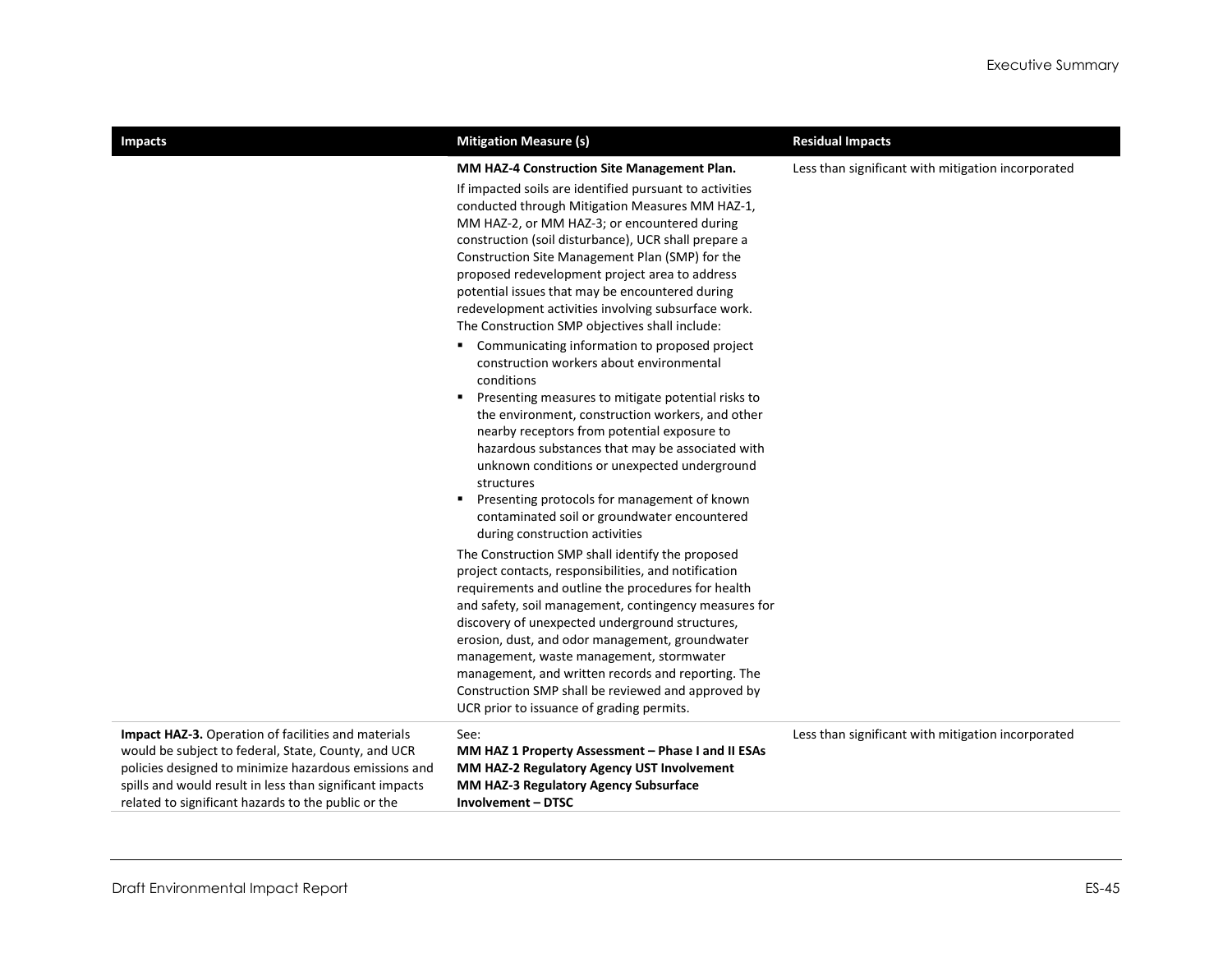| Impacts | Mitigation Measure (s) | Residual Impacts |
|---|---|---|
| | **MM HAZ-4 Construction Site Management Plan.**<br>If impacted soils are identified pursuant to activities conducted through Mitigation Measures MM HAZ-1, MM HAZ-2, or MM HAZ-3; or encountered during construction (soil disturbance), UCR shall prepare a Construction Site Management Plan (SMP) for the proposed redevelopment project area to address potential issues that may be encountered during redevelopment activities involving subsurface work. The Construction SMP objectives shall include:<br>▪ Communicating information to proposed project construction workers about environmental conditions<br>▪ Presenting measures to mitigate potential risks to the environment, construction workers, and other nearby receptors from potential exposure to hazardous substances that may be associated with unknown conditions or unexpected underground structures<br>▪ Presenting protocols for management of known contaminated soil or groundwater encountered during construction activities<br>The Construction SMP shall identify the proposed project contacts, responsibilities, and notification requirements and outline the procedures for health and safety, soil management, contingency measures for discovery of unexpected underground structures, erosion, dust, and odor management, groundwater management, waste management, stormwater management, and written records and reporting. The Construction SMP shall be reviewed and approved by UCR prior to issuance of grading permits. | Less than significant with mitigation incorporated |
| **Impact HAZ-3.** Operation of facilities and materials would be subject to federal, State, County, and UCR policies designed to minimize hazardous emissions and spills and would result in less than significant impacts related to significant hazards to the public or the | See:<br>**MM HAZ 1 Property Assessment – Phase I and II ESAs**<br>**MM HAZ-2 Regulatory Agency UST Involvement**<br>**MM HAZ-3 Regulatory Agency Subsurface Involvement – DTSC** | Less than significant with mitigation incorporated |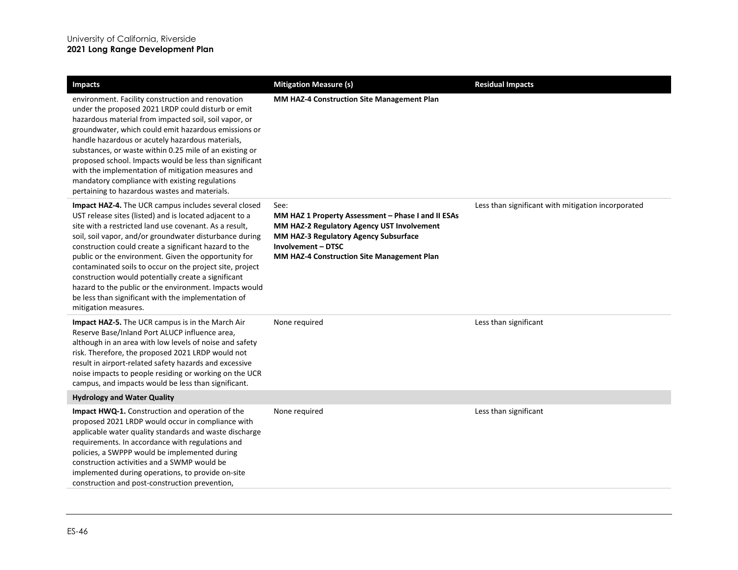| Impacts | Mitigation Measure (s) | Residual Impacts |
|---|---|---|
| environment. Facility construction and renovation under the proposed 2021 LRDP could disturb or emit hazardous material from impacted soil, soil vapor, or groundwater, which could emit hazardous emissions or handle hazardous or acutely hazardous materials, substances, or waste within 0.25 mile of an existing or proposed school. Impacts would be less than significant with the implementation of mitigation measures and mandatory compliance with existing regulations pertaining to hazardous wastes and materials. | **MM HAZ-4 Construction Site Management Plan** | |
| **Impact HAZ-4.** The UCR campus includes several closed UST release sites (listed) and is located adjacent to a site with a restricted land use covenant. As a result, soil, soil vapor, and/or groundwater disturbance during construction could create a significant hazard to the public or the environment. Given the opportunity for contaminated soils to occur on the project site, project construction would potentially create a significant hazard to the public or the environment. Impacts would be less than significant with the implementation of mitigation measures. | See:<br>**MM HAZ 1 Property Assessment – Phase I and II ESAs**<br>**MM HAZ-2 Regulatory Agency UST Involvement**<br>**MM HAZ-3 Regulatory Agency Subsurface Involvement – DTSC**<br>**MM HAZ-4 Construction Site Management Plan** | Less than significant with mitigation incorporated |
| **Impact HAZ-5.** The UCR campus is in the March Air Reserve Base/Inland Port ALUCP influence area, although in an area with low levels of noise and safety risk. Therefore, the proposed 2021 LRDP would not result in airport-related safety hazards and excessive noise impacts to people residing or working on the UCR campus, and impacts would be less than significant. | None required | Less than significant |
| **Hydrology and Water Quality** | | |
| **Impact HWQ-1.** Construction and operation of the proposed 2021 LRDP would occur in compliance with applicable water quality standards and waste discharge requirements. In accordance with regulations and policies, a SWPPP would be implemented during construction activities and a SWMP would be implemented during operations, to provide on-site construction and post-construction prevention, | None required | Less than significant |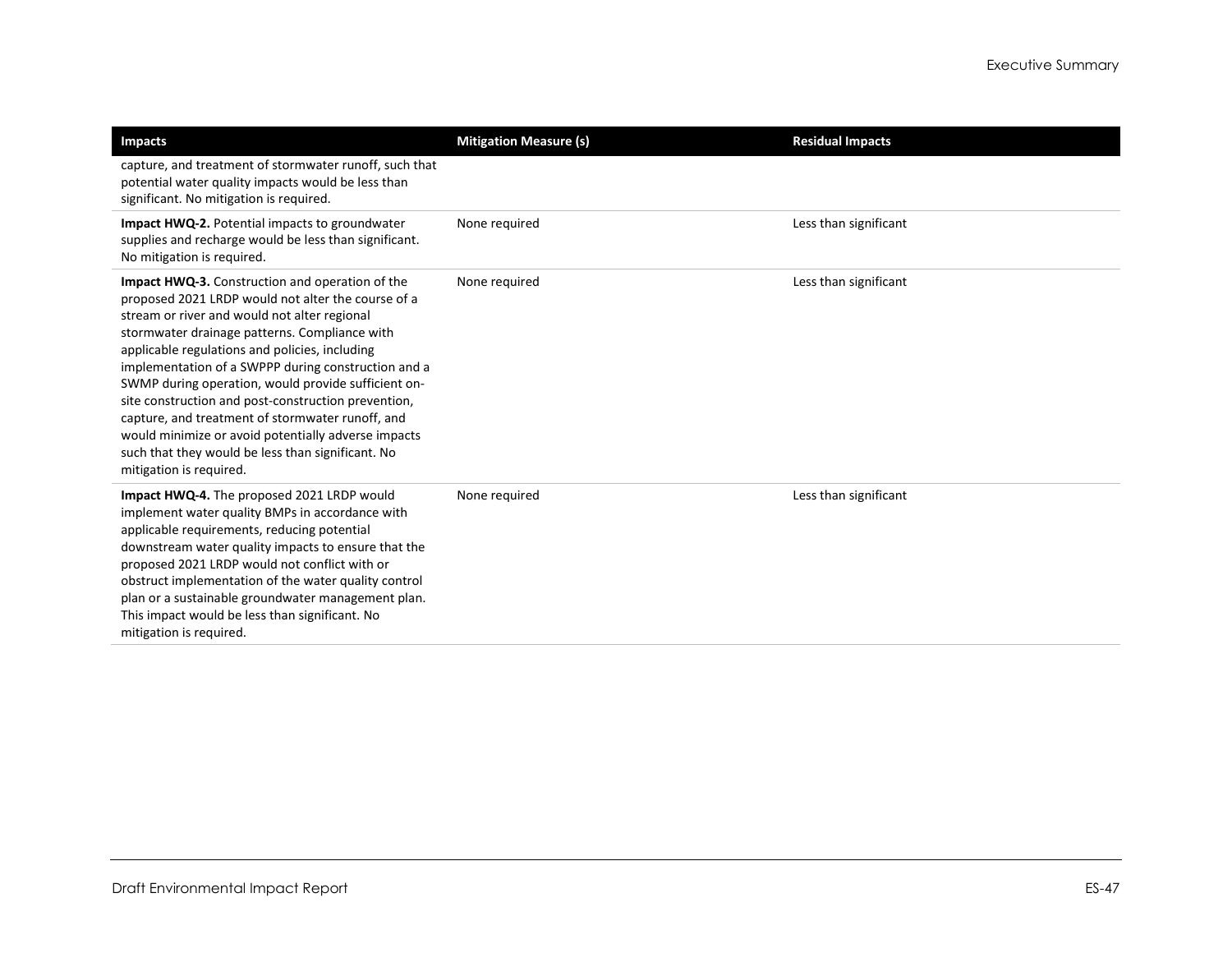| Impacts | Mitigation Measure (s) | Residual Impacts |
|---|---|---|
| capture, and treatment of stormwater runoff, such that potential water quality impacts would be less than significant. No mitigation is required. | | |
| **Impact HWQ-2.** Potential impacts to groundwater supplies and recharge would be less than significant. No mitigation is required. | None required | Less than significant |
| **Impact HWQ-3.** Construction and operation of the proposed 2021 LRDP would not alter the course of a stream or river and would not alter regional stormwater drainage patterns. Compliance with applicable regulations and policies, including implementation of a SWPPP during construction and a SWMP during operation, would provide sufficient on-site construction and post-construction prevention, capture, and treatment of stormwater runoff, and would minimize or avoid potentially adverse impacts such that they would be less than significant. No mitigation is required. | None required | Less than significant |
| **Impact HWQ-4.** The proposed 2021 LRDP would implement water quality BMPs in accordance with applicable requirements, reducing potential downstream water quality impacts to ensure that the proposed 2021 LRDP would not conflict with or obstruct implementation of the water quality control plan or a sustainable groundwater management plan. This impact would be less than significant. No mitigation is required. | None required | Less than significant |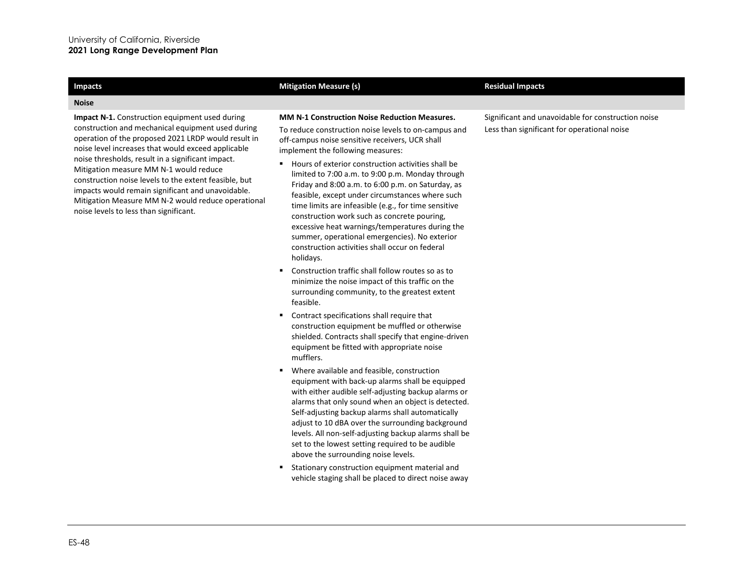| Impacts | Mitigation Measure (s) | Residual Impacts |
|---|---|---|
| **Noise** | | |
| **Impact N-1.** Construction equipment used during construction and mechanical equipment used during operation of the proposed 2021 LRDP would result in noise level increases that would exceed applicable noise thresholds, result in a significant impact. Mitigation measure MM N-1 would reduce construction noise levels to the extent feasible, but impacts would remain significant and unavoidable. Mitigation Measure MM N-2 would reduce operational noise levels to less than significant. | **MM N-1 Construction Noise Reduction Measures.**<br><br>To reduce construction noise levels to on-campus and off-campus noise sensitive receivers, UCR shall implement the following measures:<br><br>▪ Hours of exterior construction activities shall be limited to 7:00 a.m. to 9:00 p.m. Monday through Friday and 8:00 a.m. to 6:00 p.m. on Saturday, as feasible, except under circumstances where such time limits are infeasible (e.g., for time sensitive construction work such as concrete pouring, excessive heat warnings/temperatures during the summer, operational emergencies). No exterior construction activities shall occur on federal holidays.<br><br>▪ Construction traffic shall follow routes so as to minimize the noise impact of this traffic on the surrounding community, to the greatest extent feasible.<br><br>▪ Contract specifications shall require that construction equipment be muffled or otherwise shielded. Contracts shall specify that engine-driven equipment be fitted with appropriate noise mufflers.<br><br>▪ Where available and feasible, construction equipment with back-up alarms shall be equipped with either audible self-adjusting backup alarms or alarms that only sound when an object is detected. Self-adjusting backup alarms shall automatically adjust to 10 dBA over the surrounding background levels. All non-self-adjusting backup alarms shall be set to the lowest setting required to be audible above the surrounding noise levels.<br><br>▪ Stationary construction equipment material and vehicle staging shall be placed to direct noise away | Significant and unavoidable for construction noise<br><br>Less than significant for operational noise |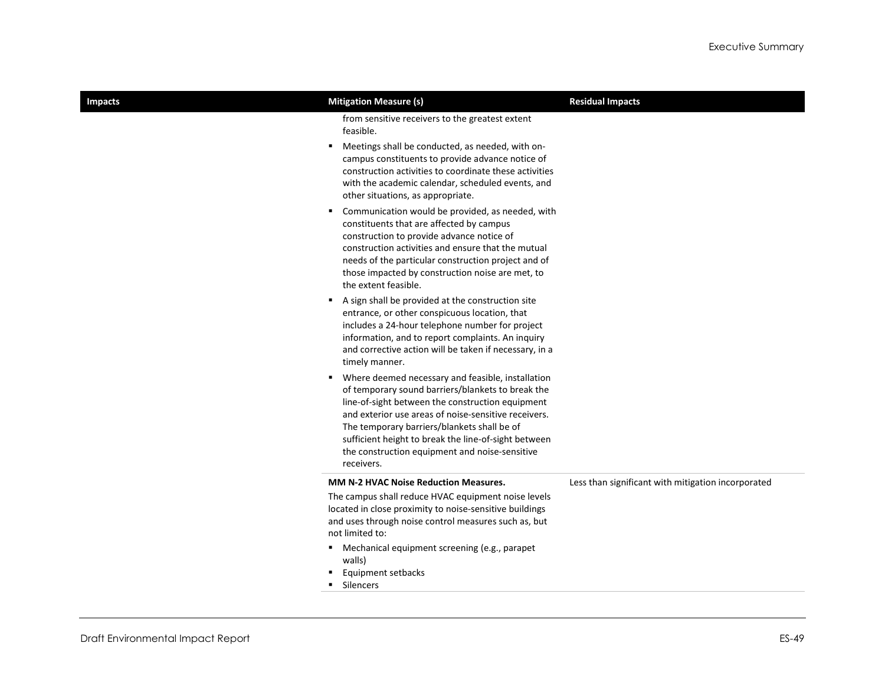| Impacts | Mitigation Measure (s) | Residual Impacts |
|---|---|---|
| | from sensitive receivers to the greatest extent feasible.<br>▪ Meetings shall be conducted, as needed, with on-campus constituents to provide advance notice of construction activities to coordinate these activities with the academic calendar, scheduled events, and other situations, as appropriate.<br>▪ Communication would be provided, as needed, with constituents that are affected by campus construction to provide advance notice of construction activities and ensure that the mutual needs of the particular construction project and of those impacted by construction noise are met, to the extent feasible.<br>▪ A sign shall be provided at the construction site entrance, or other conspicuous location, that includes a 24-hour telephone number for project information, and to report complaints. An inquiry and corrective action will be taken if necessary, in a timely manner.<br>▪ Where deemed necessary and feasible, installation of temporary sound barriers/blankets to break the line-of-sight between the construction equipment and exterior use areas of noise-sensitive receivers. The temporary barriers/blankets shall be of sufficient height to break the line-of-sight between the construction equipment and noise-sensitive receivers. | |
| | **MM N-2 HVAC Noise Reduction Measures.**<br>The campus shall reduce HVAC equipment noise levels located in close proximity to noise-sensitive buildings and uses through noise control measures such as, but not limited to:<br>▪ Mechanical equipment screening (e.g., parapet walls)<br>▪ Equipment setbacks<br>▪ Silencers | Less than significant with mitigation incorporated |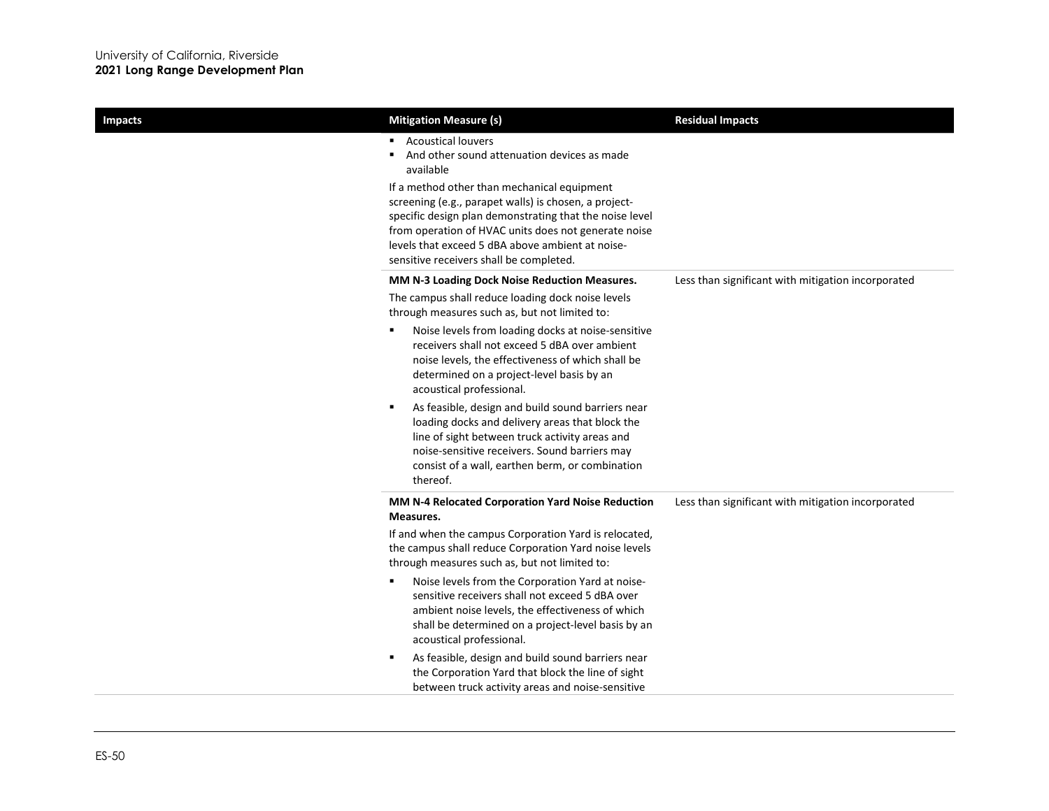| Impacts | Mitigation Measure (s) | Residual Impacts |
|---|---|---|
| | ▪ Acoustical louvers<br>▪ And other sound attenuation devices as made available<br><br>If a method other than mechanical equipment screening (e.g., parapet walls) is chosen, a project-specific design plan demonstrating that the noise level from operation of HVAC units does not generate noise levels that exceed 5 dBA above ambient at noise-sensitive receivers shall be completed. | |
| | **MM N-3 Loading Dock Noise Reduction Measures.**<br><br>The campus shall reduce loading dock noise levels through measures such as, but not limited to:<br><br>▪ Noise levels from loading docks at noise-sensitive receivers shall not exceed 5 dBA over ambient noise levels, the effectiveness of which shall be determined on a project-level basis by an acoustical professional.<br>▪ As feasible, design and build sound barriers near loading docks and delivery areas that block the line of sight between truck activity areas and noise-sensitive receivers. Sound barriers may consist of a wall, earthen berm, or combination thereof. | Less than significant with mitigation incorporated |
| | **MM N-4 Relocated Corporation Yard Noise Reduction Measures.**<br><br>If and when the campus Corporation Yard is relocated, the campus shall reduce Corporation Yard noise levels through measures such as, but not limited to:<br><br>▪ Noise levels from the Corporation Yard at noise-sensitive receivers shall not exceed 5 dBA over ambient noise levels, the effectiveness of which shall be determined on a project-level basis by an acoustical professional.<br>▪ As feasible, design and build sound barriers near the Corporation Yard that block the line of sight between truck activity areas and noise-sensitive | Less than significant with mitigation incorporated |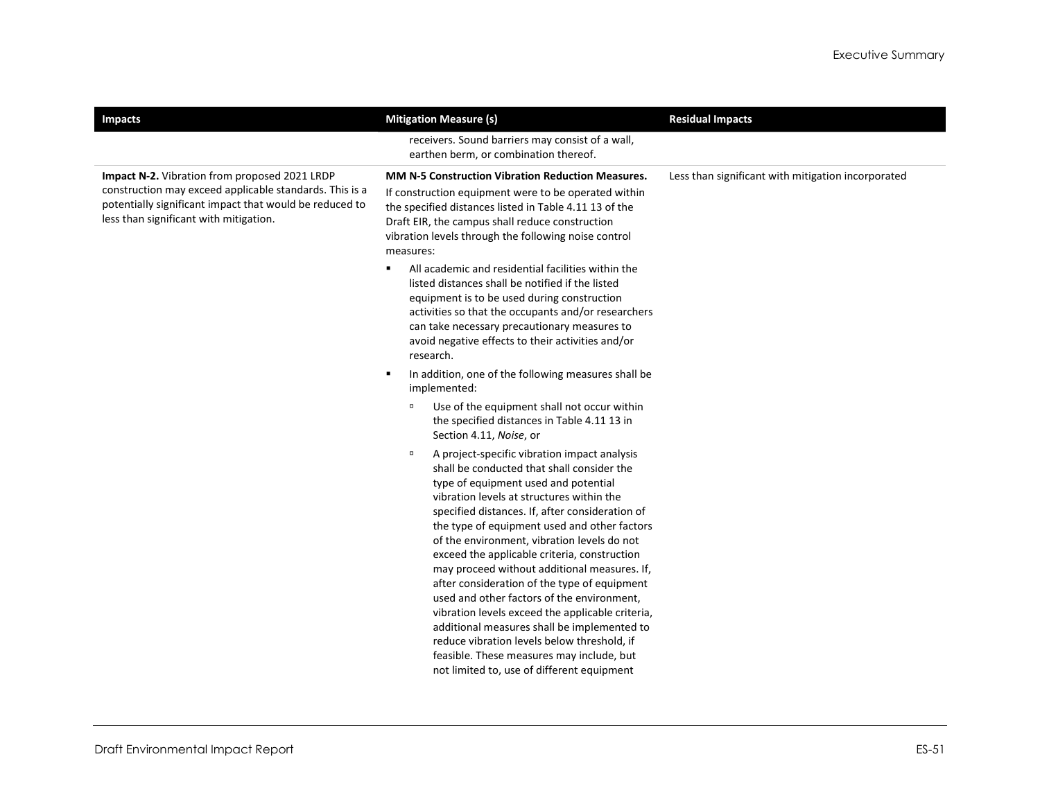| Impacts | Mitigation Measure (s) | Residual Impacts |
|---|---|---|
| | receivers. Sound barriers may consist of a wall, earthen berm, or combination thereof. | |
| **Impact N-2.** Vibration from proposed 2021 LRDP construction may exceed applicable standards. This is a potentially significant impact that would be reduced to less than significant with mitigation. | **MM N-5 Construction Vibration Reduction Measures.** If construction equipment were to be operated within the specified distances listed in Table 4.11 13 of the Draft EIR, the campus shall reduce construction vibration levels through the following noise control measures:<br>▪ All academic and residential facilities within the listed distances shall be notified if the listed equipment is to be used during construction activities so that the occupants and/or researchers can take necessary precautionary measures to avoid negative effects to their activities and/or research.<br>▪ In addition, one of the following measures shall be implemented:<br>▫ Use of the equipment shall not occur within the specified distances in Table 4.11 13 in Section 4.11, *Noise*, or<br>▫ A project-specific vibration impact analysis shall be conducted that shall consider the type of equipment used and potential vibration levels at structures within the specified distances. If, after consideration of the type of equipment used and other factors of the environment, vibration levels do not exceed the applicable criteria, construction may proceed without additional measures. If, after consideration of the type of equipment used and other factors of the environment, vibration levels exceed the applicable criteria, additional measures shall be implemented to reduce vibration levels below threshold, if feasible. These measures may include, but not limited to, use of different equipment | Less than significant with mitigation incorporated |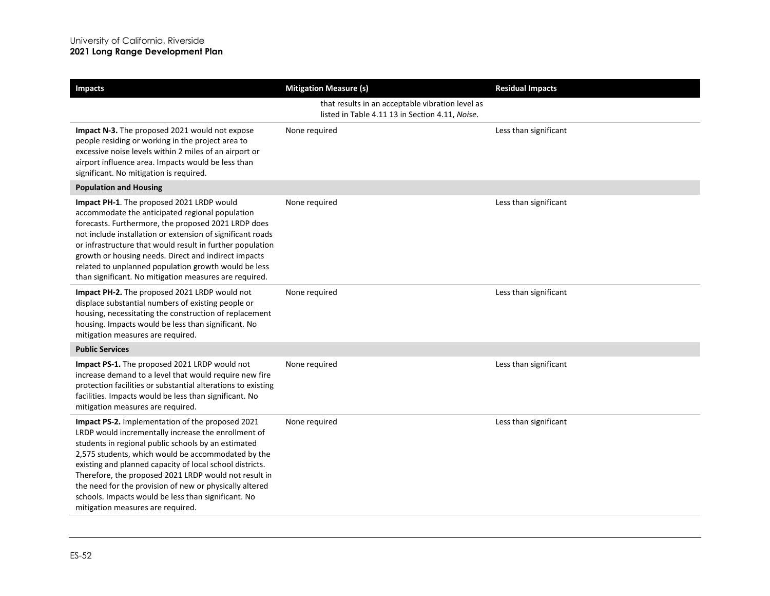| Impacts | Mitigation Measure (s) | Residual Impacts |
|---|---|---|
| | that results in an acceptable vibration level as listed in Table 4.11 13 in Section 4.11, *Noise*. | |
| **Impact N-3.** The proposed 2021 would not expose people residing or working in the project area to excessive noise levels within 2 miles of an airport or airport influence area. Impacts would be less than significant. No mitigation is required. | None required | Less than significant |
| **Population and Housing** | | |
| **Impact PH-1**. The proposed 2021 LRDP would accommodate the anticipated regional population forecasts. Furthermore, the proposed 2021 LRDP does not include installation or extension of significant roads or infrastructure that would result in further population growth or housing needs. Direct and indirect impacts related to unplanned population growth would be less than significant. No mitigation measures are required. | None required | Less than significant |
| **Impact PH-2.** The proposed 2021 LRDP would not displace substantial numbers of existing people or housing, necessitating the construction of replacement housing. Impacts would be less than significant. No mitigation measures are required. | None required | Less than significant |
| **Public Services** | | |
| **Impact PS-1.** The proposed 2021 LRDP would not increase demand to a level that would require new fire protection facilities or substantial alterations to existing facilities. Impacts would be less than significant. No mitigation measures are required. | None required | Less than significant |
| **Impact PS-2.** Implementation of the proposed 2021 LRDP would incrementally increase the enrollment of students in regional public schools by an estimated 2,575 students, which would be accommodated by the existing and planned capacity of local school districts. Therefore, the proposed 2021 LRDP would not result in the need for the provision of new or physically altered schools. Impacts would be less than significant. No mitigation measures are required. | None required | Less than significant |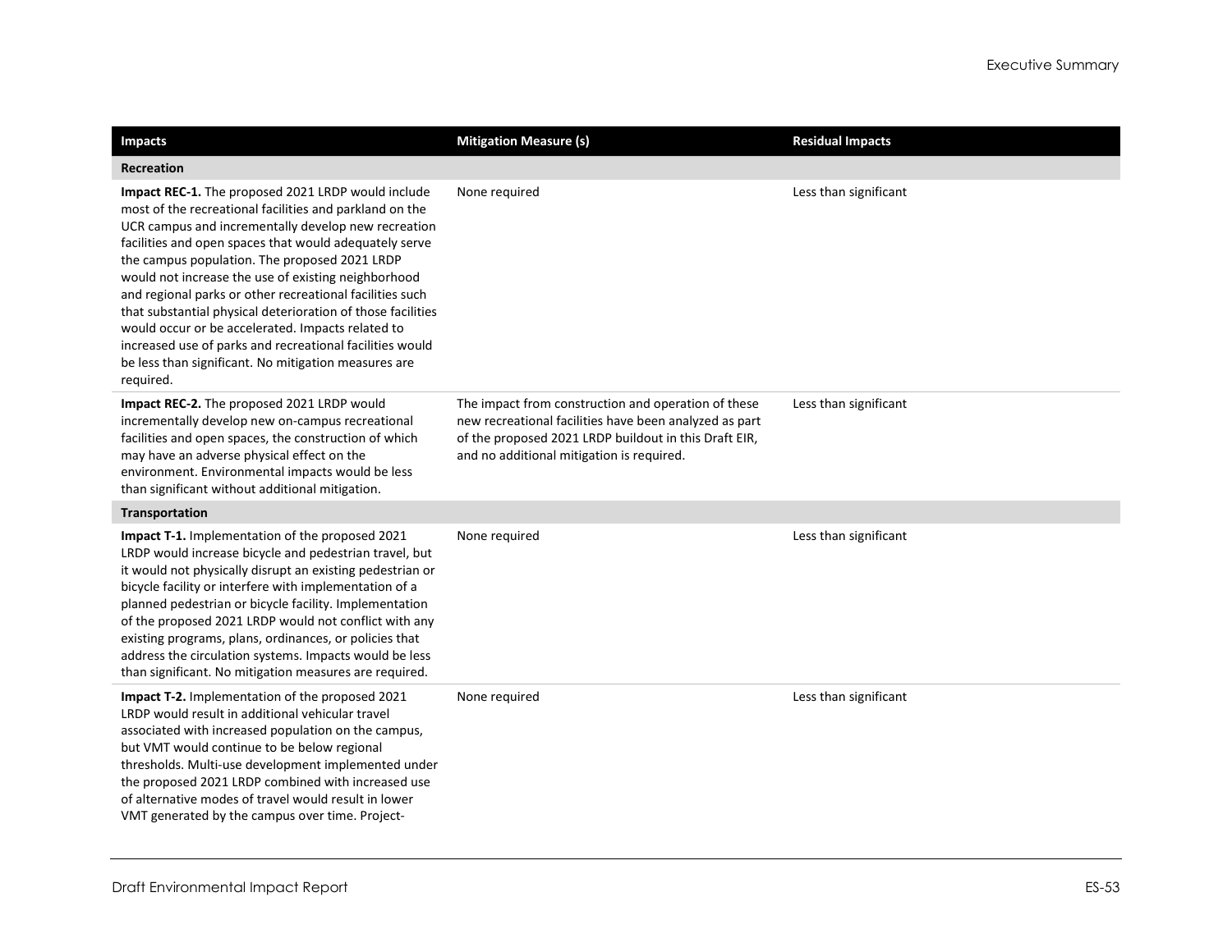| Impacts | Mitigation Measure (s) | Residual Impacts |
|---|---|---|
| **Recreation** | | |
| **Impact REC-1.** The proposed 2021 LRDP would include most of the recreational facilities and parkland on the UCR campus and incrementally develop new recreation facilities and open spaces that would adequately serve the campus population. The proposed 2021 LRDP would not increase the use of existing neighborhood and regional parks or other recreational facilities such that substantial physical deterioration of those facilities would occur or be accelerated. Impacts related to increased use of parks and recreational facilities would be less than significant. No mitigation measures are required. | None required | Less than significant |
| **Impact REC-2.** The proposed 2021 LRDP would incrementally develop new on-campus recreational facilities and open spaces, the construction of which may have an adverse physical effect on the environment. Environmental impacts would be less than significant without additional mitigation. | The impact from construction and operation of these new recreational facilities have been analyzed as part of the proposed 2021 LRDP buildout in this Draft EIR, and no additional mitigation is required. | Less than significant |
| **Transportation** | | |
| **Impact T-1.** Implementation of the proposed 2021 LRDP would increase bicycle and pedestrian travel, but it would not physically disrupt an existing pedestrian or bicycle facility or interfere with implementation of a planned pedestrian or bicycle facility. Implementation of the proposed 2021 LRDP would not conflict with any existing programs, plans, ordinances, or policies that address the circulation systems. Impacts would be less than significant. No mitigation measures are required. | None required | Less than significant |
| **Impact T-2.** Implementation of the proposed 2021 LRDP would result in additional vehicular travel associated with increased population on the campus, but VMT would continue to be below regional thresholds. Multi-use development implemented under the proposed 2021 LRDP combined with increased use of alternative modes of travel would result in lower VMT generated by the campus over time. Project- | None required | Less than significant |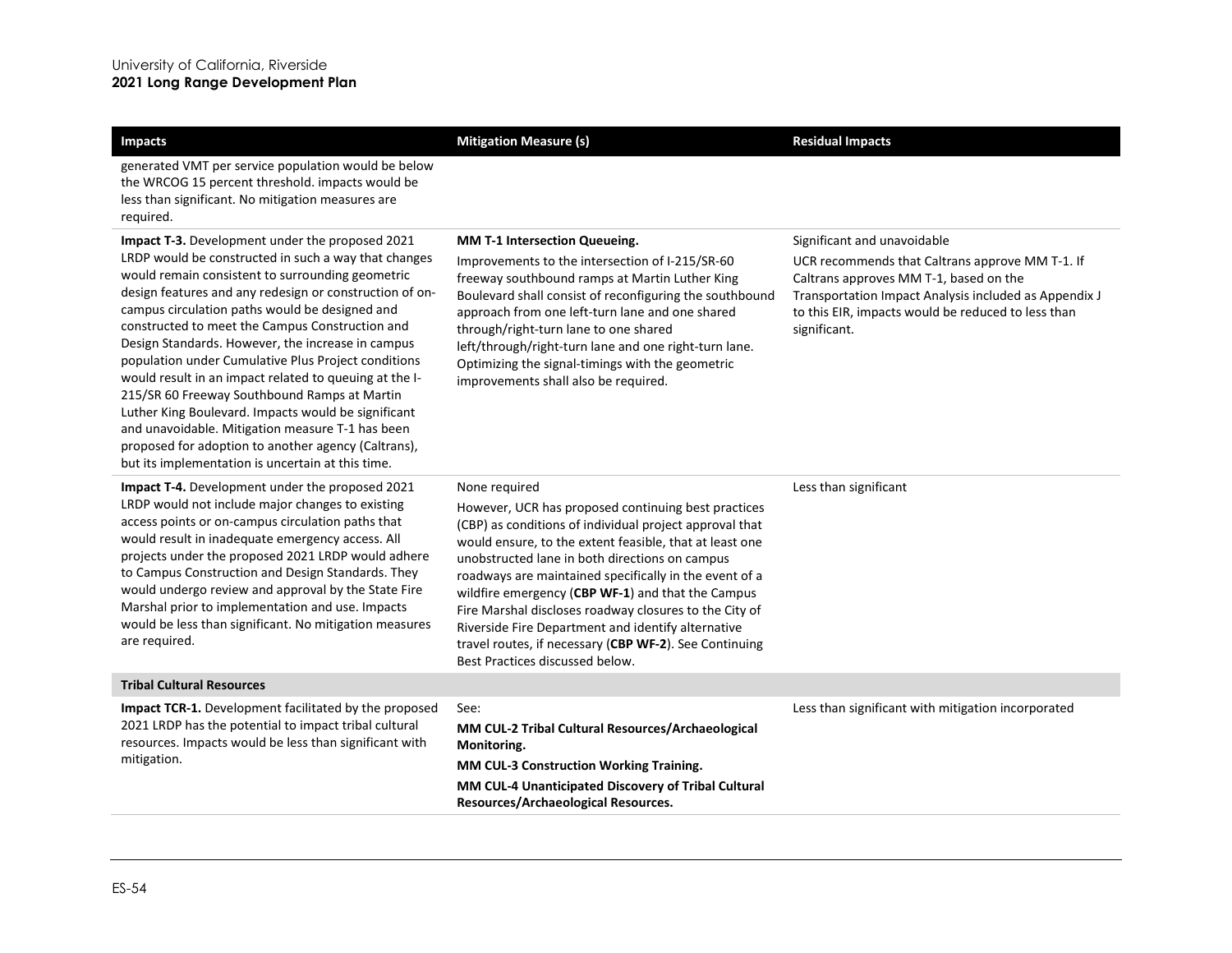| Impacts | Mitigation Measure (s) | Residual Impacts |
|---|---|---|
| generated VMT per service population would be below the WRCOG 15 percent threshold. impacts would be less than significant. No mitigation measures are required. | | |
| **Impact T-3.** Development under the proposed 2021 LRDP would be constructed in such a way that changes would remain consistent to surrounding geometric design features and any redesign or construction of on-campus circulation paths would be designed and constructed to meet the Campus Construction and Design Standards. However, the increase in campus population under Cumulative Plus Project conditions would result in an impact related to queuing at the I-215/SR 60 Freeway Southbound Ramps at Martin Luther King Boulevard. Impacts would be significant and unavoidable. Mitigation measure T-1 has been proposed for adoption to another agency (Caltrans), but its implementation is uncertain at this time. | **MM T-1 Intersection Queueing.**<br>Improvements to the intersection of I-215/SR-60 freeway southbound ramps at Martin Luther King Boulevard shall consist of reconfiguring the southbound approach from one left-turn lane and one shared through/right-turn lane to one shared left/through/right-turn lane and one right-turn lane. Optimizing the signal-timings with the geometric improvements shall also be required. | Significant and unavoidable<br>UCR recommends that Caltrans approve MM T-1. If Caltrans approves MM T-1, based on the Transportation Impact Analysis included as Appendix J to this EIR, impacts would be reduced to less than significant. |
| **Impact T-4.** Development under the proposed 2021 LRDP would not include major changes to existing access points or on-campus circulation paths that would result in inadequate emergency access. All projects under the proposed 2021 LRDP would adhere to Campus Construction and Design Standards. They would undergo review and approval by the State Fire Marshal prior to implementation and use. Impacts would be less than significant. No mitigation measures are required. | None required<br>However, UCR has proposed continuing best practices (CBP) as conditions of individual project approval that would ensure, to the extent feasible, that at least one unobstructed lane in both directions on campus roadways are maintained specifically in the event of a wildfire emergency (**CBP WF-1**) and that the Campus Fire Marshal discloses roadway closures to the City of Riverside Fire Department and identify alternative travel routes, if necessary (**CBP WF-2**). See Continuing Best Practices discussed below. | Less than significant |
| **Tribal Cultural Resources** | | |
| **Impact TCR-1.** Development facilitated by the proposed 2021 LRDP has the potential to impact tribal cultural resources. Impacts would be less than significant with mitigation. | See:<br>**MM CUL-2 Tribal Cultural Resources/Archaeological Monitoring.**<br>**MM CUL-3 Construction Working Training.**<br>**MM CUL-4 Unanticipated Discovery of Tribal Cultural Resources/Archaeological Resources.** | Less than significant with mitigation incorporated |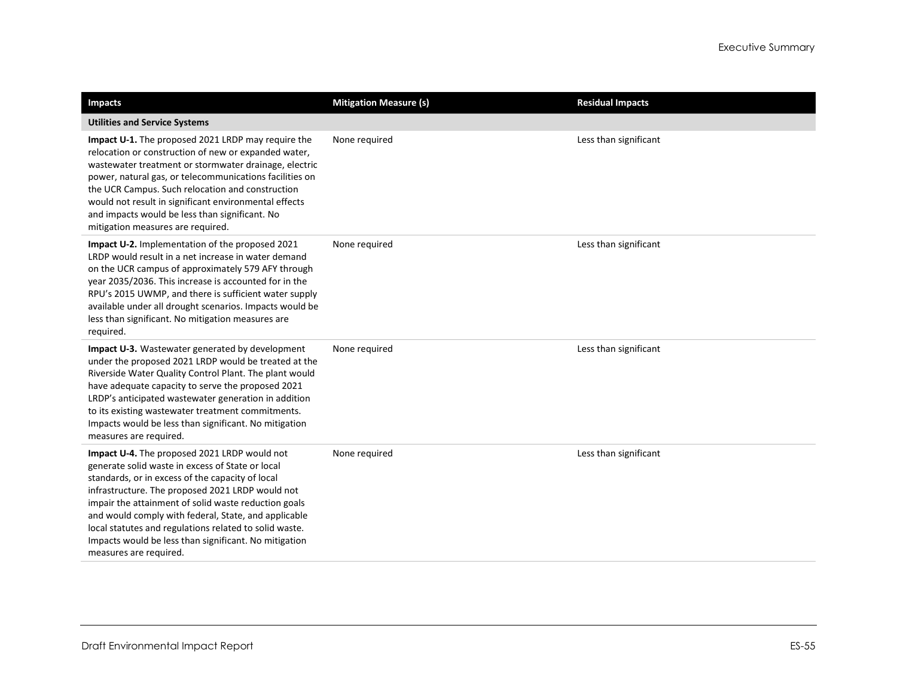| Impacts | Mitigation Measure (s) | Residual Impacts |
|---|---|---|
| **Utilities and Service Systems** | | |
| **Impact U-1.** The proposed 2021 LRDP may require the relocation or construction of new or expanded water, wastewater treatment or stormwater drainage, electric power, natural gas, or telecommunications facilities on the UCR Campus. Such relocation and construction would not result in significant environmental effects and impacts would be less than significant. No mitigation measures are required. | None required | Less than significant |
| **Impact U-2.** Implementation of the proposed 2021 LRDP would result in a net increase in water demand on the UCR campus of approximately 579 AFY through year 2035/2036. This increase is accounted for in the RPU's 2015 UWMP, and there is sufficient water supply available under all drought scenarios. Impacts would be less than significant. No mitigation measures are required. | None required | Less than significant |
| **Impact U-3.** Wastewater generated by development under the proposed 2021 LRDP would be treated at the Riverside Water Quality Control Plant. The plant would have adequate capacity to serve the proposed 2021 LRDP's anticipated wastewater generation in addition to its existing wastewater treatment commitments. Impacts would be less than significant. No mitigation measures are required. | None required | Less than significant |
| **Impact U-4.** The proposed 2021 LRDP would not generate solid waste in excess of State or local standards, or in excess of the capacity of local infrastructure. The proposed 2021 LRDP would not impair the attainment of solid waste reduction goals and would comply with federal, State, and applicable local statutes and regulations related to solid waste. Impacts would be less than significant. No mitigation measures are required. | None required | Less than significant |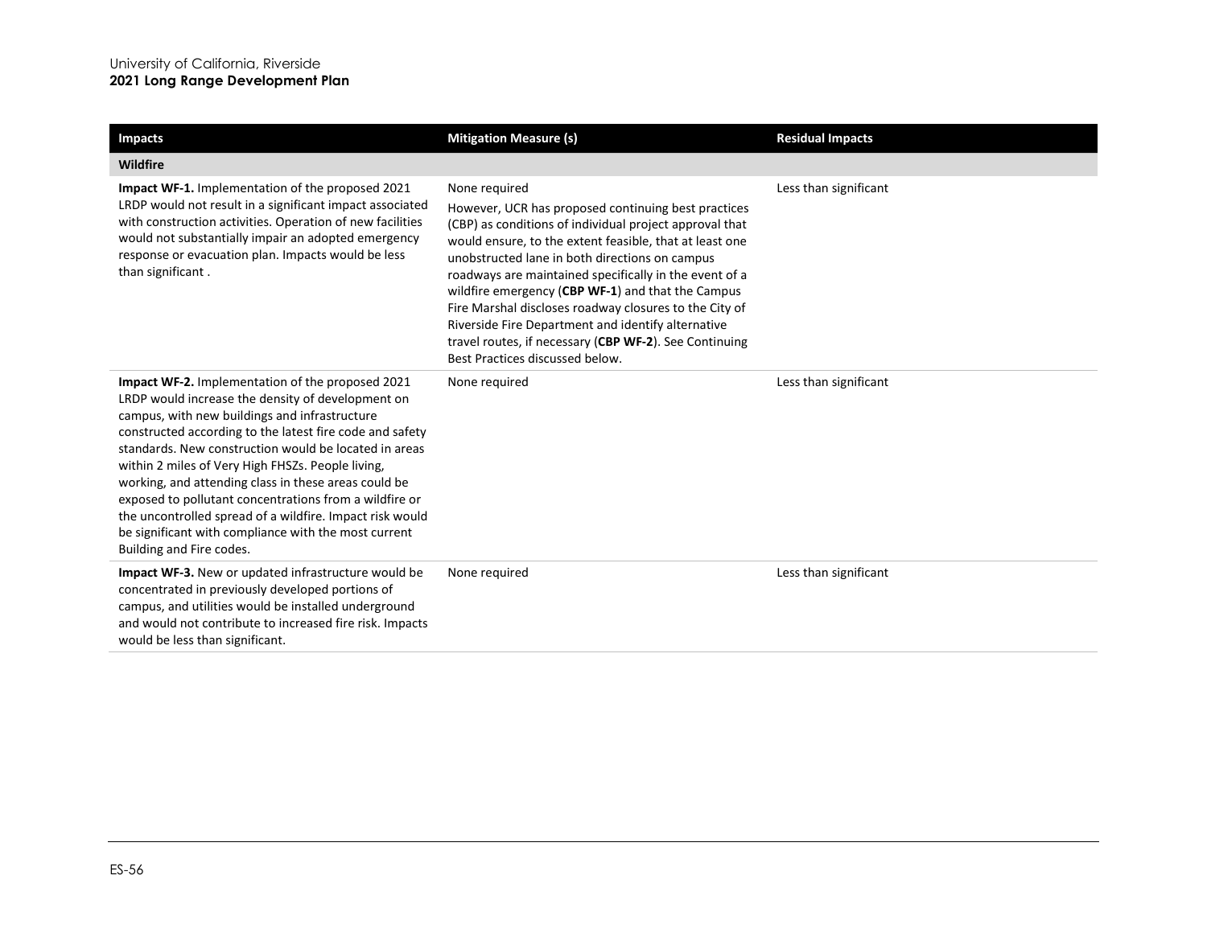| Impacts | Mitigation Measure (s) | Residual Impacts |
|---|---|---|
| **Wildfire** | | |
| **Impact WF-1.** Implementation of the proposed 2021 LRDP would not result in a significant impact associated with construction activities. Operation of new facilities would not substantially impair an adopted emergency response or evacuation plan. Impacts would be less than significant . | None required<br>However, UCR has proposed continuing best practices (CBP) as conditions of individual project approval that would ensure, to the extent feasible, that at least one unobstructed lane in both directions on campus roadways are maintained specifically in the event of a wildfire emergency (**CBP WF-1**) and that the Campus Fire Marshal discloses roadway closures to the City of Riverside Fire Department and identify alternative travel routes, if necessary (**CBP WF-2**). See Continuing Best Practices discussed below. | Less than significant |
| **Impact WF-2.** Implementation of the proposed 2021 LRDP would increase the density of development on campus, with new buildings and infrastructure constructed according to the latest fire code and safety standards. New construction would be located in areas within 2 miles of Very High FHSZs. People living, working, and attending class in these areas could be exposed to pollutant concentrations from a wildfire or the uncontrolled spread of a wildfire. Impact risk would be significant with compliance with the most current Building and Fire codes. | None required | Less than significant |
| **Impact WF-3.** New or updated infrastructure would be concentrated in previously developed portions of campus, and utilities would be installed underground and would not contribute to increased fire risk. Impacts would be less than significant. | None required | Less than significant |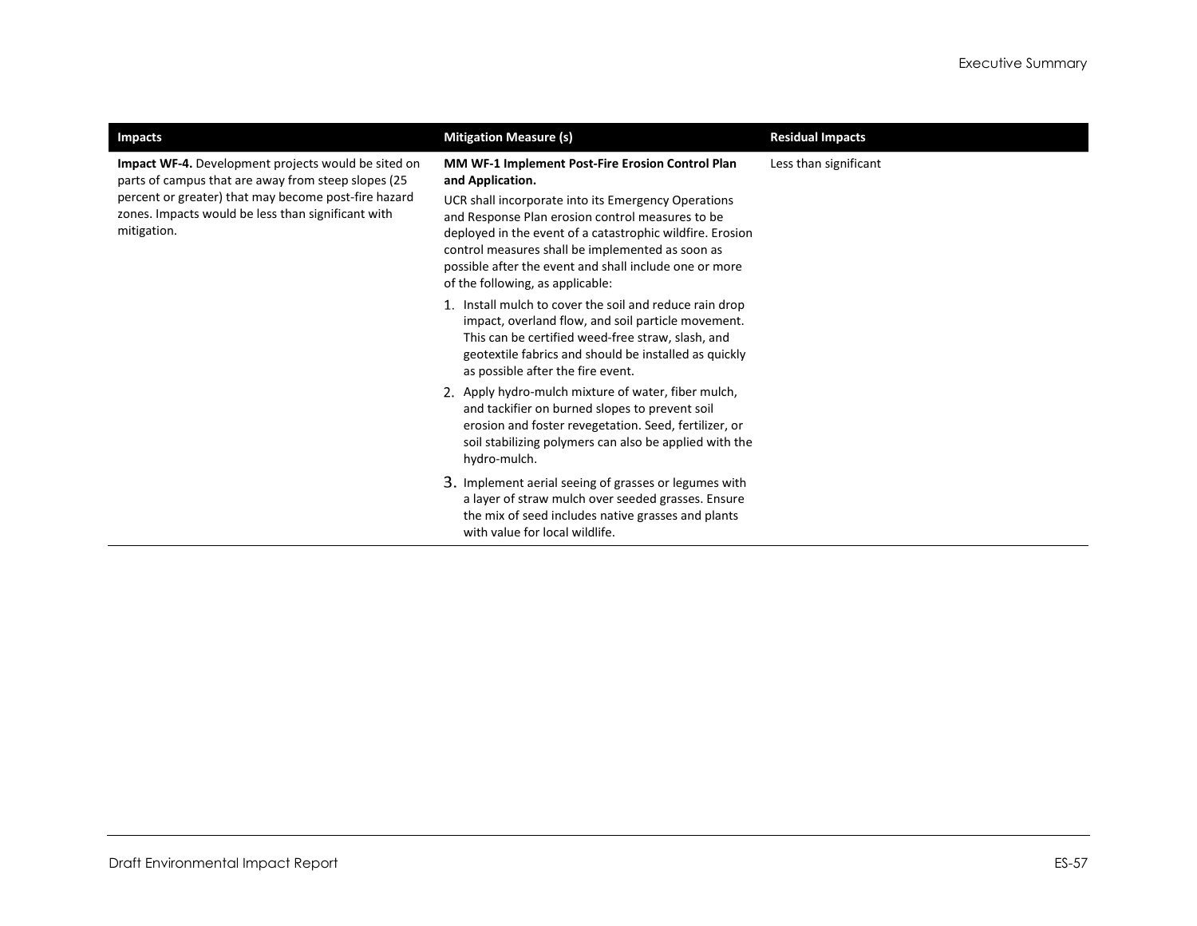| Impacts | Mitigation Measure (s) | Residual Impacts |
|---|---|---|
| **Impact WF-4.** Development projects would be sited on parts of campus that are away from steep slopes (25 percent or greater) that may become post-fire hazard zones. Impacts would be less than significant with mitigation. | **MM WF-1 Implement Post-Fire Erosion Control Plan and Application.**<br>UCR shall incorporate into its Emergency Operations and Response Plan erosion control measures to be deployed in the event of a catastrophic wildfire. Erosion control measures shall be implemented as soon as possible after the event and shall include one or more of the following, as applicable:<br>1. Install mulch to cover the soil and reduce rain drop impact, overland flow, and soil particle movement. This can be certified weed-free straw, slash, and geotextile fabrics and should be installed as quickly as possible after the fire event.<br>2. Apply hydro-mulch mixture of water, fiber mulch, and tackifier on burned slopes to prevent soil erosion and foster revegetation. Seed, fertilizer, or soil stabilizing polymers can also be applied with the hydro-mulch.<br>3. Implement aerial seeing of grasses or legumes with a layer of straw mulch over seeded grasses. Ensure the mix of seed includes native grasses and plants with value for local wildlife. | Less than significant |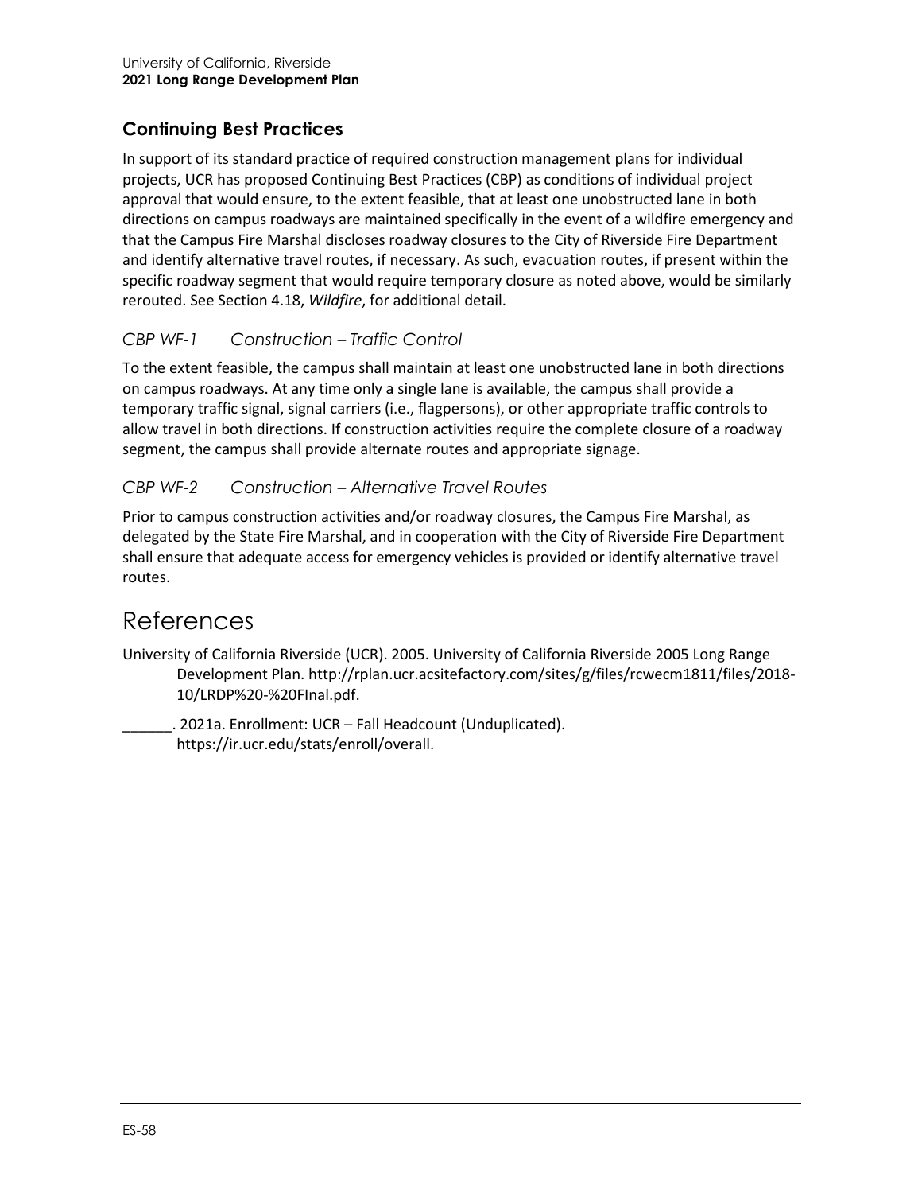### Continuing Best Practices

In support of its standard practice of required construction management plans for individual projects, UCR has proposed Continuing Best Practices (CBP) as conditions of individual project approval that would ensure, to the extent feasible, that at least one unobstructed lane in both directions on campus roadways are maintained specifically in the event of a wildfire emergency and that the Campus Fire Marshal discloses roadway closures to the City of Riverside Fire Department and identify alternative travel routes, if necessary. As such, evacuation routes, if present within the specific roadway segment that would require temporary closure as noted above, would be similarly rerouted. See Section 4.18, *Wildfire*, for additional detail.

#### *CBP WF-1 Construction – Traffic Control*

To the extent feasible, the campus shall maintain at least one unobstructed lane in both directions on campus roadways. At any time only a single lane is available, the campus shall provide a temporary traffic signal, signal carriers (i.e., flagpersons), or other appropriate traffic controls to allow travel in both directions. If construction activities require the complete closure of a roadway segment, the campus shall provide alternate routes and appropriate signage.

#### *CBP WF-2 Construction – Alternative Travel Routes*

Prior to campus construction activities and/or roadway closures, the Campus Fire Marshal, as delegated by the State Fire Marshal, and in cooperation with the City of Riverside Fire Department shall ensure that adequate access for emergency vehicles is provided or identify alternative travel routes.

# References

University of California Riverside (UCR). 2005. University of California Riverside 2005 Long Range Development Plan. http://rplan.ucr.acsitefactory.com/sites/g/files/rcwecm1811/files/2018-10/LRDP%20-%20FInal.pdf.

______. 2021a. Enrollment: UCR – Fall Headcount (Unduplicated). https://ir.ucr.edu/stats/enroll/overall.